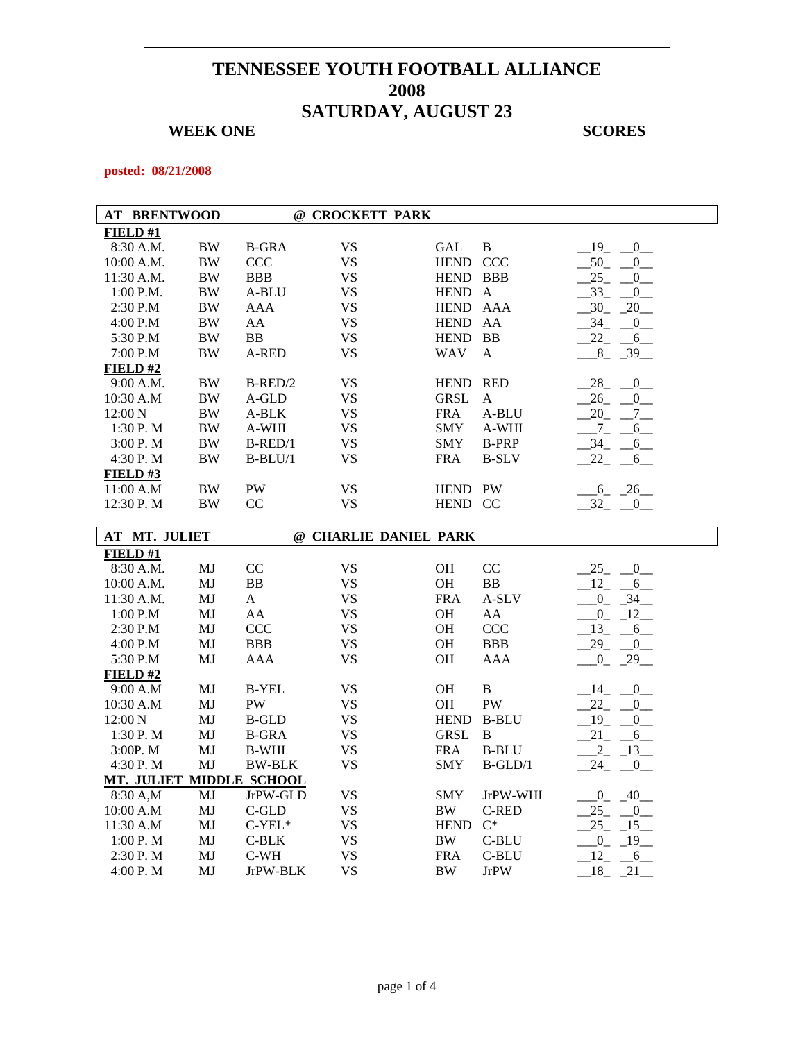# TENNESSEE YOUTH FOOTBALL ALLIANCE
# 2008
# SATURDAY, AUGUST 23

**WEEK ONE** **SCORES**

**posted: 08/21/2008**

| AT BRENTWOOD | | | @ CROCKETT PARK | | | |
|---|---|---|---|---|---|---|
| **FIELD #1** | | | | | | |
| 8:30 A.M. | BW | B-GRA | VS | GAL | B | 19 0 |
| 10:00 A.M. | BW | CCC | VS | HEND | CCC | 50 0 |
| 11:30 A.M. | BW | BBB | VS | HEND | BBB | 25 0 |
| 1:00 P.M. | BW | A-BLU | VS | HEND | A | 33 0 |
| 2:30 P.M | BW | AAA | VS | HEND | AAA | 30 20 |
| 4:00 P.M | BW | AA | VS | HEND | AA | 34 0 |
| 5:30 P.M | BW | BB | VS | HEND | BB | 22 6 |
| 7:00 P.M | BW | A-RED | VS | WAV | A | 8 39 |
| **FIELD #2** | | | | | | |
| 9:00 A.M. | BW | B-RED/2 | VS | HEND | RED | 28 0 |
| 10:30 A.M | BW | A-GLD | VS | GRSL | A | 26 0 |
| 12:00 N | BW | A-BLK | VS | FRA | A-BLU | 20 7 |
| 1:30 P. M | BW | A-WHI | VS | SMY | A-WHI | 7 6 |
| 3:00 P. M | BW | B-RED/1 | VS | SMY | B-PRP | 34 6 |
| 4:30 P. M | BW | B-BLU/1 | VS | FRA | B-SLV | 22 6 |
| **FIELD #3** | | | | | | |
| 11:00 A.M | BW | PW | VS | HEND | PW | 6 26 |
| 12:30 P. M | BW | CC | VS | HEND | CC | 32 0 |

| AT MT. JULIET | | | @ CHARLIE DANIEL PARK | | | |
|---|---|---|---|---|---|---|
| **FIELD #1** | | | | | | |
| 8:30 A.M. | MJ | CC | VS | OH | CC | 25 0 |
| 10:00 A.M. | MJ | BB | VS | OH | BB | 12 6 |
| 11:30 A.M. | MJ | A | VS | FRA | A-SLV | 0 34 |
| 1:00 P.M | MJ | AA | VS | OH | AA | 0 12 |
| 2:30 P.M | MJ | CCC | VS | OH | CCC | 13 6 |
| 4:00 P.M | MJ | BBB | VS | OH | BBB | 29 0 |
| 5:30 P.M | MJ | AAA | VS | OH | AAA | 0 29 |
| **FIELD #2** | | | | | | |
| 9:00 A.M | MJ | B-YEL | VS | OH | B | 14 0 |
| 10:30 A.M | MJ | PW | VS | OH | PW | 22 0 |
| 12:00 N | MJ | B-GLD | VS | HEND | B-BLU | 19 0 |
| 1:30 P. M | MJ | B-GRA | VS | GRSL | B | 21 6 |
| 3:00P. M | MJ | B-WHI | VS | FRA | B-BLU | 2 13 |
| 4:30 P. M | MJ | BW-BLK | VS | SMY | B-GLD/1 | 24 0 |
| **MT. JULIET MIDDLE SCHOOL** | | | | | | |
| 8:30 A,M | MJ | JrPW-GLD | VS | SMY | JrPW-WHI | 0 40 |
| 10:00 A.M | MJ | C-GLD | VS | BW | C-RED | 25 0 |
| 11:30 A.M | MJ | C-YEL* | VS | HEND | C* | 25 15 |
| 1:00 P. M | MJ | C-BLK | VS | BW | C-BLU | 0 19 |
| 2:30 P. M | MJ | C-WH | VS | FRA | C-BLU | 12 6 |
| 4:00 P. M | MJ | JrPW-BLK | VS | BW | JrPW | 18 21 |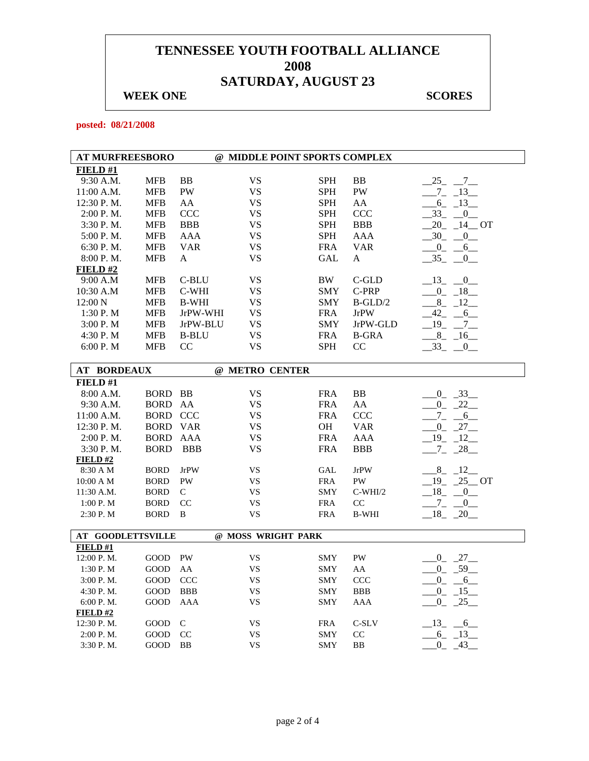# TENNESSEE YOUTH FOOTBALL ALLIANCE
# 2008
# SATURDAY, AUGUST 23

**WEEK ONE** **SCORES**

**posted: 08/21/2008**

| AT MURFREESBORO | | | @ MIDDLE POINT SPORTS COMPLEX | | | |
|---|---|---|---|---|---|---|
| **FIELD #1** | | | | | | |
| 9:30 A.M. | MFB | BB | VS | SPH | BB | 25 7 |
| 11:00 A.M. | MFB | PW | VS | SPH | PW | 7 13 |
| 12:30 P. M. | MFB | AA | VS | SPH | AA | 6 13 |
| 2:00 P. M. | MFB | CCC | VS | SPH | CCC | 33 0 |
| 3:30 P. M. | MFB | BBB | VS | SPH | BBB | 20 14 OT |
| 5:00 P. M. | MFB | AAA | VS | SPH | AAA | 30 0 |
| 6:30 P. M. | MFB | VAR | VS | FRA | VAR | 0 6 |
| 8:00 P. M. | MFB | A | VS | GAL | A | 35 0 |
| **FIELD #2** | | | | | | |
| 9:00 A.M | MFB | C-BLU | VS | BW | C-GLD | 13 0 |
| 10:30 A.M | MFB | C-WHI | VS | SMY | C-PRP | 0 18 |
| 12:00 N | MFB | B-WHI | VS | SMY | B-GLD/2 | 8 12 |
| 1:30 P. M | MFB | JrPW-WHI | VS | FRA | JrPW | 42 6 |
| 3:00 P. M | MFB | JrPW-BLU | VS | SMY | JrPW-GLD | 19 7 |
| 4:30 P. M | MFB | B-BLU | VS | FRA | B-GRA | 8 16 |
| 6:00 P. M | MFB | CC | VS | SPH | CC | 33 0 |

| AT BORDEAUX | | | @ METRO CENTER | | | |
|---|---|---|---|---|---|---|
| **FIELD #1** | | | | | | |
| 8:00 A.M. | BORD | BB | VS | FRA | BB | 0 33 |
| 9:30 A.M. | BORD | AA | VS | FRA | AA | 0 22 |
| 11:00 A.M. | BORD | CCC | VS | FRA | CCC | 7 6 |
| 12:30 P. M. | BORD | VAR | VS | OH | VAR | 0 27 |
| 2:00 P. M. | BORD | AAA | VS | FRA | AAA | 19 12 |
| 3:30 P. M. | BORD | BBB | VS | FRA | BBB | 7 28 |
| **FIELD #2** | | | | | | |
| 8:30 A M | BORD | JrPW | VS | GAL | JrPW | 8 12 |
| 10:00 A M | BORD | PW | VS | FRA | PW | 19 25 OT |
| 11:30 A.M. | BORD | C | VS | SMY | C-WHI/2 | 18 0 |
| 1:00 P. M | BORD | CC | VS | FRA | CC | 7 0 |
| 2:30 P. M | BORD | B | VS | FRA | B-WHI | 18 20 |

| AT GOODLETTSVILLE | | | @ MOSS WRIGHT PARK | | | |
|---|---|---|---|---|---|---|
| **FIELD #1** | | | | | | |
| 12:00 P. M. | GOOD | PW | VS | SMY | PW | 0 27 |
| 1:30 P. M | GOOD | AA | VS | SMY | AA | 0 59 |
| 3:00 P. M. | GOOD | CCC | VS | SMY | CCC | 0 6 |
| 4:30 P. M. | GOOD | BBB | VS | SMY | BBB | 0 15 |
| 6:00 P. M. | GOOD | AAA | VS | SMY | AAA | 0 25 |
| **FIELD #2** | | | | | | |
| 12:30 P. M. | GOOD | C | VS | FRA | C-SLV | 13 6 |
| 2:00 P. M. | GOOD | CC | VS | SMY | CC | 6 13 |
| 3:30 P. M. | GOOD | BB | VS | SMY | BB | 0 43 |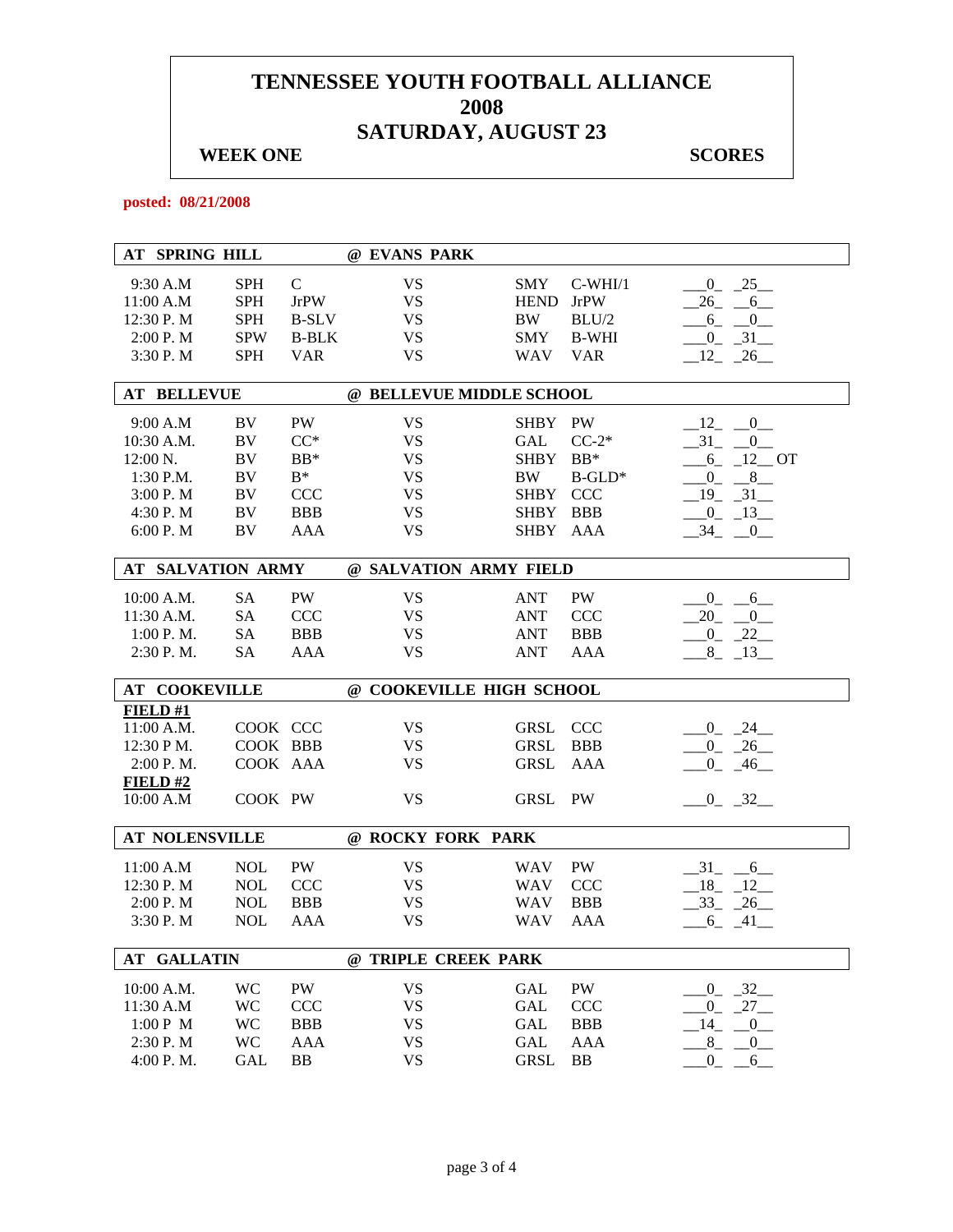# TENNESSEE YOUTH FOOTBALL ALLIANCE
# 2008
# SATURDAY, AUGUST 23

**WEEK ONE** **SCORES**

**posted: 08/21/2008**

| **AT SPRING HILL** | | | **@ EVANS PARK** | | | |
|---|---|---|---|---|---|---|
| 9:30 A.M | SPH | C | VS | SMY | C-WHI/1 | 0 25 |
| 11:00 A.M | SPH | JrPW | VS | HEND | JrPW | 26 6 |
| 12:30 P. M | SPH | B-SLV | VS | BW | BLU/2 | 6 0 |
| 2:00 P. M | SPW | B-BLK | VS | SMY | B-WHI | 0 31 |
| 3:30 P. M | SPH | VAR | VS | WAV | VAR | 12 26 |

| **AT BELLEVUE** | | | **@ BELLEVUE MIDDLE SCHOOL** | | | |
|---|---|---|---|---|---|---|
| 9:00 A.M | BV | PW | VS | SHBY | PW | 12 0 |
| 10:30 A.M. | BV | CC* | VS | GAL | CC-2* | 31 0 |
| 12:00 N. | BV | BB* | VS | SHBY | BB* | 6 12 OT |
| 1:30 P.M. | BV | B* | VS | BW | B-GLD* | 0 8 |
| 3:00 P. M | BV | CCC | VS | SHBY | CCC | 19 31 |
| 4:30 P. M | BV | BBB | VS | SHBY | BBB | 0 13 |
| 6:00 P. M | BV | AAA | VS | SHBY | AAA | 34 0 |

| **AT SALVATION ARMY** | | | **@ SALVATION ARMY FIELD** | | | |
|---|---|---|---|---|---|---|
| 10:00 A.M. | SA | PW | VS | ANT | PW | 0 6 |
| 11:30 A.M. | SA | CCC | VS | ANT | CCC | 20 0 |
| 1:00 P. M. | SA | BBB | VS | ANT | BBB | 0 22 |
| 2:30 P. M. | SA | AAA | VS | ANT | AAA | 8 13 |

| **AT COOKEVILLE** | | | **@ COOKEVILLE HIGH SCHOOL** | | | |
|---|---|---|---|---|---|---|
| **FIELD #1** | | | | | | |
| 11:00 A.M. | COOK | CCC | VS | GRSL | CCC | 0 24 |
| 12:30 P M. | COOK | BBB | VS | GRSL | BBB | 0 26 |
| 2:00 P. M. | COOK | AAA | VS | GRSL | AAA | 0 46 |
| **FIELD #2** | | | | | | |
| 10:00 A.M | COOK | PW | VS | GRSL | PW | 0 32 |

| **AT NOLENSVILLE** | | | **@ ROCKY FORK PARK** | | | |
|---|---|---|---|---|---|---|
| 11:00 A.M | NOL | PW | VS | WAV | PW | 31 6 |
| 12:30 P. M | NOL | CCC | VS | WAV | CCC | 18 12 |
| 2:00 P. M | NOL | BBB | VS | WAV | BBB | 33 26 |
| 3:30 P. M | NOL | AAA | VS | WAV | AAA | 6 41 |

| **AT GALLATIN** | | | **@ TRIPLE CREEK PARK** | | | |
|---|---|---|---|---|---|---|
| 10:00 A.M. | WC | PW | VS | GAL | PW | 0 32 |
| 11:30 A.M | WC | CCC | VS | GAL | CCC | 0 27 |
| 1:00 P M | WC | BBB | VS | GAL | BBB | 14 0 |
| 2:30 P. M | WC | AAA | VS | GAL | AAA | 8 0 |
| 4:00 P. M. | GAL | BB | VS | GRSL | BB | 0 6 |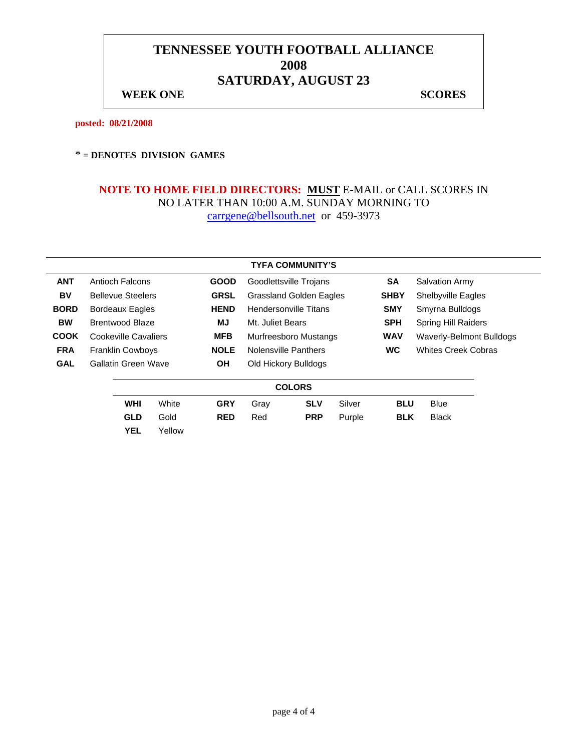# TENNESSEE YOUTH FOOTBALL ALLIANCE
# 2008
# SATURDAY, AUGUST 23

**WEEK ONE** **SCORES**

**posted: 08/21/2008**

**\* = DENOTES DIVISION GAMES**

**NOTE TO HOME FIELD DIRECTORS:** **MUST** E-MAIL or CALL SCORES IN NO LATER THAN 10:00 A.M. SUNDAY MORNING TO carrgene@bellsouth.net or 459-3973

| TYFA COMMUNITY'S | | | | | |
|---|---|---|---|---|---|
| **ANT** | Antioch Falcons | **GOOD** | Goodlettsville Trojans | **SA** | Salvation Army |
| **BV** | Bellevue Steelers | **GRSL** | Grassland Golden Eagles | **SHBY** | Shelbyville Eagles |
| **BORD** | Bordeaux Eagles | **HEND** | Hendersonville Titans | **SMY** | Smyrna Bulldogs |
| **BW** | Brentwood Blaze | **MJ** | Mt. Juliet Bears | **SPH** | Spring Hill Raiders |
| **COOK** | Cookeville Cavaliers | **MFB** | Murfreesboro Mustangs | **WAV** | Waverly-Belmont Bulldogs |
| **FRA** | Franklin Cowboys | **NOLE** | Nolensville Panthers | **WC** | Whites Creek Cobras |
| **GAL** | Gallatin Green Wave | **OH** | Old Hickory Bulldogs | | |

| COLORS | | | | | | | |
|---|---|---|---|---|---|---|---|
| **WHI** | White | **GRY** | Gray | **SLV** | Silver | **BLU** | Blue |
| **GLD** | Gold | **RED** | Red | **PRP** | Purple | **BLK** | Black |
| **YEL** | Yellow | | | | | | |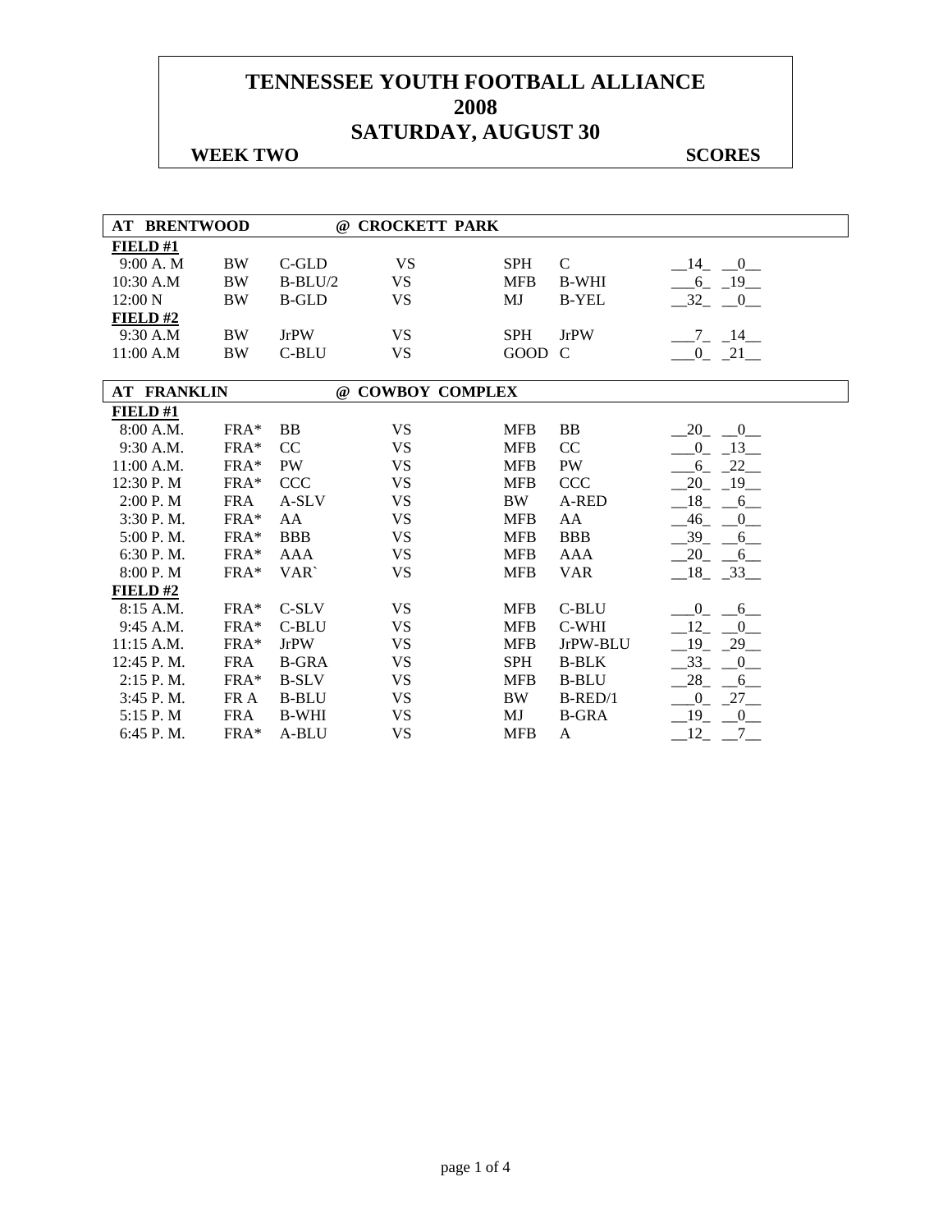# TENNESSEE YOUTH FOOTBALL ALLIANCE
# 2008
# SATURDAY, AUGUST 30

**WEEK TWO** **SCORES**

| **AT BRENTWOOD** | | | **@ CROCKETT PARK** | | | |
|---|---|---|---|---|---|---|
| **FIELD #1** | | | | | | |
| 9:00 A. M | BW | C-GLD | VS | SPH | C | __14_ __0__ |
| 10:30 A.M | BW | B-BLU/2 | VS | MFB | B-WHI | ___6_ _19__ |
| 12:00 N | BW | B-GLD | VS | MJ | B-YEL | __32_ __0__ |
| **FIELD #2** | | | | | | |
| 9:30 A.M | BW | JrPW | VS | SPH | JrPW | ___7_ _14__ |
| 11:00 A.M | BW | C-BLU | VS | GOOD | C | ___0_ _21__ |

| **AT FRANKLIN** | | | **@ COWBOY COMPLEX** | | | |
|---|---|---|---|---|---|---|
| **FIELD #1** | | | | | | |
| 8:00 A.M. | FRA* | BB | VS | MFB | BB | __20_ __0__ |
| 9:30 A.M. | FRA* | CC | VS | MFB | CC | ___0_ _13__ |
| 11:00 A.M. | FRA* | PW | VS | MFB | PW | ___6_ _22__ |
| 12:30 P. M | FRA* | CCC | VS | MFB | CCC | __20_ _19__ |
| 2:00 P. M | FRA | A-SLV | VS | BW | A-RED | __18_ __6__ |
| 3:30 P. M. | FRA* | AA | VS | MFB | AA | __46_ __0__ |
| 5:00 P. M. | FRA* | BBB | VS | MFB | BBB | __39_ __6__ |
| 6:30 P. M. | FRA* | AAA | VS | MFB | AAA | __20_ __6__ |
| 8:00 P. M | FRA* | VAR` | VS | MFB | VAR | __18_ _33__ |
| **FIELD #2** | | | | | | |
| 8:15 A.M. | FRA* | C-SLV | VS | MFB | C-BLU | ___0_ __6__ |
| 9:45 A.M. | FRA* | C-BLU | VS | MFB | C-WHI | __12_ __0__ |
| 11:15 A.M. | FRA* | JrPW | VS | MFB | JrPW-BLU | __19_ _29__ |
| 12:45 P. M. | FRA | B-GRA | VS | SPH | B-BLK | __33_ __0__ |
| 2:15 P. M. | FRA* | B-SLV | VS | MFB | B-BLU | __28_ __6__ |
| 3:45 P. M. | FR A | B-BLU | VS | BW | B-RED/1 | ___0_ _27__ |
| 5:15 P. M | FRA | B-WHI | VS | MJ | B-GRA | __19_ __0__ |
| 6:45 P. M. | FRA* | A-BLU | VS | MFB | A | __12_ __7__ |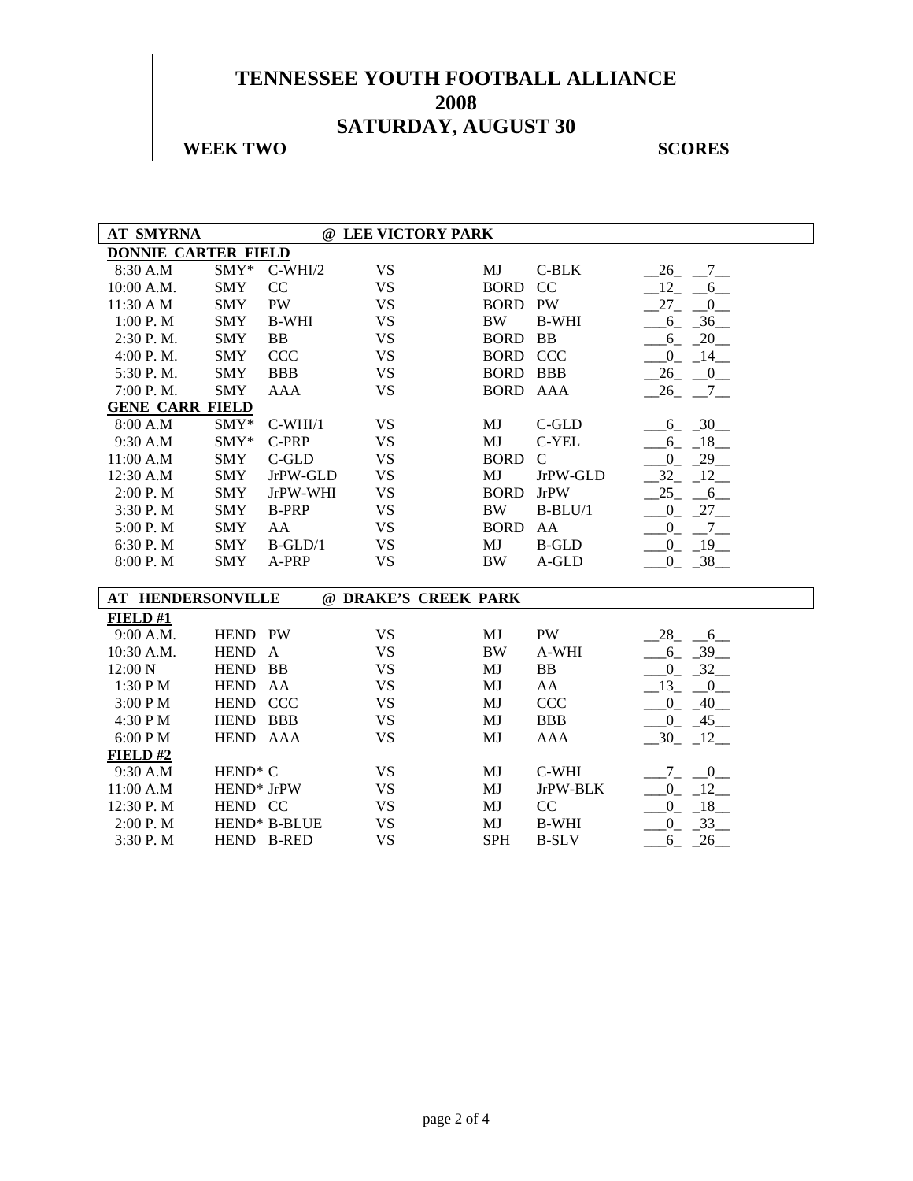# TENNESSEE YOUTH FOOTBALL ALLIANCE
# 2008
# SATURDAY, AUGUST 30

**WEEK TWO** **SCORES**

| **AT SMYRNA** | | | **@ LEE VICTORY PARK** | | | |
|---|---|---|---|---|---|---|
| **DONNIE CARTER FIELD** | | | | | | |
| 8:30 A.M | SMY* | C-WHI/2 | VS | MJ | C-BLK | 26 7 |
| 10:00 A.M. | SMY | CC | VS | BORD | CC | 12 6 |
| 11:30 A M | SMY | PW | VS | BORD | PW | 27 0 |
| 1:00 P. M | SMY | B-WHI | VS | BW | B-WHI | 6 36 |
| 2:30 P. M. | SMY | BB | VS | BORD | BB | 6 20 |
| 4:00 P. M. | SMY | CCC | VS | BORD | CCC | 0 14 |
| 5:30 P. M. | SMY | BBB | VS | BORD | BBB | 26 0 |
| 7:00 P. M. | SMY | AAA | VS | BORD | AAA | 26 7 |
| **GENE CARR FIELD** | | | | | | |
| 8:00 A.M | SMY* | C-WHI/1 | VS | MJ | C-GLD | 6 30 |
| 9:30 A.M | SMY* | C-PRP | VS | MJ | C-YEL | 6 18 |
| 11:00 A.M | SMY | C-GLD | VS | BORD | C | 0 29 |
| 12:30 A.M | SMY | JrPW-GLD | VS | MJ | JrPW-GLD | 32 12 |
| 2:00 P. M | SMY | JrPW-WHI | VS | BORD | JrPW | 25 6 |
| 3:30 P. M | SMY | B-PRP | VS | BW | B-BLU/1 | 0 27 |
| 5:00 P. M | SMY | AA | VS | BORD | AA | 0 7 |
| 6:30 P. M | SMY | B-GLD/1 | VS | MJ | B-GLD | 0 19 |
| 8:00 P. M | SMY | A-PRP | VS | BW | A-GLD | 0 38 |

| **AT HENDERSONVILLE** | | | **@ DRAKE'S CREEK PARK** | | | |
|---|---|---|---|---|---|---|
| **FIELD #1** | | | | | | |
| 9:00 A.M. | HEND | PW | VS | MJ | PW | 28 6 |
| 10:30 A.M. | HEND | A | VS | BW | A-WHI | 6 39 |
| 12:00 N | HEND | BB | VS | MJ | BB | 0 32 |
| 1:30 P M | HEND | AA | VS | MJ | AA | 13 0 |
| 3:00 P M | HEND | CCC | VS | MJ | CCC | 0 40 |
| 4:30 P M | HEND | BBB | VS | MJ | BBB | 0 45 |
| 6:00 P M | HEND | AAA | VS | MJ | AAA | 30 12 |
| **FIELD #2** | | | | | | |
| 9:30 A.M | HEND* | C | VS | MJ | C-WHI | 7 0 |
| 11:00 A.M | HEND* | JrPW | VS | MJ | JrPW-BLK | 0 12 |
| 12:30 P. M | HEND | CC | VS | MJ | CC | 0 18 |
| 2:00 P. M | HEND* | B-BLUE | VS | MJ | B-WHI | 0 33 |
| 3:30 P. M | HEND | B-RED | VS | SPH | B-SLV | 6 26 |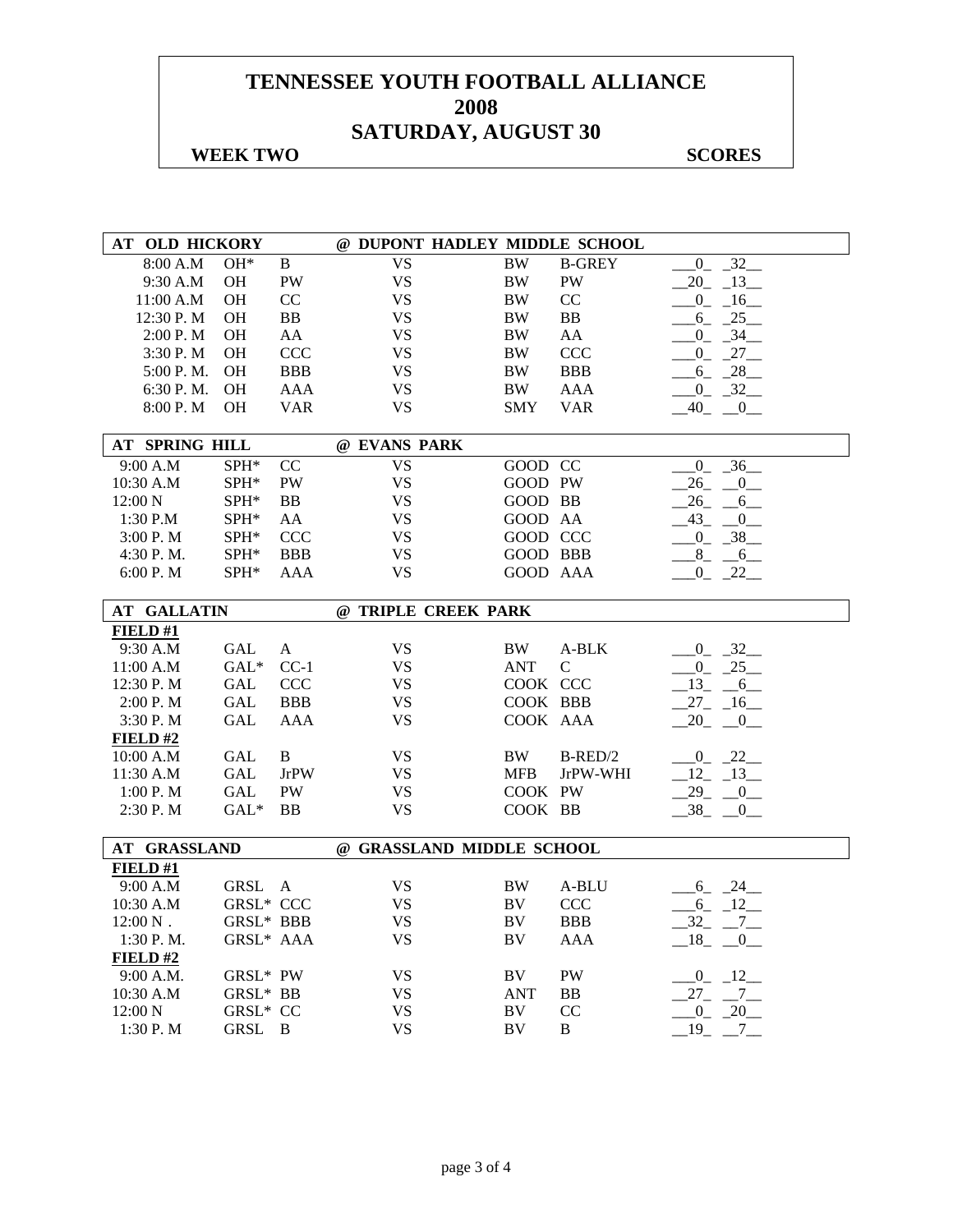# TENNESSEE YOUTH FOOTBALL ALLIANCE
# 2008
# SATURDAY, AUGUST 30

**WEEK TWO** **SCORES**

| AT OLD HICKORY | | | @ DUPONT HADLEY MIDDLE SCHOOL | | | |
|---|---|---|---|---|---|---|
| 8:00 A.M | OH* | B | VS | BW | B-GREY | 0 32 |
| 9:30 A.M | OH | PW | VS | BW | PW | 20 13 |
| 11:00 A.M | OH | CC | VS | BW | CC | 0 16 |
| 12:30 P. M | OH | BB | VS | BW | BB | 6 25 |
| 2:00 P. M | OH | AA | VS | BW | AA | 0 34 |
| 3:30 P. M | OH | CCC | VS | BW | CCC | 0 27 |
| 5:00 P. M. | OH | BBB | VS | BW | BBB | 6 28 |
| 6:30 P. M. | OH | AAA | VS | BW | AAA | 0 32 |
| 8:00 P. M | OH | VAR | VS | SMY | VAR | 40 0 |

| AT SPRING HILL | | | @ EVANS PARK | | | |
|---|---|---|---|---|---|---|
| 9:00 A.M | SPH* | CC | VS | GOOD | CC | 0 36 |
| 10:30 A.M | SPH* | PW | VS | GOOD | PW | 26 0 |
| 12:00 N | SPH* | BB | VS | GOOD | BB | 26 6 |
| 1:30 P.M | SPH* | AA | VS | GOOD | AA | 43 0 |
| 3:00 P. M | SPH* | CCC | VS | GOOD | CCC | 0 38 |
| 4:30 P. M. | SPH* | BBB | VS | GOOD | BBB | 8 6 |
| 6:00 P. M | SPH* | AAA | VS | GOOD | AAA | 0 22 |

| AT GALLATIN | | | @ TRIPLE CREEK PARK | | | |
|---|---|---|---|---|---|---|
| **FIELD #1** | | | | | | |
| 9:30 A.M | GAL | A | VS | BW | A-BLK | 0 32 |
| 11:00 A.M | GAL* | CC-1 | VS | ANT | C | 0 25 |
| 12:30 P. M | GAL | CCC | VS | COOK | CCC | 13 6 |
| 2:00 P. M | GAL | BBB | VS | COOK | BBB | 27 16 |
| 3:30 P. M | GAL | AAA | VS | COOK | AAA | 20 0 |
| **FIELD #2** | | | | | | |
| 10:00 A.M | GAL | B | VS | BW | B-RED/2 | 0 22 |
| 11:30 A.M | GAL | JrPW | VS | MFB | JrPW-WHI | 12 13 |
| 1:00 P. M | GAL | PW | VS | COOK | PW | 29 0 |
| 2:30 P. M | GAL* | BB | VS | COOK | BB | 38 0 |

| AT GRASSLAND | | | @ GRASSLAND MIDDLE SCHOOL | | | |
|---|---|---|---|---|---|---|
| **FIELD #1** | | | | | | |
| 9:00 A.M | GRSL | A | VS | BW | A-BLU | 6 24 |
| 10:30 A.M | GRSL* | CCC | VS | BV | CCC | 6 12 |
| 12:00 N . | GRSL* | BBB | VS | BV | BBB | 32 7 |
| 1:30 P. M. | GRSL* | AAA | VS | BV | AAA | 18 0 |
| **FIELD #2** | | | | | | |
| 9:00 A.M. | GRSL* | PW | VS | BV | PW | 0 12 |
| 10:30 A.M | GRSL* | BB | VS | ANT | BB | 27 7 |
| 12:00 N | GRSL* | CC | VS | BV | CC | 0 20 |
| 1:30 P. M | GRSL | B | VS | BV | B | 19 7 |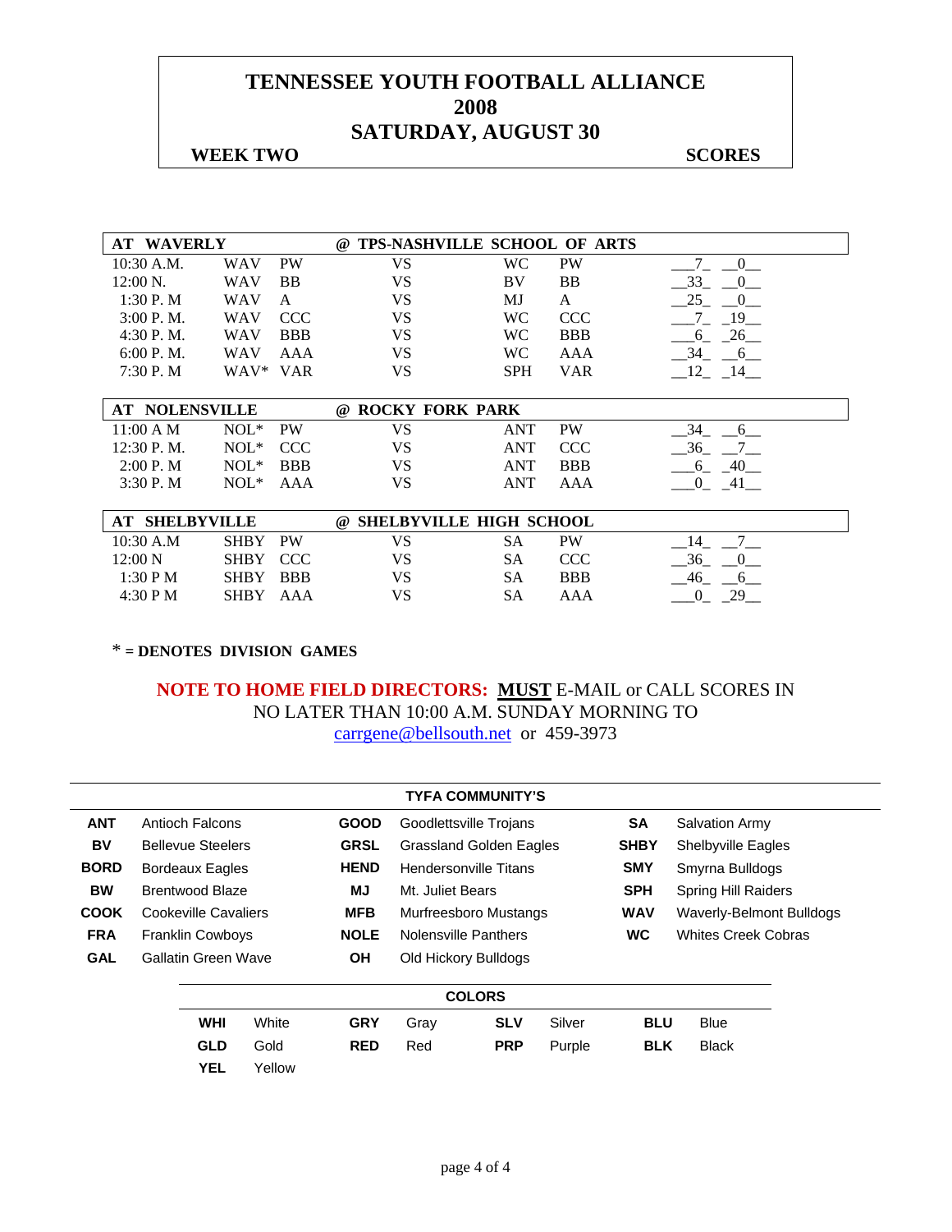# TENNESSEE YOUTH FOOTBALL ALLIANCE
# 2008
# SATURDAY, AUGUST 30

**WEEK TWO** **SCORES**

| AT WAVERLY | | | @ TPS-NASHVILLE SCHOOL OF ARTS | | | | |
|---|---|---|---|---|---|---|---|
| 10:30 A.M. | WAV | PW | VS | WC | PW | 7 | 0 |
| 12:00 N. | WAV | BB | VS | BV | BB | 33 | 0 |
| 1:30 P. M | WAV | A | VS | MJ | A | 25 | 0 |
| 3:00 P. M. | WAV | CCC | VS | WC | CCC | 7 | 19 |
| 4:30 P. M. | WAV | BBB | VS | WC | BBB | 6 | 26 |
| 6:00 P. M. | WAV | AAA | VS | WC | AAA | 34 | 6 |
| 7:30 P. M | WAV* | VAR | VS | SPH | VAR | 12 | 14 |

| AT NOLENSVILLE | | | @ ROCKY FORK PARK | | | | |
|---|---|---|---|---|---|---|---|
| 11:00 A M | NOL* | PW | VS | ANT | PW | 34 | 6 |
| 12:30 P. M. | NOL* | CCC | VS | ANT | CCC | 36 | 7 |
| 2:00 P. M | NOL* | BBB | VS | ANT | BBB | 6 | 40 |
| 3:30 P. M | NOL* | AAA | VS | ANT | AAA | 0 | 41 |

| AT SHELBYVILLE | | | @ SHELBYVILLE HIGH SCHOOL | | | | |
|---|---|---|---|---|---|---|---|
| 10:30 A.M | SHBY | PW | VS | SA | PW | 14 | 7 |
| 12:00 N | SHBY | CCC | VS | SA | CCC | 36 | 0 |
| 1:30 P M | SHBY | BBB | VS | SA | BBB | 46 | 6 |
| 4:30 P M | SHBY | AAA | VS | SA | AAA | 0 | 29 |

* = **DENOTES DIVISION GAMES**

**NOTE TO HOME FIELD DIRECTORS: MUST** E-MAIL or CALL SCORES IN NO LATER THAN 10:00 A.M. SUNDAY MORNING TO carrgene@bellsouth.net or 459-3973

**TYFA COMMUNITY'S**

| | | | | | |
|---|---|---|---|---|---|
| **ANT** | Antioch Falcons | **GOOD** | Goodlettsville Trojans | **SA** | Salvation Army |
| **BV** | Bellevue Steelers | **GRSL** | Grassland Golden Eagles | **SHBY** | Shelbyville Eagles |
| **BORD** | Bordeaux Eagles | **HEND** | Hendersonville Titans | **SMY** | Smyrna Bulldogs |
| **BW** | Brentwood Blaze | **MJ** | Mt. Juliet Bears | **SPH** | Spring Hill Raiders |
| **COOK** | Cookeville Cavaliers | **MFB** | Murfreesboro Mustangs | **WAV** | Waverly-Belmont Bulldogs |
| **FRA** | Franklin Cowboys | **NOLE** | Nolensville Panthers | **WC** | Whites Creek Cobras |
| **GAL** | Gallatin Green Wave | **OH** | Old Hickory Bulldogs | | |

**COLORS**

| | | | | | | | |
|---|---|---|---|---|---|---|---|
| **WHI** | White | **GRY** | Gray | **SLV** | Silver | **BLU** | Blue |
| **GLD** | Gold | **RED** | Red | **PRP** | Purple | **BLK** | Black |
| **YEL** | Yellow | | | | | | |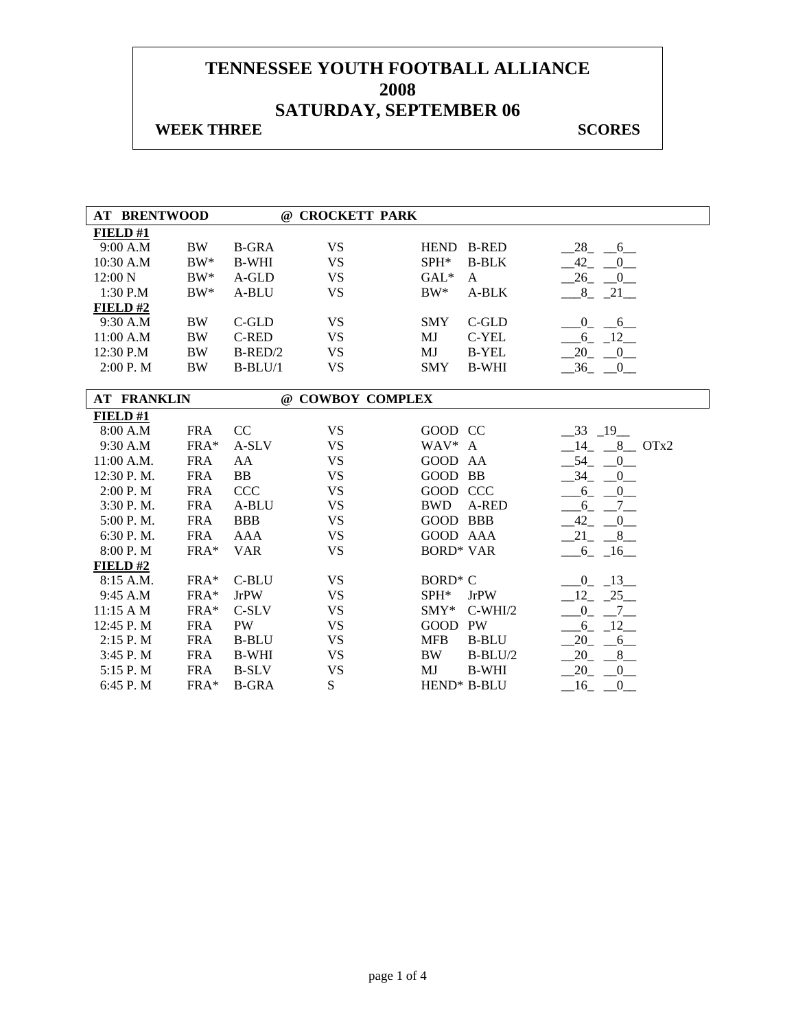# TENNESSEE YOUTH FOOTBALL ALLIANCE
# 2008
# SATURDAY, SEPTEMBER 06

**WEEK THREE** **SCORES**

| AT BRENTWOOD | | | @ CROCKETT PARK | | | |
|---|---|---|---|---|---|---|
| **FIELD #1** | | | | | | |
| 9:00 A.M | BW | B-GRA | VS | HEND | B-RED | 28 6 |
| 10:30 A.M | BW* | B-WHI | VS | SPH* | B-BLK | 42 0 |
| 12:00 N | BW* | A-GLD | VS | GAL* | A | 26 0 |
| 1:30 P.M | BW* | A-BLU | VS | BW* | A-BLK | 8 21 |
| **FIELD #2** | | | | | | |
| 9:30 A.M | BW | C-GLD | VS | SMY | C-GLD | 0 6 |
| 11:00 A.M | BW | C-RED | VS | MJ | C-YEL | 6 12 |
| 12:30 P.M | BW | B-RED/2 | VS | MJ | B-YEL | 20 0 |
| 2:00 P. M | BW | B-BLU/1 | VS | SMY | B-WHI | 36 0 |

| AT FRANKLIN | | | @ COWBOY COMPLEX | | | |
|---|---|---|---|---|---|---|
| **FIELD #1** | | | | | | |
| 8:00 A.M | FRA | CC | VS | GOOD | CC | 33 19 |
| 9:30 A.M | FRA* | A-SLV | VS | WAV* | A | 14 8 OTx2 |
| 11:00 A.M. | FRA | AA | VS | GOOD | AA | 54 0 |
| 12:30 P. M. | FRA | BB | VS | GOOD | BB | 34 0 |
| 2:00 P. M | FRA | CCC | VS | GOOD | CCC | 6 0 |
| 3:30 P. M. | FRA | A-BLU | VS | BWD | A-RED | 6 7 |
| 5:00 P. M. | FRA | BBB | VS | GOOD | BBB | 42 0 |
| 6:30 P. M. | FRA | AAA | VS | GOOD | AAA | 21 8 |
| 8:00 P. M | FRA* | VAR | VS | BORD* | VAR | 6 16 |
| **FIELD #2** | | | | | | |
| 8:15 A.M. | FRA* | C-BLU | VS | BORD* | C | 0 13 |
| 9:45 A.M | FRA* | JrPW | VS | SPH* | JrPW | 12 25 |
| 11:15 A M | FRA* | C-SLV | VS | SMY* | C-WHI/2 | 0 7 |
| 12:45 P. M | FRA | PW | VS | GOOD | PW | 6 12 |
| 2:15 P. M | FRA | B-BLU | VS | MFB | B-BLU | 20 6 |
| 3:45 P. M | FRA | B-WHI | VS | BW | B-BLU/2 | 20 8 |
| 5:15 P. M | FRA | B-SLV | VS | MJ | B-WHI | 20 0 |
| 6:45 P. M | FRA* | B-GRA | S | HEND* | B-BLU | 16 0 |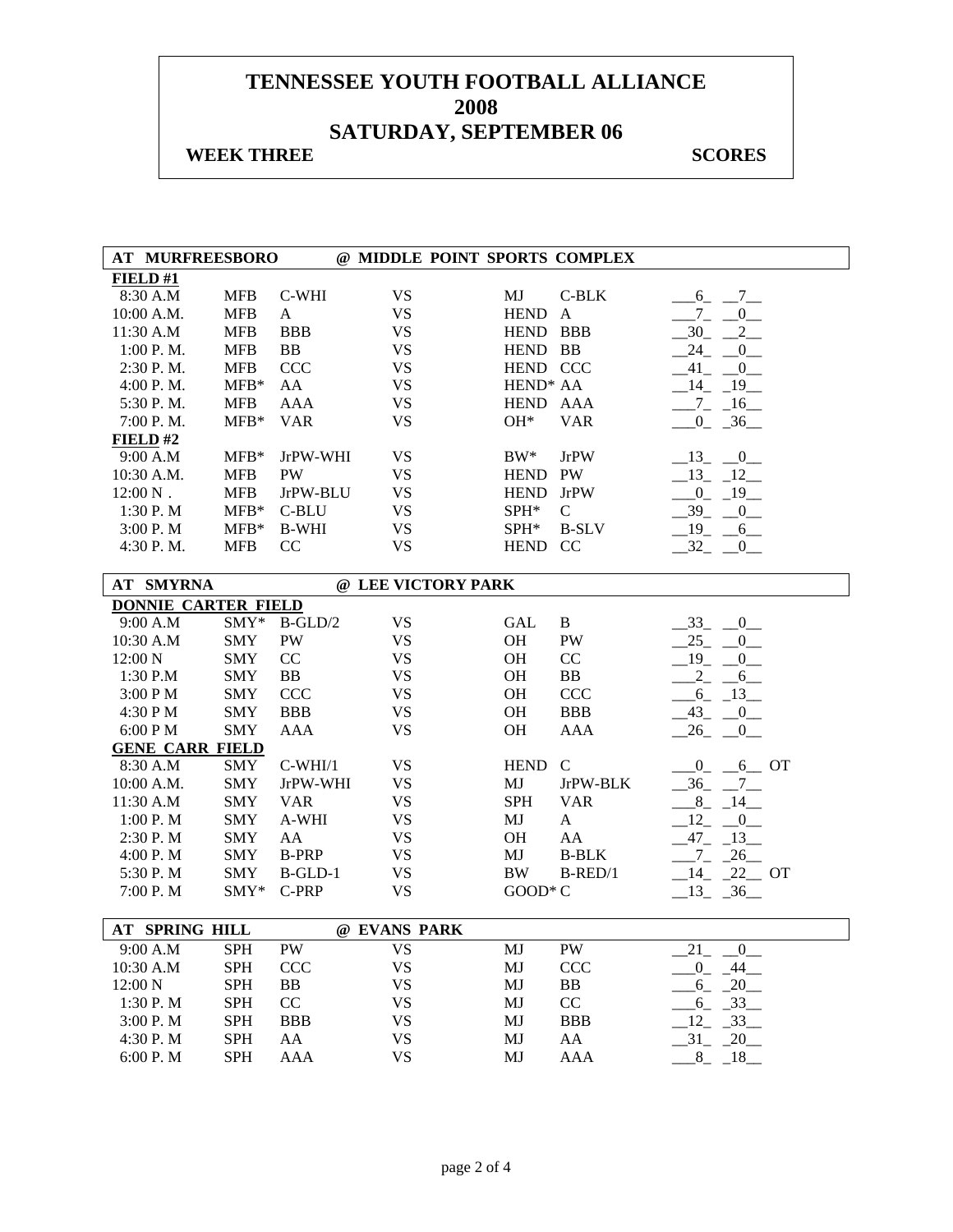# TENNESSEE YOUTH FOOTBALL ALLIANCE
# 2008
# SATURDAY, SEPTEMBER 06

**WEEK THREE** **SCORES**

## AT MURFREESBORO @ MIDDLE POINT SPORTS COMPLEX

**FIELD #1**

| Time | Team | Div | | Team | Div | Score |
|---|---|---|---|---|---|---|
| 8:30 A.M | MFB | C-WHI | VS | MJ | C-BLK | 6 7 |
| 10:00 A.M. | MFB | A | VS | HEND | A | 7 0 |
| 11:30 A.M | MFB | BBB | VS | HEND | BBB | 30 2 |
| 1:00 P. M. | MFB | BB | VS | HEND | BB | 24 0 |
| 2:30 P. M. | MFB | CCC | VS | HEND | CCC | 41 0 |
| 4:00 P. M. | MFB* | AA | VS | HEND* | AA | 14 19 |
| 5:30 P. M. | MFB | AAA | VS | HEND | AAA | 7 16 |
| 7:00 P. M. | MFB* | VAR | VS | OH* | VAR | 0 36 |

**FIELD #2**

| Time | Team | Div | | Team | Div | Score |
|---|---|---|---|---|---|---|
| 9:00 A.M | MFB* | JrPW-WHI | VS | BW* | JrPW | 13 0 |
| 10:30 A.M. | MFB | PW | VS | HEND | PW | 13 12 |
| 12:00 N . | MFB | JrPW-BLU | VS | HEND | JrPW | 0 19 |
| 1:30 P. M | MFB* | C-BLU | VS | SPH* | C | 39 0 |
| 3:00 P. M | MFB* | B-WHI | VS | SPH* | B-SLV | 19 6 |
| 4:30 P. M. | MFB | CC | VS | HEND | CC | 32 0 |

## AT SMYRNA @ LEE VICTORY PARK

**DONNIE CARTER FIELD**

| Time | Team | Div | | Team | Div | Score |
|---|---|---|---|---|---|---|
| 9:00 A.M | SMY* | B-GLD/2 | VS | GAL | B | 33 0 |
| 10:30 A.M | SMY | PW | VS | OH | PW | 25 0 |
| 12:00 N | SMY | CC | VS | OH | CC | 19 0 |
| 1:30 P.M | SMY | BB | VS | OH | BB | 2 6 |
| 3:00 P M | SMY | CCC | VS | OH | CCC | 6 13 |
| 4:30 P M | SMY | BBB | VS | OH | BBB | 43 0 |
| 6:00 P M | SMY | AAA | VS | OH | AAA | 26 0 |

**GENE CARR FIELD**

| Time | Team | Div | | Team | Div | Score |
|---|---|---|---|---|---|---|
| 8:30 A.M | SMY | C-WHI/1 | VS | HEND | C | 0 6 OT |
| 10:00 A.M. | SMY | JrPW-WHI | VS | MJ | JrPW-BLK | 36 7 |
| 11:30 A.M | SMY | VAR | VS | SPH | VAR | 8 14 |
| 1:00 P. M | SMY | A-WHI | VS | MJ | A | 12 0 |
| 2:30 P. M | SMY | AA | VS | OH | AA | 47 13 |
| 4:00 P. M | SMY | B-PRP | VS | MJ | B-BLK | 7 26 |
| 5:30 P. M | SMY | B-GLD-1 | VS | BW | B-RED/1 | 14 22 OT |
| 7:00 P. M | SMY* | C-PRP | VS | GOOD* | C | 13 36 |

## AT SPRING HILL @ EVANS PARK

| Time | Team | Div | | Team | Div | Score |
|---|---|---|---|---|---|---|
| 9:00 A.M | SPH | PW | VS | MJ | PW | 21 0 |
| 10:30 A.M | SPH | CCC | VS | MJ | CCC | 0 44 |
| 12:00 N | SPH | BB | VS | MJ | BB | 6 20 |
| 1:30 P. M | SPH | CC | VS | MJ | CC | 6 33 |
| 3:00 P. M | SPH | BBB | VS | MJ | BBB | 12 33 |
| 4:30 P. M | SPH | AA | VS | MJ | AA | 31 20 |
| 6:00 P. M | SPH | AAA | VS | MJ | AAA | 8 18 |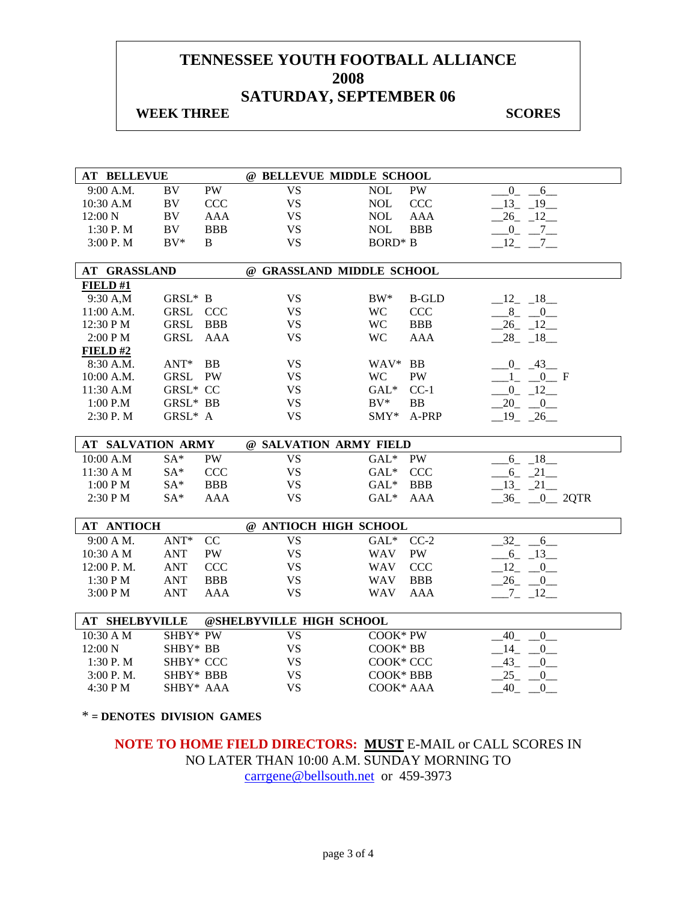# TENNESSEE YOUTH FOOTBALL ALLIANCE
# 2008
# SATURDAY, SEPTEMBER 06

**WEEK THREE** **SCORES**

| AT BELLEVUE | | | @ BELLEVUE MIDDLE SCHOOL | | | |
|---|---|---|---|---|---|---|
| 9:00 A.M. | BV | PW | VS | NOL | PW | 0 6 |
| 10:30 A.M | BV | CCC | VS | NOL | CCC | 13 19 |
| 12:00 N | BV | AAA | VS | NOL | AAA | 26 12 |
| 1:30 P. M | BV | BBB | VS | NOL | BBB | 0 7 |
| 3:00 P. M | BV* | B | VS | BORD* | B | 12 7 |

| AT GRASSLAND | | | @ GRASSLAND MIDDLE SCHOOL | | | |
|---|---|---|---|---|---|---|
| **FIELD #1** | | | | | | |
| 9:30 A,M | GRSL* | B | VS | BW* | B-GLD | 12 18 |
| 11:00 A.M. | GRSL | CCC | VS | WC | CCC | 8 0 |
| 12:30 P M | GRSL | BBB | VS | WC | BBB | 26 12 |
| 2:00 P M | GRSL | AAA | VS | WC | AAA | 28 18 |
| **FIELD #2** | | | | | | |
| 8:30 A.M. | ANT* | BB | VS | WAV* | BB | 0 43 |
| 10:00 A.M. | GRSL | PW | VS | WC | PW | 1 0 F |
| 11:30 A.M | GRSL* | CC | VS | GAL* | CC-1 | 0 12 |
| 1:00 P.M | GRSL* | BB | VS | BV* | BB | 20 0 |
| 2:30 P. M | GRSL* | A | VS | SMY* | A-PRP | 19 26 |

| AT SALVATION ARMY | | | @ SALVATION ARMY FIELD | | | |
|---|---|---|---|---|---|---|
| 10:00 A.M | SA* | PW | VS | GAL* | PW | 6 18 |
| 11:30 A M | SA* | CCC | VS | GAL* | CCC | 6 21 |
| 1:00 P M | SA* | BBB | VS | GAL* | BBB | 13 21 |
| 2:30 P M | SA* | AAA | VS | GAL* | AAA | 36 0 2QTR |

| AT ANTIOCH | | | @ ANTIOCH HIGH SCHOOL | | | |
|---|---|---|---|---|---|---|
| 9:00 A M. | ANT* | CC | VS | GAL* | CC-2 | 32 6 |
| 10:30 A M | ANT | PW | VS | WAV | PW | 6 13 |
| 12:00 P. M. | ANT | CCC | VS | WAV | CCC | 12 0 |
| 1:30 P M | ANT | BBB | VS | WAV | BBB | 26 0 |
| 3:00 P M | ANT | AAA | VS | WAV | AAA | 7 12 |

| AT SHELBYVILLE | | | @SHELBYVILLE HIGH SCHOOL | | | |
|---|---|---|---|---|---|---|
| 10:30 A M | SHBY* | PW | VS | COOK* | PW | 40 0 |
| 12:00 N | SHBY* | BB | VS | COOK* | BB | 14 0 |
| 1:30 P. M | SHBY* | CCC | VS | COOK* | CCC | 43 0 |
| 3:00 P. M. | SHBY* | BBB | VS | COOK* | BBB | 25 0 |
| 4:30 P M | SHBY* | AAA | VS | COOK* | AAA | 40 0 |

* = **DENOTES DIVISION GAMES**

**NOTE TO HOME FIELD DIRECTORS: MUST** E-MAIL or CALL SCORES IN NO LATER THAN 10:00 A.M. SUNDAY MORNING TO carrgene@bellsouth.net or 459-3973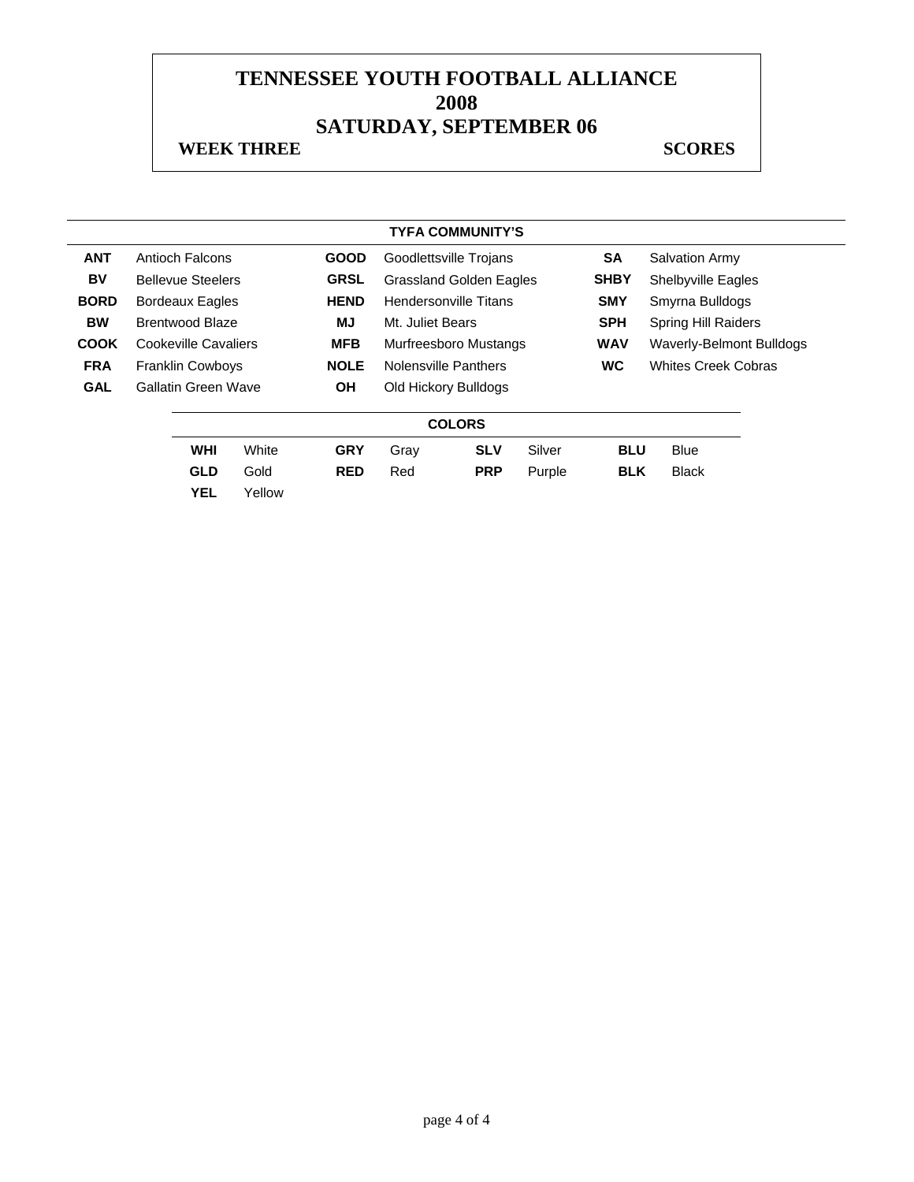# TENNESSEE YOUTH FOOTBALL ALLIANCE
# 2008
# SATURDAY, SEPTEMBER 06

**WEEK THREE** **SCORES**

| TYFA COMMUNITY'S | | | | | |
|---|---|---|---|---|---|
| **ANT** | Antioch Falcons | **GOOD** | Goodlettsville Trojans | **SA** | Salvation Army |
| **BV** | Bellevue Steelers | **GRSL** | Grassland Golden Eagles | **SHBY** | Shelbyville Eagles |
| **BORD** | Bordeaux Eagles | **HEND** | Hendersonville Titans | **SMY** | Smyrna Bulldogs |
| **BW** | Brentwood Blaze | **MJ** | Mt. Juliet Bears | **SPH** | Spring Hill Raiders |
| **COOK** | Cookeville Cavaliers | **MFB** | Murfreesboro Mustangs | **WAV** | Waverly-Belmont Bulldogs |
| **FRA** | Franklin Cowboys | **NOLE** | Nolensville Panthers | **WC** | Whites Creek Cobras |
| **GAL** | Gallatin Green Wave | **OH** | Old Hickory Bulldogs | | |

| COLORS | | | | | | | |
|---|---|---|---|---|---|---|---|
| **WHI** | White | **GRY** | Gray | **SLV** | Silver | **BLU** | Blue |
| **GLD** | Gold | **RED** | Red | **PRP** | Purple | **BLK** | Black |
| **YEL** | Yellow | | | | | | |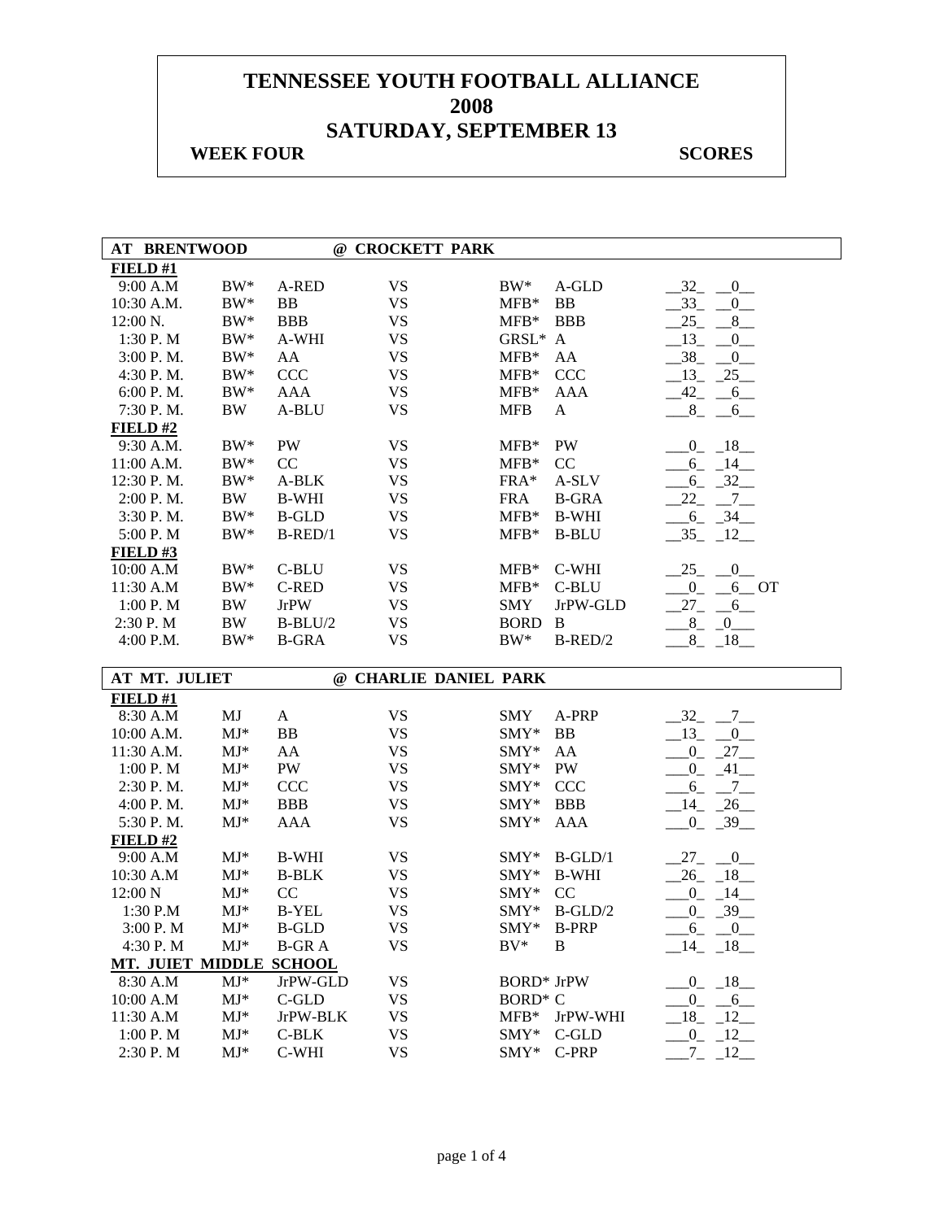# TENNESSEE YOUTH FOOTBALL ALLIANCE
# 2008
# SATURDAY, SEPTEMBER 13

**WEEK FOUR** **SCORES**

| AT BRENTWOOD | | | @ CROCKETT PARK | | | |
|---|---|---|---|---|---|---|
| **FIELD #1** | | | | | | |
| 9:00 A.M | BW* | A-RED | VS | BW* | A-GLD | 32 0 |
| 10:30 A.M. | BW* | BB | VS | MFB* | BB | 33 0 |
| 12:00 N. | BW* | BBB | VS | MFB* | BBB | 25 8 |
| 1:30 P. M | BW* | A-WHI | VS | GRSL* | A | 13 0 |
| 3:00 P. M. | BW* | AA | VS | MFB* | AA | 38 0 |
| 4:30 P. M. | BW* | CCC | VS | MFB* | CCC | 13 25 |
| 6:00 P. M. | BW* | AAA | VS | MFB* | AAA | 42 6 |
| 7:30 P. M. | BW | A-BLU | VS | MFB | A | 8 6 |
| **FIELD #2** | | | | | | |
| 9:30 A.M. | BW* | PW | VS | MFB* | PW | 0 18 |
| 11:00 A.M. | BW* | CC | VS | MFB* | CC | 6 14 |
| 12:30 P. M. | BW* | A-BLK | VS | FRA* | A-SLV | 6 32 |
| 2:00 P. M. | BW | B-WHI | VS | FRA | B-GRA | 22 7 |
| 3:30 P. M. | BW* | B-GLD | VS | MFB* | B-WHI | 6 34 |
| 5:00 P. M | BW* | B-RED/1 | VS | MFB* | B-BLU | 35 12 |
| **FIELD #3** | | | | | | |
| 10:00 A.M | BW* | C-BLU | VS | MFB* | C-WHI | 25 0 |
| 11:30 A.M | BW* | C-RED | VS | MFB* | C-BLU | 0 6 OT |
| 1:00 P. M | BW | JrPW | VS | SMY | JrPW-GLD | 27 6 |
| 2:30 P. M | BW | B-BLU/2 | VS | BORD | B | 8 0 |
| 4:00 P.M. | BW* | B-GRA | VS | BW* | B-RED/2 | 8 18 |

| AT MT. JULIET | | | @ CHARLIE DANIEL PARK | | | |
|---|---|---|---|---|---|---|
| **FIELD #1** | | | | | | |
| 8:30 A.M | MJ | A | VS | SMY | A-PRP | 32 7 |
| 10:00 A.M. | MJ* | BB | VS | SMY* | BB | 13 0 |
| 11:30 A.M. | MJ* | AA | VS | SMY* | AA | 0 27 |
| 1:00 P. M | MJ* | PW | VS | SMY* | PW | 0 41 |
| 2:30 P. M. | MJ* | CCC | VS | SMY* | CCC | 6 7 |
| 4:00 P. M. | MJ* | BBB | VS | SMY* | BBB | 14 26 |
| 5:30 P. M. | MJ* | AAA | VS | SMY* | AAA | 0 39 |
| **FIELD #2** | | | | | | |
| 9:00 A.M | MJ* | B-WHI | VS | SMY* | B-GLD/1 | 27 0 |
| 10:30 A.M | MJ* | B-BLK | VS | SMY* | B-WHI | 26 18 |
| 12:00 N | MJ* | CC | VS | SMY* | CC | 0 14 |
| 1:30 P.M | MJ* | B-YEL | VS | SMY* | B-GLD/2 | 0 39 |
| 3:00 P. M | MJ* | B-GLD | VS | SMY* | B-PRP | 6 0 |
| 4:30 P. M | MJ* | B-GR A | VS | BV* | B | 14 18 |
| **MT. JUIET MIDDLE SCHOOL** | | | | | | |
| 8:30 A.M | MJ* | JrPW-GLD | VS | BORD* | JrPW | 0 18 |
| 10:00 A.M | MJ* | C-GLD | VS | BORD* | C | 0 6 |
| 11:30 A.M | MJ* | JrPW-BLK | VS | MFB* | JrPW-WHI | 18 12 |
| 1:00 P. M | MJ* | C-BLK | VS | SMY* | C-GLD | 0 12 |
| 2:30 P. M | MJ* | C-WHI | VS | SMY* | C-PRP | 7 12 |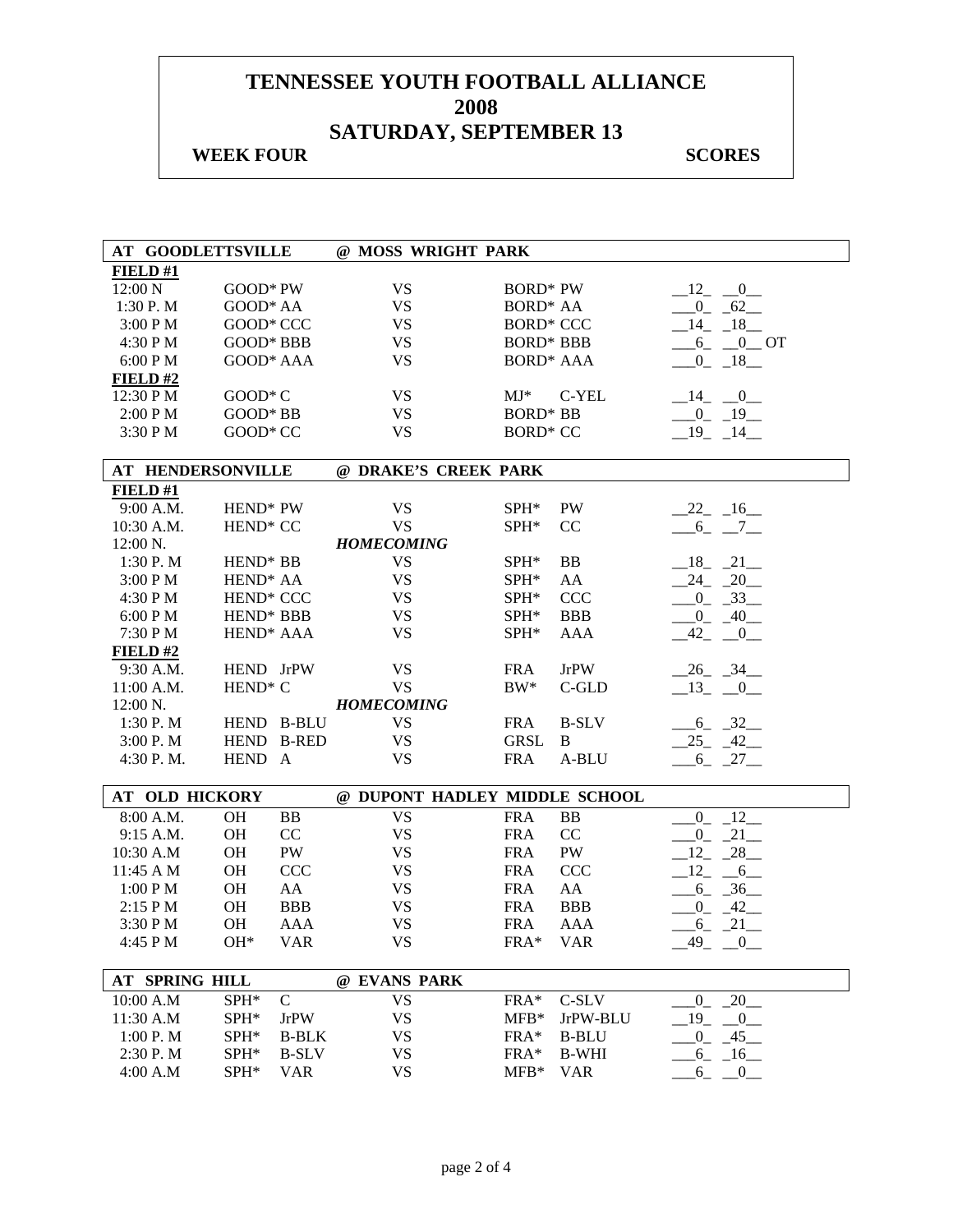# TENNESSEE YOUTH FOOTBALL ALLIANCE
# 2008
# SATURDAY, SEPTEMBER 13

**WEEK FOUR** **SCORES**

| AT GOODLETTSVILLE | | @ MOSS WRIGHT PARK | | |
|---|---|---|---|---|
| **FIELD #1** | | | | |
| 12:00 N | GOOD* PW | VS | BORD* PW | 12 0 |
| 1:30 P. M | GOOD* AA | VS | BORD* AA | 0 62 |
| 3:00 P M | GOOD* CCC | VS | BORD* CCC | 14 18 |
| 4:30 P M | GOOD* BBB | VS | BORD* BBB | 6 0 OT |
| 6:00 P M | GOOD* AAA | VS | BORD* AAA | 0 18 |
| **FIELD #2** | | | | |
| 12:30 P M | GOOD* C | VS | MJ* C-YEL | 14 0 |
| 2:00 P M | GOOD* BB | VS | BORD* BB | 0 19 |
| 3:30 P M | GOOD* CC | VS | BORD* CC | 19 14 |

| AT HENDERSONVILLE | | @ DRAKE'S CREEK PARK | | |
|---|---|---|---|---|
| **FIELD #1** | | | | |
| 9:00 A.M. | HEND* PW | VS | SPH* PW | 22 16 |
| 10:30 A.M. | HEND* CC | VS | SPH* CC | 6 7 |
| 12:00 N. | | ***HOMECOMING*** | | |
| 1:30 P. M | HEND* BB | VS | SPH* BB | 18 21 |
| 3:00 P M | HEND* AA | VS | SPH* AA | 24 20 |
| 4:30 P M | HEND* CCC | VS | SPH* CCC | 0 33 |
| 6:00 P M | HEND* BBB | VS | SPH* BBB | 0 40 |
| 7:30 P M | HEND* AAA | VS | SPH* AAA | 42 0 |
| **FIELD #2** | | | | |
| 9:30 A.M. | HEND JrPW | VS | FRA JrPW | 26 34 |
| 11:00 A.M. | HEND* C | VS | BW* C-GLD | 13 0 |
| 12:00 N. | | ***HOMECOMING*** | | |
| 1:30 P. M | HEND B-BLU | VS | FRA B-SLV | 6 32 |
| 3:00 P. M | HEND B-RED | VS | GRSL B | 25 42 |
| 4:30 P. M. | HEND A | VS | FRA A-BLU | 6 27 |

| AT OLD HICKORY | | @ DUPONT HADLEY MIDDLE SCHOOL | | |
|---|---|---|---|---|
| 8:00 A.M. | OH BB | VS | FRA BB | 0 12 |
| 9:15 A.M. | OH CC | VS | FRA CC | 0 21 |
| 10:30 A.M | OH PW | VS | FRA PW | 12 28 |
| 11:45 A M | OH CCC | VS | FRA CCC | 12 6 |
| 1:00 P M | OH AA | VS | FRA AA | 6 36 |
| 2:15 P M | OH BBB | VS | FRA BBB | 0 42 |
| 3:30 P M | OH AAA | VS | FRA AAA | 6 21 |
| 4:45 P M | OH* VAR | VS | FRA* VAR | 49 0 |

| AT SPRING HILL | | @ EVANS PARK | | |
|---|---|---|---|---|
| 10:00 A.M | SPH* C | VS | FRA* C-SLV | 0 20 |
| 11:30 A.M | SPH* JrPW | VS | MFB* JrPW-BLU | 19 0 |
| 1:00 P. M | SPH* B-BLK | VS | FRA* B-BLU | 0 45 |
| 2:30 P. M | SPH* B-SLV | VS | FRA* B-WHI | 6 16 |
| 4:00 A.M | SPH* VAR | VS | MFB* VAR | 6 0 |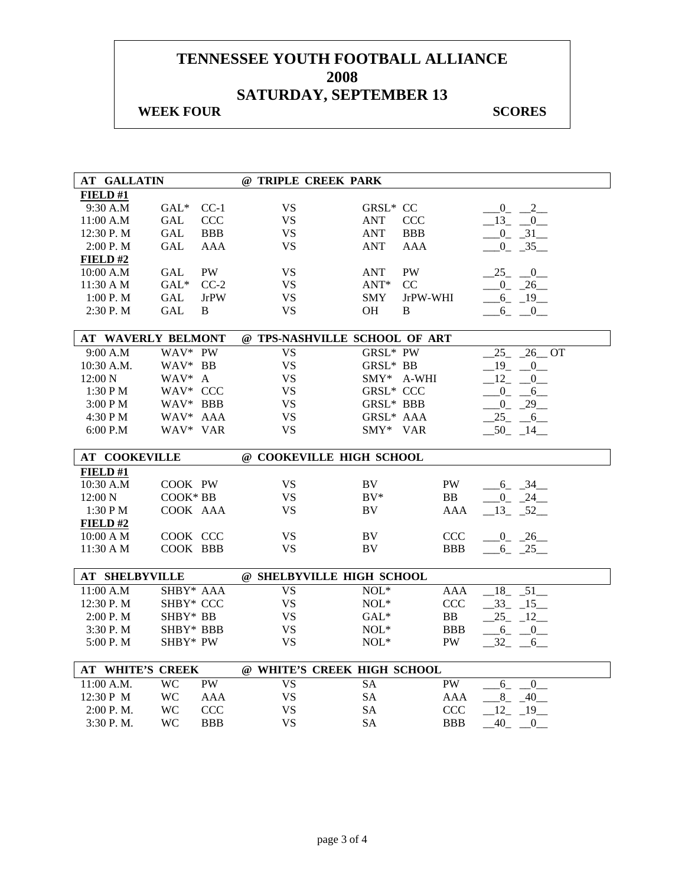# TENNESSEE YOUTH FOOTBALL ALLIANCE
# 2008
# SATURDAY, SEPTEMBER 13

**WEEK FOUR** **SCORES**

| AT GALLATIN | | | @ TRIPLE CREEK PARK | | | | |
|---|---|---|---|---|---|---|---|
| **FIELD #1** | | | | | | | |
| 9:30 A.M | GAL* | CC-1 | VS | GRSL* | CC | | 0 2 |
| 11:00 A.M | GAL | CCC | VS | ANT | CCC | | 13 0 |
| 12:30 P. M | GAL | BBB | VS | ANT | BBB | | 0 31 |
| 2:00 P. M | GAL | AAA | VS | ANT | AAA | | 0 35 |
| **FIELD #2** | | | | | | | |
| 10:00 A.M | GAL | PW | VS | ANT | PW | | 25 0 |
| 11:30 A M | GAL* | CC-2 | VS | ANT* | CC | | 0 26 |
| 1:00 P. M | GAL | JrPW | VS | SMY | JrPW-WHI | | 6 19 |
| 2:30 P. M | GAL | B | VS | OH | B | | 6 0 |

| AT WAVERLY BELMONT | | | @ TPS-NASHVILLE SCHOOL OF ART | | | |
|---|---|---|---|---|---|---|
| 9:00 A.M | WAV* | PW | VS | GRSL* | PW | 25 26 OT |
| 10:30 A.M. | WAV* | BB | VS | GRSL* | BB | 19 0 |
| 12:00 N | WAV* | A | VS | SMY* | A-WHI | 12 0 |
| 1:30 P M | WAV* | CCC | VS | GRSL* | CCC | 0 6 |
| 3:00 P M | WAV* | BBB | VS | GRSL* | BBB | 0 29 |
| 4:30 P M | WAV* | AAA | VS | GRSL* | AAA | 25 6 |
| 6:00 P.M | WAV* | VAR | VS | SMY* | VAR | 50 14 |

| AT COOKEVILLE | | | @ COOKEVILLE HIGH SCHOOL | | | |
|---|---|---|---|---|---|---|
| **FIELD #1** | | | | | | |
| 10:30 A.M | COOK | PW | VS | BV | PW | 6 34 |
| 12:00 N | COOK* | BB | VS | BV* | BB | 0 24 |
| 1:30 P M | COOK | AAA | VS | BV | AAA | 13 52 |
| **FIELD #2** | | | | | | |
| 10:00 A M | COOK | CCC | VS | BV | CCC | 0 26 |
| 11:30 A M | COOK | BBB | VS | BV | BBB | 6 25 |

| AT SHELBYVILLE | | | @ SHELBYVILLE HIGH SCHOOL | | | |
|---|---|---|---|---|---|---|
| 11:00 A.M | SHBY* | AAA | VS | NOL* | AAA | 18 51 |
| 12:30 P. M | SHBY* | CCC | VS | NOL* | CCC | 33 15 |
| 2:00 P. M | SHBY* | BB | VS | GAL* | BB | 25 12 |
| 3:30 P. M | SHBY* | BBB | VS | NOL* | BBB | 6 0 |
| 5:00 P. M | SHBY* | PW | VS | NOL* | PW | 32 6 |

| AT WHITE'S CREEK | | | @ WHITE'S CREEK HIGH SCHOOL | | | |
|---|---|---|---|---|---|---|
| 11:00 A.M. | WC | PW | VS | SA | PW | 6 0 |
| 12:30 P M | WC | AAA | VS | SA | AAA | 8 40 |
| 2:00 P. M. | WC | CCC | VS | SA | CCC | 12 19 |
| 3:30 P. M. | WC | BBB | VS | SA | BBB | 40 0 |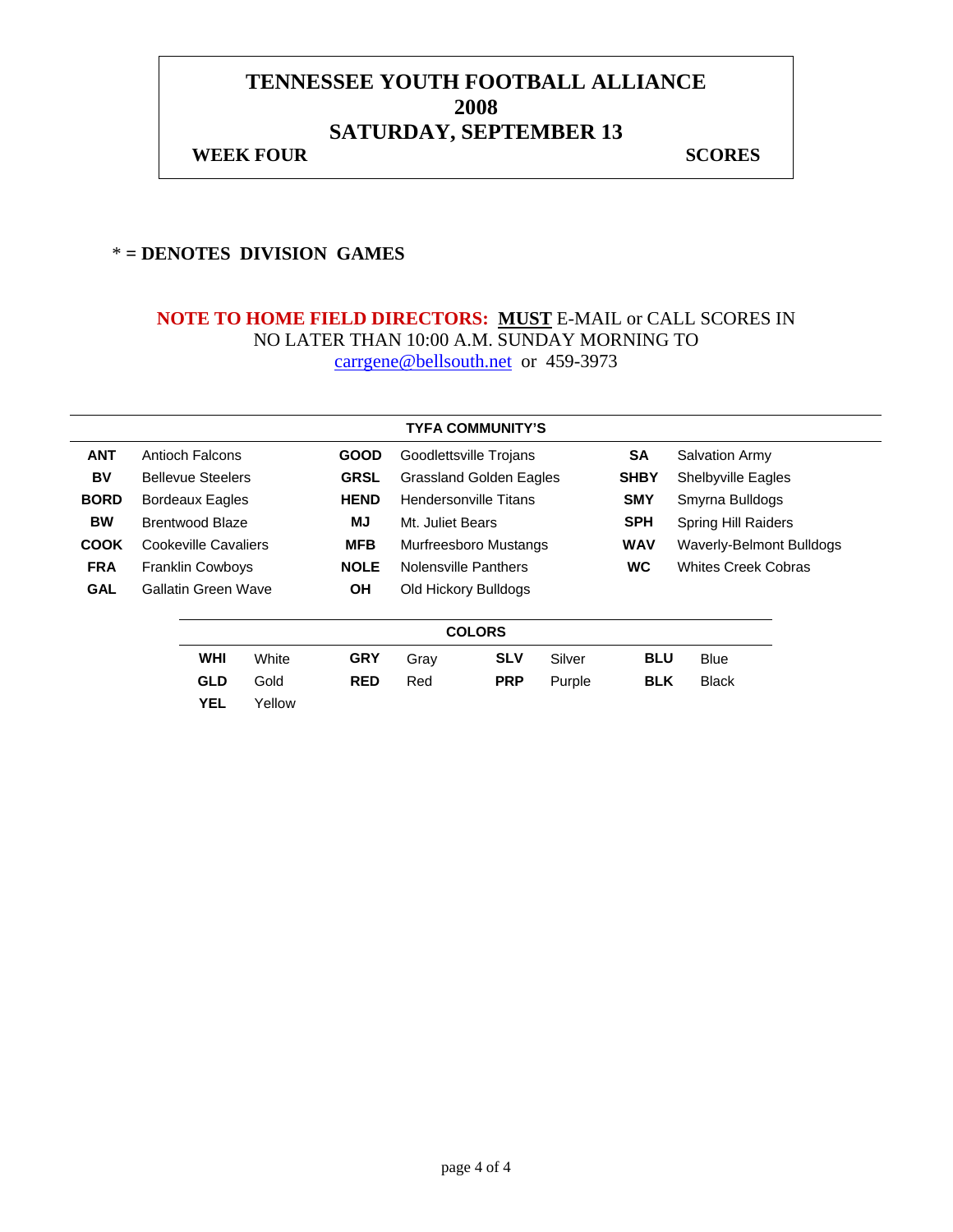# TENNESSEE YOUTH FOOTBALL ALLIANCE
# 2008
# SATURDAY, SEPTEMBER 13

**WEEK FOUR** **SCORES**

**\* = DENOTES DIVISION GAMES**

**NOTE TO HOME FIELD DIRECTORS: MUST** E-MAIL or CALL SCORES IN NO LATER THAN 10:00 A.M. SUNDAY MORNING TO carrgene@bellsouth.net or 459-3973

**TYFA COMMUNITY'S**

| | | | | | |
|---|---|---|---|---|---|
| **ANT** | Antioch Falcons | **GOOD** | Goodlettsville Trojans | **SA** | Salvation Army |
| **BV** | Bellevue Steelers | **GRSL** | Grassland Golden Eagles | **SHBY** | Shelbyville Eagles |
| **BORD** | Bordeaux Eagles | **HEND** | Hendersonville Titans | **SMY** | Smyrna Bulldogs |
| **BW** | Brentwood Blaze | **MJ** | Mt. Juliet Bears | **SPH** | Spring Hill Raiders |
| **COOK** | Cookeville Cavaliers | **MFB** | Murfreesboro Mustangs | **WAV** | Waverly-Belmont Bulldogs |
| **FRA** | Franklin Cowboys | **NOLE** | Nolensville Panthers | **WC** | Whites Creek Cobras |
| **GAL** | Gallatin Green Wave | **OH** | Old Hickory Bulldogs | | |

**COLORS**

| | | | | | | | |
|---|---|---|---|---|---|---|---|
| **WHI** | White | **GRY** | Gray | **SLV** | Silver | **BLU** | Blue |
| **GLD** | Gold | **RED** | Red | **PRP** | Purple | **BLK** | Black |
| **YEL** | Yellow | | | | | | |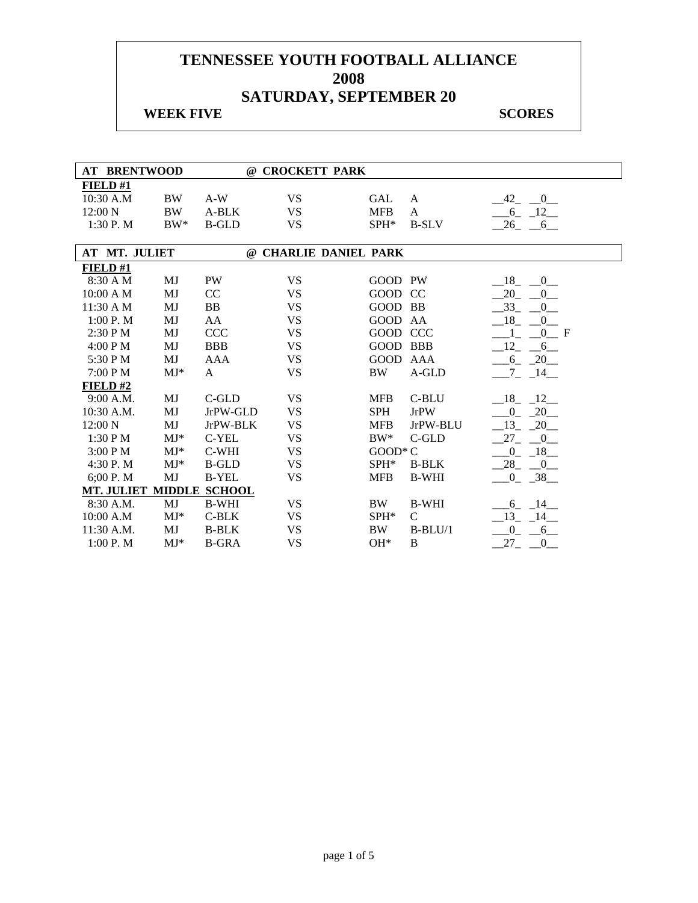# TENNESSEE YOUTH FOOTBALL ALLIANCE
# 2008
# SATURDAY, SEPTEMBER 20

**WEEK FIVE** **SCORES**

| AT BRENTWOOD | | | @ CROCKETT PARK | | | |
|---|---|---|---|---|---|---|
| **FIELD #1** | | | | | | |
| 10:30 A.M | BW | A-W | VS | GAL | A | __42_ __0__ |
| 12:00 N | BW | A-BLK | VS | MFB | A | ___6_ _12__ |
| 1:30 P. M | BW* | B-GLD | VS | SPH* | B-SLV | __26_ __6__ |

| AT MT. JULIET | | | @ CHARLIE DANIEL PARK | | | |
|---|---|---|---|---|---|---|
| **FIELD #1** | | | | | | |
| 8:30 A M | MJ | PW | VS | GOOD | PW | __18_ __0__ |
| 10:00 A M | MJ | CC | VS | GOOD | CC | __20_ __0__ |
| 11:30 A M | MJ | BB | VS | GOOD | BB | __33_ __0__ |
| 1:00 P. M | MJ | AA | VS | GOOD | AA | __18_ __0__ |
| 2:30 P M | MJ | CCC | VS | GOOD | CCC | ___1_ __0__ F |
| 4:00 P M | MJ | BBB | VS | GOOD | BBB | __12_ __6__ |
| 5:30 P M | MJ | AAA | VS | GOOD | AAA | ___6_ _20__ |
| 7:00 P M | MJ* | A | VS | BW | A-GLD | ___7_ _14__ |
| **FIELD #2** | | | | | | |
| 9:00 A.M. | MJ | C-GLD | VS | MFB | C-BLU | __18_ _12__ |
| 10:30 A.M. | MJ | JrPW-GLD | VS | SPH | JrPW | ___0_ _20__ |
| 12:00 N | MJ | JrPW-BLK | VS | MFB | JrPW-BLU | __13_ _20__ |
| 1:30 P M | MJ* | C-YEL | VS | BW* | C-GLD | __27_ __0__ |
| 3:00 P M | MJ* | C-WHI | VS | GOOD* | C | ___0_ _18__ |
| 4:30 P. M | MJ* | B-GLD | VS | SPH* | B-BLK | __28_ __0__ |
| 6;00 P. M | MJ | B-YEL | VS | MFB | B-WHI | ___0_ _38__ |
| **MT. JULIET MIDDLE SCHOOL** | | | | | | |
| 8:30 A.M. | MJ | B-WHI | VS | BW | B-WHI | ___6_ _14__ |
| 10:00 A.M | MJ* | C-BLK | VS | SPH* | C | __13_ _14__ |
| 11:30 A.M. | MJ | B-BLK | VS | BW | B-BLU/1 | ___0_ __6__ |
| 1:00 P. M | MJ* | B-GRA | VS | OH* | B | __27_ __0__ |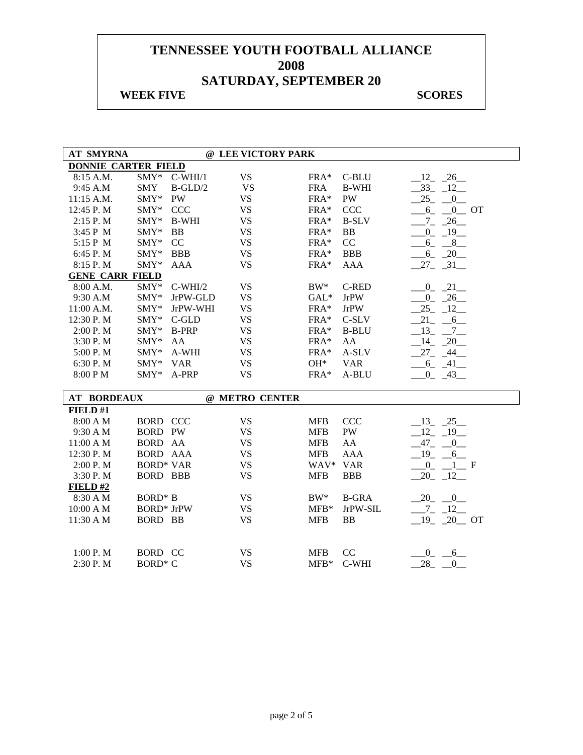# TENNESSEE YOUTH FOOTBALL ALLIANCE
## 2008
## SATURDAY, SEPTEMBER 20

**WEEK FIVE** **SCORES**

| **AT SMYRNA** | | | **@ LEE VICTORY PARK** | | | |
|---|---|---|---|---|---|---|
| **DONNIE CARTER FIELD** | | | | | | |
| 8:15 A.M. | SMY* | C-WHI/1 | VS | FRA* | C-BLU | __12_ _26__ |
| 9:45 A.M | SMY | B-GLD/2 | VS | FRA | B-WHI | __33_ _12__ |
| 11:15 A.M. | SMY* | PW | VS | FRA* | PW | __25_ __0__ |
| 12:45 P. M | SMY* | CCC | VS | FRA* | CCC | ___6_ __0__ OT |
| 2:15 P. M | SMY* | B-WHI | VS | FRA* | B-SLV | ___7_ _26__ |
| 3:45 P M | SMY* | BB | VS | FRA* | BB | ___0_ _19__ |
| 5:15 P M | SMY* | CC | VS | FRA* | CC | ___6_ __8__ |
| 6:45 P. M | SMY* | BBB | VS | FRA* | BBB | ___6_ _20__ |
| 8:15 P. M | SMY* | AAA | VS | FRA* | AAA | __27_ _31__ |
| **GENE CARR FIELD** | | | | | | |
| 8:00 A.M. | SMY* | C-WHI/2 | VS | BW* | C-RED | ___0_ _21__ |
| 9:30 A.M | SMY* | JrPW-GLD | VS | GAL* | JrPW | ___0_ _26__ |
| 11:00 A.M. | SMY* | JrPW-WHI | VS | FRA* | JrPW | __25_ _12__ |
| 12:30 P. M | SMY* | C-GLD | VS | FRA* | C-SLV | __21_ __6__ |
| 2:00 P. M | SMY* | B-PRP | VS | FRA* | B-BLU | __13_ __7__ |
| 3:30 P. M | SMY* | AA | VS | FRA* | AA | __14_ _20__ |
| 5:00 P. M | SMY* | A-WHI | VS | FRA* | A-SLV | __27_ _44__ |
| 6:30 P. M | SMY* | VAR | VS | OH* | VAR | ___6_ _41__ |
| 8:00 P M | SMY* | A-PRP | VS | FRA* | A-BLU | ___0_ _43__ |

| **AT BORDEAUX** | | | **@ METRO CENTER** | | | |
|---|---|---|---|---|---|---|
| **FIELD #1** | | | | | | |
| 8:00 A M | BORD | CCC | VS | MFB | CCC | __13_ _25__ |
| 9:30 A M | BORD | PW | VS | MFB | PW | __12_ _19__ |
| 11:00 A M | BORD | AA | VS | MFB | AA | __47_ __0__ |
| 12:30 P. M | BORD | AAA | VS | MFB | AAA | __19_ __6__ |
| 2:00 P. M | BORD* | VAR | VS | WAV* | VAR | ___0_ __1__ F |
| 3:30 P. M | BORD | BBB | VS | MFB | BBB | __20_ _12__ |
| **FIELD #2** | | | | | | |
| 8:30 A M | BORD* | B | VS | BW* | B-GRA | __20_ __0__ |
| 10:00 A M | BORD* | JrPW | VS | MFB* | JrPW-SIL | ___7_ _12__ |
| 11:30 A M | BORD | BB | VS | MFB | BB | __19_ _20__ OT |
| 1:00 P. M | BORD | CC | VS | MFB | CC | ___0_ __6__ |
| 2:30 P. M | BORD* | C | VS | MFB* | C-WHI | __28_ __0__ |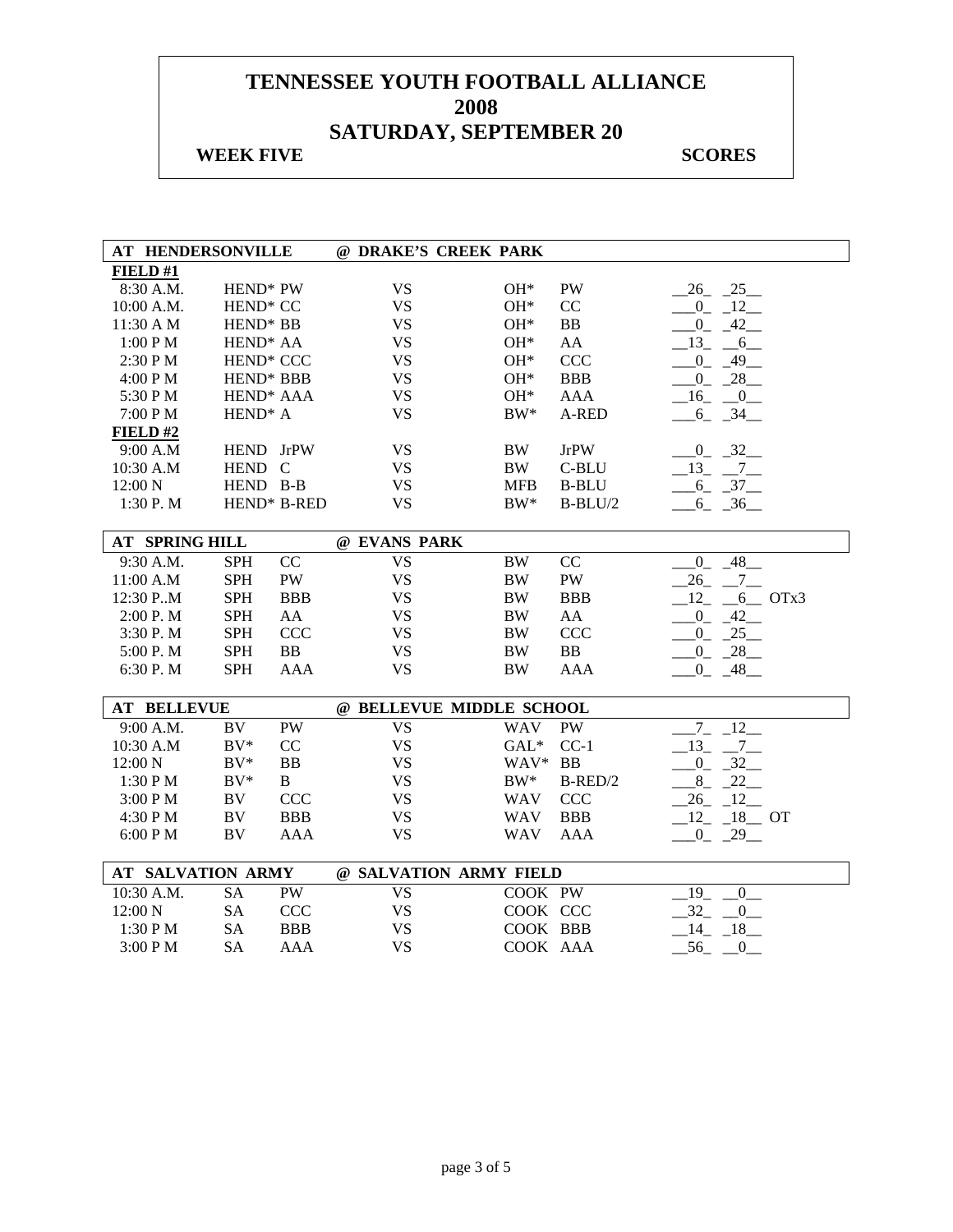# TENNESSEE YOUTH FOOTBALL ALLIANCE
# 2008
# SATURDAY, SEPTEMBER 20

**WEEK FIVE** **SCORES**

| AT HENDERSONVILLE | | @ DRAKE'S CREEK PARK | | | |
|---|---|---|---|---|---|
| **FIELD #1** | | | | | |
| 8:30 A.M. | HEND* PW | VS | OH* | PW | 26 25 |
| 10:00 A.M. | HEND* CC | VS | OH* | CC | 0 12 |
| 11:30 A M | HEND* BB | VS | OH* | BB | 0 42 |
| 1:00 P M | HEND* AA | VS | OH* | AA | 13 6 |
| 2:30 P M | HEND* CCC | VS | OH* | CCC | 0 49 |
| 4:00 P M | HEND* BBB | VS | OH* | BBB | 0 28 |
| 5:30 P M | HEND* AAA | VS | OH* | AAA | 16 0 |
| 7:00 P M | HEND* A | VS | BW* | A-RED | 6 34 |
| **FIELD #2** | | | | | |
| 9:00 A.M | HEND JrPW | VS | BW | JrPW | 0 32 |
| 10:30 A.M | HEND C | VS | BW | C-BLU | 13 7 |
| 12:00 N | HEND B-B | VS | MFB | B-BLU | 6 37 |
| 1:30 P. M | HEND* B-RED | VS | BW* | B-BLU/2 | 6 36 |

| AT SPRING HILL | | | @ EVANS PARK | | | |
|---|---|---|---|---|---|---|
| 9:30 A.M. | SPH | CC | VS | BW | CC | 0 48 |
| 11:00 A.M | SPH | PW | VS | BW | PW | 26 7 |
| 12:30 P..M | SPH | BBB | VS | BW | BBB | 12 6 OTx3 |
| 2:00 P. M | SPH | AA | VS | BW | AA | 0 42 |
| 3:30 P. M | SPH | CCC | VS | BW | CCC | 0 25 |
| 5:00 P. M | SPH | BB | VS | BW | BB | 0 28 |
| 6:30 P. M | SPH | AAA | VS | BW | AAA | 0 48 |

| AT BELLEVUE | | | @ BELLEVUE MIDDLE SCHOOL | | | |
|---|---|---|---|---|---|---|
| 9:00 A.M. | BV | PW | VS | WAV | PW | 7 12 |
| 10:30 A.M | BV* | CC | VS | GAL* | CC-1 | 13 7 |
| 12:00 N | BV* | BB | VS | WAV* | BB | 0 32 |
| 1:30 P M | BV* | B | VS | BW* | B-RED/2 | 8 22 |
| 3:00 P M | BV | CCC | VS | WAV | CCC | 26 12 |
| 4:30 P M | BV | BBB | VS | WAV | BBB | 12 18 OT |
| 6:00 P M | BV | AAA | VS | WAV | AAA | 0 29 |

| AT SALVATION ARMY | | | @ SALVATION ARMY FIELD | | | |
|---|---|---|---|---|---|---|
| 10:30 A.M. | SA | PW | VS | COOK | PW | 19 0 |
| 12:00 N | SA | CCC | VS | COOK | CCC | 32 0 |
| 1:30 P M | SA | BBB | VS | COOK | BBB | 14 18 |
| 3:00 P M | SA | AAA | VS | COOK | AAA | 56 0 |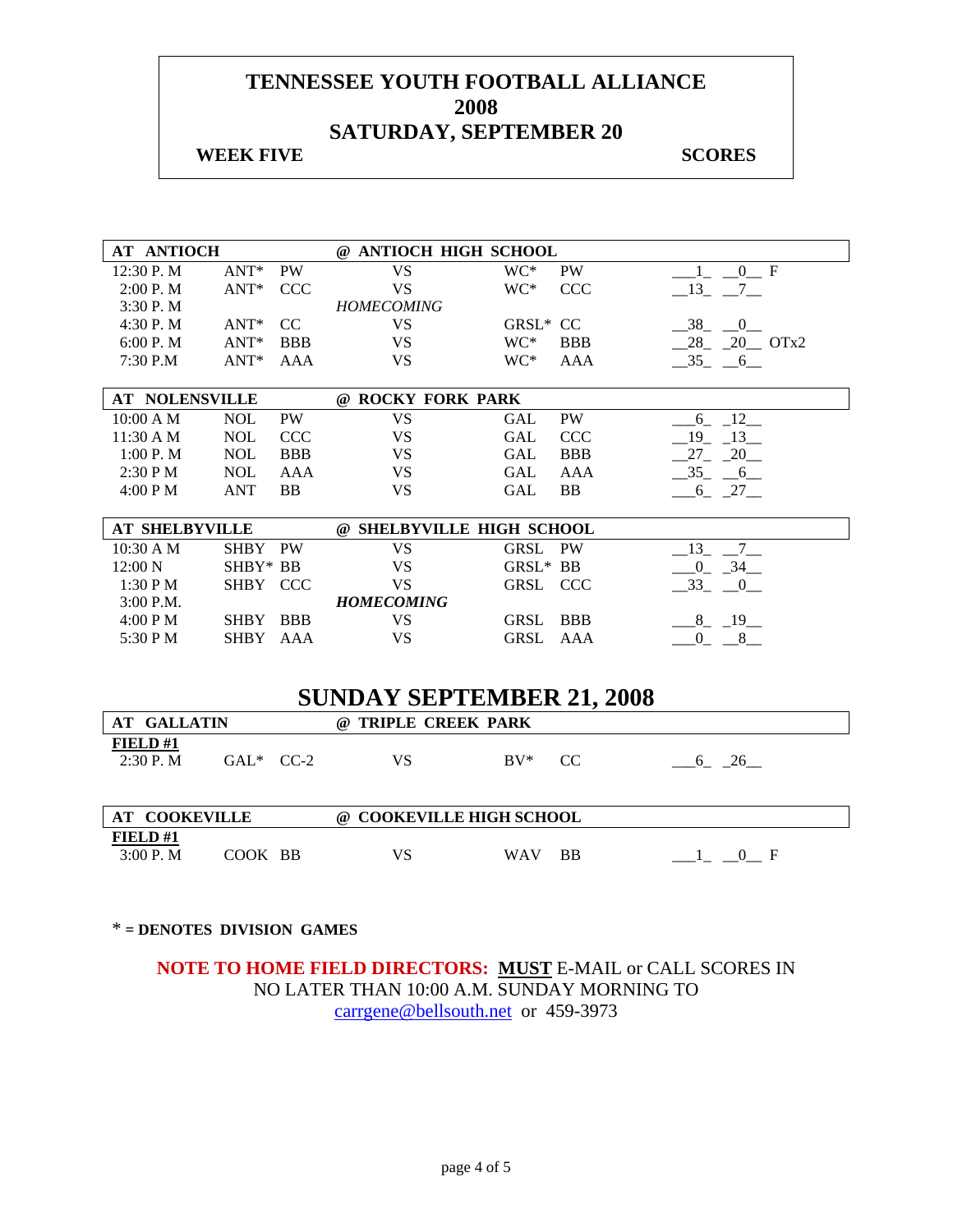# TENNESSEE YOUTH FOOTBALL ALLIANCE
# 2008
# SATURDAY, SEPTEMBER 20

**WEEK FIVE** **SCORES**

| AT ANTIOCH | | | @ ANTIOCH HIGH SCHOOL | | | |
|---|---|---|---|---|---|---|
| 12:30 P. M | ANT* | PW | VS | WC* | PW | __1_ __0__ F |
| 2:00 P. M | ANT* | CCC | VS | WC* | CCC | __13_ __7__ |
| 3:30 P. M | | | *HOMECOMING* | | | |
| 4:30 P. M | ANT* | CC | VS | GRSL* | CC | __38_ __0__ |
| 6:00 P. M | ANT* | BBB | VS | WC* | BBB | __28_ _20__ OTx2 |
| 7:30 P.M | ANT* | AAA | VS | WC* | AAA | __35_ __6__ |

| AT NOLENSVILLE | | | @ ROCKY FORK PARK | | | |
|---|---|---|---|---|---|---|
| 10:00 A M | NOL | PW | VS | GAL | PW | ___6_ _12__ |
| 11:30 A M | NOL | CCC | VS | GAL | CCC | __19_ _13__ |
| 1:00 P. M | NOL | BBB | VS | GAL | BBB | __27_ _20__ |
| 2:30 P M | NOL | AAA | VS | GAL | AAA | __35_ __6__ |
| 4:00 P M | ANT | BB | VS | GAL | BB | ___6_ _27__ |

| AT SHELBYVILLE | | | @ SHELBYVILLE HIGH SCHOOL | | | |
|---|---|---|---|---|---|---|
| 10:30 A M | SHBY | PW | VS | GRSL | PW | __13_ __7__ |
| 12:00 N | SHBY* | BB | VS | GRSL* | BB | ___0_ _34__ |
| 1:30 P M | SHBY | CCC | VS | GRSL | CCC | __33_ __0__ |
| 3:00 P.M. | | | ***HOMECOMING*** | | | |
| 4:00 P M | SHBY | BBB | VS | GRSL | BBB | ___8_ _19__ |
| 5:30 P M | SHBY | AAA | VS | GRSL | AAA | ___0_ __8__ |

# SUNDAY SEPTEMBER 21, 2008

| AT GALLATIN | | | @ TRIPLE CREEK PARK | | | |
|---|---|---|---|---|---|---|
| **FIELD #1** | | | | | | |
| 2:30 P. M | GAL* | CC-2 | VS | BV* | CC | ___6_ _26__ |

| AT COOKEVILLE | | | @ COOKEVILLE HIGH SCHOOL | | | |
|---|---|---|---|---|---|---|
| **FIELD #1** | | | | | | |
| 3:00 P. M | COOK | BB | VS | WAV | BB | ___1_ __0__ F |

\* **= DENOTES DIVISION GAMES**

**NOTE TO HOME FIELD DIRECTORS: MUST** E-MAIL or CALL SCORES IN NO LATER THAN 10:00 A.M. SUNDAY MORNING TO carrgene@bellsouth.net or 459-3973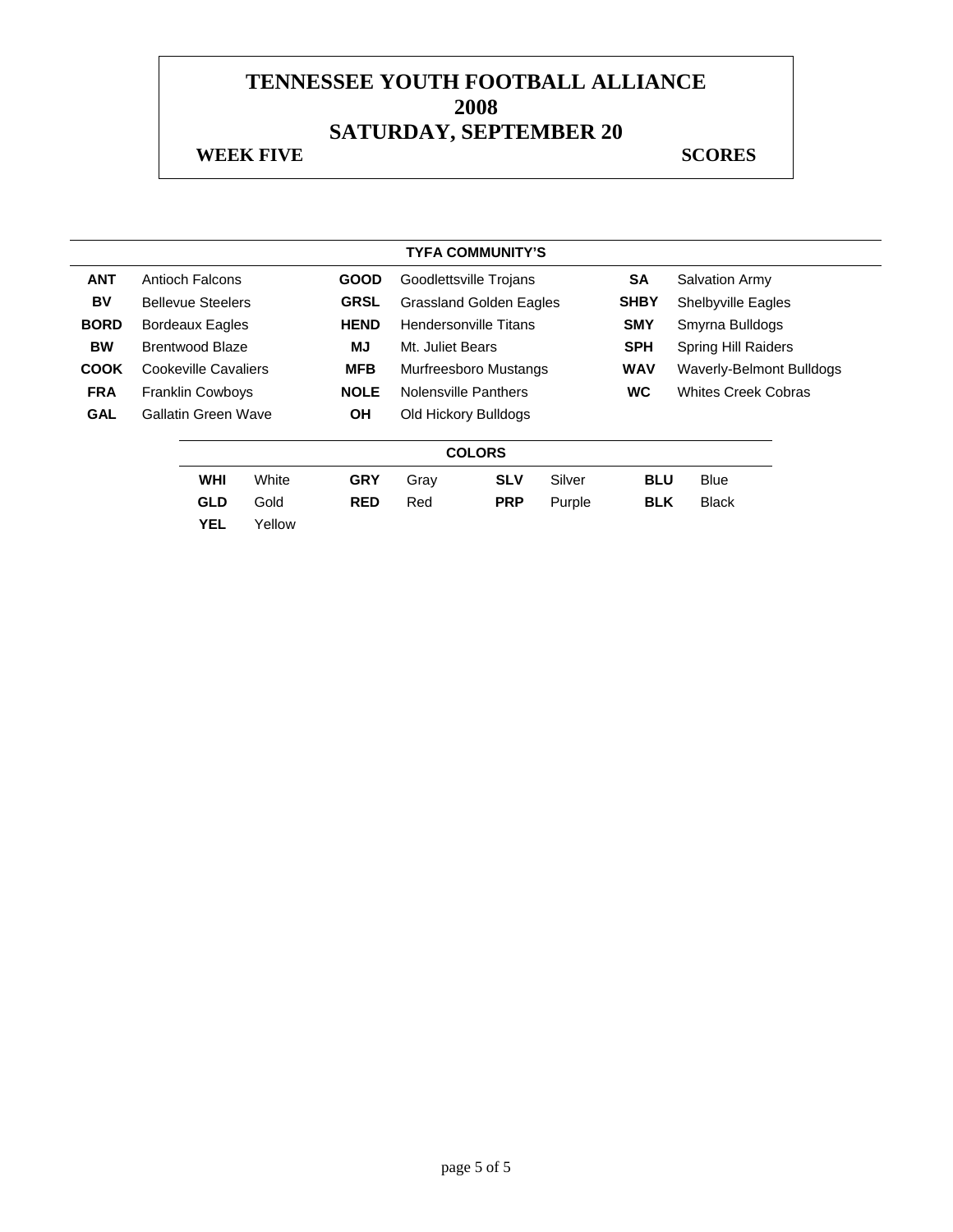# TENNESSEE YOUTH FOOTBALL ALLIANCE
# 2008
# SATURDAY, SEPTEMBER 20

**WEEK FIVE** **SCORES**

**TYFA COMMUNITY'S**

| | | | | | |
|---|---|---|---|---|---|
| **ANT** | Antioch Falcons | **GOOD** | Goodlettsville Trojans | **SA** | Salvation Army |
| **BV** | Bellevue Steelers | **GRSL** | Grassland Golden Eagles | **SHBY** | Shelbyville Eagles |
| **BORD** | Bordeaux Eagles | **HEND** | Hendersonville Titans | **SMY** | Smyrna Bulldogs |
| **BW** | Brentwood Blaze | **MJ** | Mt. Juliet Bears | **SPH** | Spring Hill Raiders |
| **COOK** | Cookeville Cavaliers | **MFB** | Murfreesboro Mustangs | **WAV** | Waverly-Belmont Bulldogs |
| **FRA** | Franklin Cowboys | **NOLE** | Nolensville Panthers | **WC** | Whites Creek Cobras |
| **GAL** | Gallatin Green Wave | **OH** | Old Hickory Bulldogs | | |

**COLORS**

| | | | | | | | |
|---|---|---|---|---|---|---|---|
| **WHI** | White | **GRY** | Gray | **SLV** | Silver | **BLU** | Blue |
| **GLD** | Gold | **RED** | Red | **PRP** | Purple | **BLK** | Black |
| **YEL** | Yellow | | | | | | |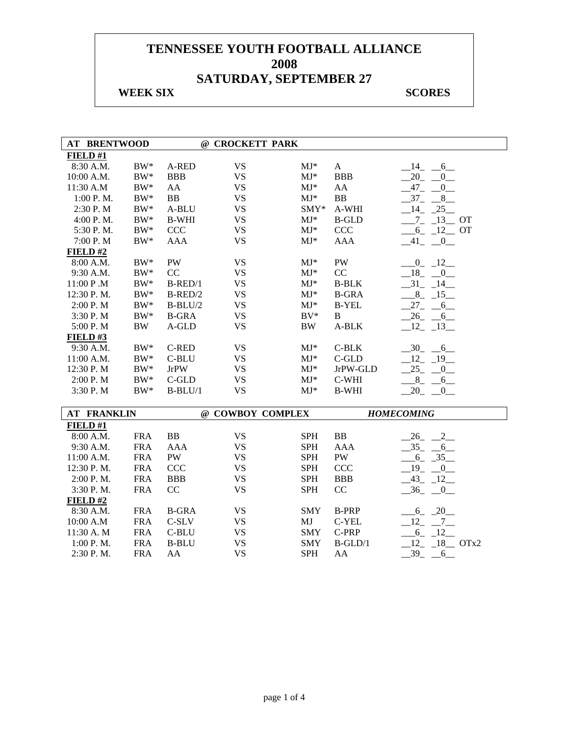# TENNESSEE YOUTH FOOTBALL ALLIANCE
# 2008
# SATURDAY, SEPTEMBER 27

**WEEK SIX** **SCORES**

**AT BRENTWOOD @ CROCKETT PARK**

| Time | Team | Division | | Team | Division | Score |
|---|---|---|---|---|---|---|
| **FIELD #1** | | | | | | |
| 8:30 A.M. | BW* | A-RED | VS | MJ* | A | 14 6 |
| 10:00 A.M. | BW* | BBB | VS | MJ* | BBB | 20 0 |
| 11:30 A.M | BW* | AA | VS | MJ* | AA | 47 0 |
| 1:00 P. M. | BW* | BB | VS | MJ* | BB | 37 8 |
| 2:30 P. M | BW* | A-BLU | VS | SMY* | A-WHI | 14 25 |
| 4:00 P. M. | BW* | B-WHI | VS | MJ* | B-GLD | 7 13 OT |
| 5:30 P. M. | BW* | CCC | VS | MJ* | CCC | 6 12 OT |
| 7:00 P. M | BW* | AAA | VS | MJ* | AAA | 41 0 |
| **FIELD #2** | | | | | | |
| 8:00 A.M. | BW* | PW | VS | MJ* | PW | 0 12 |
| 9:30 A.M. | BW* | CC | VS | MJ* | CC | 18 0 |
| 11:00 P .M | BW* | B-RED/1 | VS | MJ* | B-BLK | 31 14 |
| 12:30 P. M. | BW* | B-RED/2 | VS | MJ* | B-GRA | 8 15 |
| 2:00 P. M | BW* | B-BLU/2 | VS | MJ* | B-YEL | 27 6 |
| 3:30 P. M | BW* | B-GRA | VS | BV* | B | 26 6 |
| 5:00 P. M | BW | A-GLD | VS | BW | A-BLK | 12 13 |
| **FIELD #3** | | | | | | |
| 9:30 A.M. | BW* | C-RED | VS | MJ* | C-BLK | 30 6 |
| 11:00 A.M. | BW* | C-BLU | VS | MJ* | C-GLD | 12 19 |
| 12:30 P. M | BW* | JrPW | VS | MJ* | JrPW-GLD | 25 0 |
| 2:00 P. M | BW* | C-GLD | VS | MJ* | C-WHI | 8 6 |
| 3:30 P. M | BW* | B-BLU/1 | VS | MJ* | B-WHI | 20 0 |

**AT FRANKLIN @ COWBOY COMPLEX** ***HOMECOMING***

| Time | Team | Division | | Team | Division | Score |
|---|---|---|---|---|---|---|
| **FIELD #1** | | | | | | |
| 8:00 A.M. | FRA | BB | VS | SPH | BB | 26 2 |
| 9:30 A.M. | FRA | AAA | VS | SPH | AAA | 35 6 |
| 11:00 A.M. | FRA | PW | VS | SPH | PW | 6 35 |
| 12:30 P. M. | FRA | CCC | VS | SPH | CCC | 19 0 |
| 2:00 P. M. | FRA | BBB | VS | SPH | BBB | 43 12 |
| 3:30 P. M. | FRA | CC | VS | SPH | CC | 36 0 |
| **FIELD #2** | | | | | | |
| 8:30 A.M. | FRA | B-GRA | VS | SMY | B-PRP | 6 20 |
| 10:00 A.M | FRA | C-SLV | VS | MJ | C-YEL | 12 7 |
| 11:30 A. M | FRA | C-BLU | VS | SMY | C-PRP | 6 12 |
| 1:00 P. M. | FRA | B-BLU | VS | SMY | B-GLD/1 | 12 18 OTx2 |
| 2:30 P. M. | FRA | AA | VS | SPH | AA | 39 6 |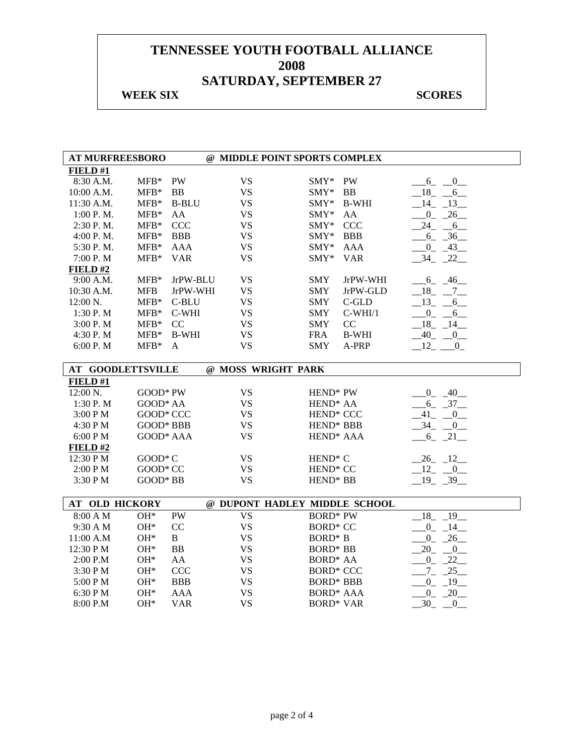# TENNESSEE YOUTH FOOTBALL ALLIANCE
# 2008
# SATURDAY, SEPTEMBER 27

**WEEK SIX** **SCORES**

| AT MURFREESBORO | | | @ MIDDLE POINT SPORTS COMPLEX | | | |
|---|---|---|---|---|---|---|
| **FIELD #1** | | | | | | |
| 8:30 A.M. | MFB* | PW | VS | SMY* | PW | 6 0 |
| 10:00 A.M. | MFB* | BB | VS | SMY* | BB | 18 6 |
| 11:30 A.M. | MFB* | B-BLU | VS | SMY* | B-WHI | 14 13 |
| 1:00 P. M. | MFB* | AA | VS | SMY* | AA | 0 26 |
| 2:30 P. M. | MFB* | CCC | VS | SMY* | CCC | 24 6 |
| 4:00 P. M. | MFB* | BBB | VS | SMY* | BBB | 6 36 |
| 5:30 P. M. | MFB* | AAA | VS | SMY* | AAA | 0 43 |
| 7:00 P. M | MFB* | VAR | VS | SMY* | VAR | 34 22 |
| **FIELD #2** | | | | | | |
| 9:00 A.M. | MFB* | JrPW-BLU | VS | SMY | JrPW-WHI | 6 46 |
| 10:30 A.M. | MFB | JrPW-WHI | VS | SMY | JrPW-GLD | 18 7 |
| 12:00 N. | MFB* | C-BLU | VS | SMY | C-GLD | 13 6 |
| 1:30 P. M | MFB* | C-WHI | VS | SMY | C-WHI/1 | 0 6 |
| 3:00 P. M | MFB* | CC | VS | SMY | CC | 18 14 |
| 4:30 P. M | MFB* | B-WHI | VS | FRA | B-WHI | 40 0 |
| 6:00 P. M | MFB* | A | VS | SMY | A-PRP | 12 0 |

| AT GOODLETTSVILLE | | @ MOSS WRIGHT PARK | | |
|---|---|---|---|---|
| **FIELD #1** | | | | |
| 12:00 N. | GOOD* PW | VS | HEND* PW | 0 40 |
| 1:30 P. M | GOOD* AA | VS | HEND* AA | 6 37 |
| 3:00 P M | GOOD* CCC | VS | HEND* CCC | 41 0 |
| 4:30 P M | GOOD* BBB | VS | HEND* BBB | 34 0 |
| 6:00 P M | GOOD* AAA | VS | HEND* AAA | 6 21 |
| **FIELD #2** | | | | |
| 12:30 P M | GOOD* C | VS | HEND* C | 26 12 |
| 2:00 P M | GOOD* CC | VS | HEND* CC | 12 0 |
| 3:30 P M | GOOD* BB | VS | HEND* BB | 19 39 |

| AT OLD HICKORY | | | @ DUPONT HADLEY MIDDLE SCHOOL | | |
|---|---|---|---|---|---|
| 8:00 A M | OH* | PW | VS | BORD* PW | 18 19 |
| 9:30 A M | OH* | CC | VS | BORD* CC | 0 14 |
| 11:00 A.M | OH* | B | VS | BORD* B | 0 26 |
| 12:30 P M | OH* | BB | VS | BORD* BB | 20 0 |
| 2:00 P.M | OH* | AA | VS | BORD* AA | 0 22 |
| 3:30 P M | OH* | CCC | VS | BORD* CCC | 7 25 |
| 5:00 P M | OH* | BBB | VS | BORD* BBB | 0 19 |
| 6:30 P M | OH* | AAA | VS | BORD* AAA | 0 20 |
| 8:00 P.M | OH* | VAR | VS | BORD* VAR | 30 0 |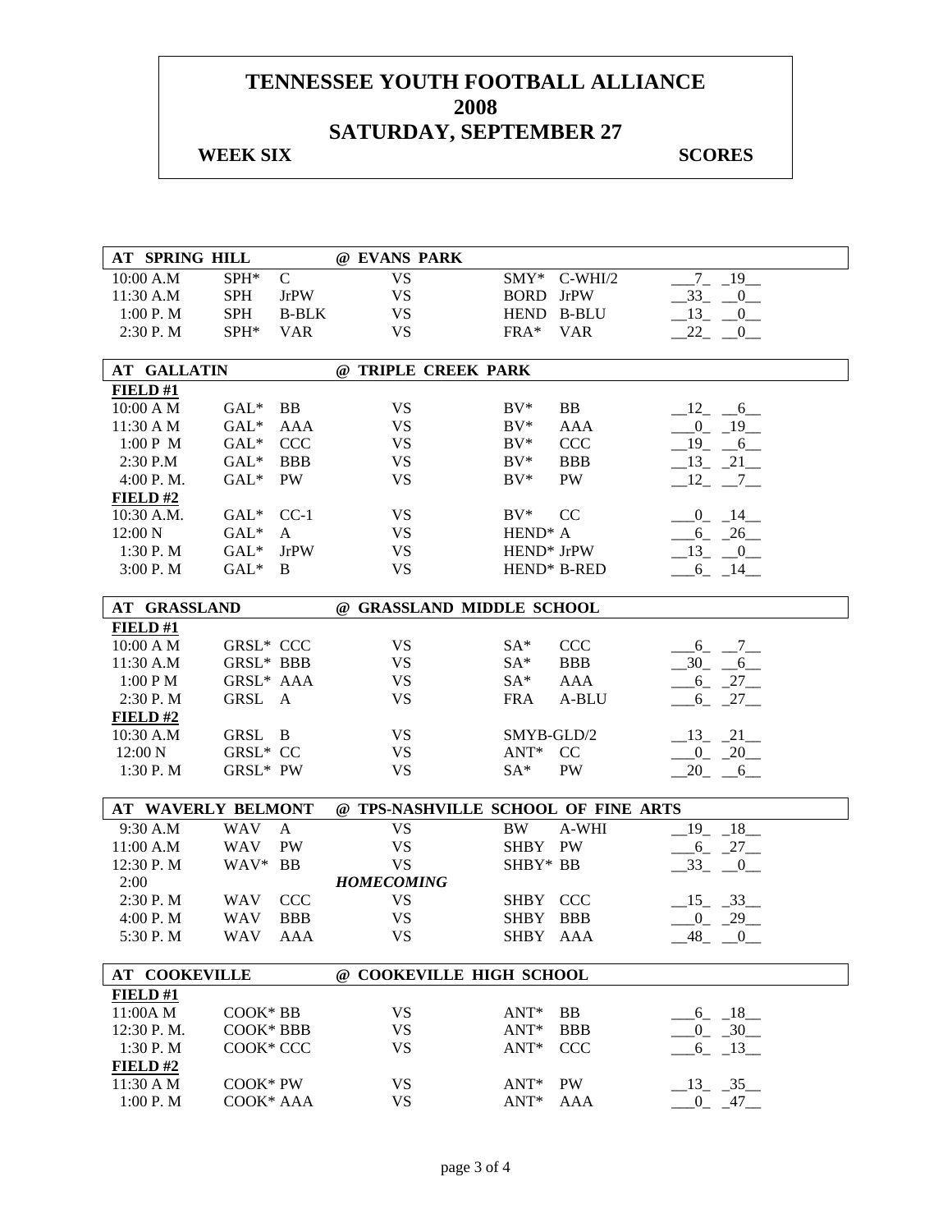# TENNESSEE YOUTH FOOTBALL ALLIANCE
## 2008
## SATURDAY, SEPTEMBER 27

**WEEK SIX** **SCORES**

| AT SPRING HILL | | | @ EVANS PARK | | | |
|---|---|---|---|---|---|---|
| 10:00 A.M | SPH* | C | VS | SMY* | C-WHI/2 | 7 19 |
| 11:30 A.M | SPH | JrPW | VS | BORD | JrPW | 33 0 |
| 1:00 P. M | SPH | B-BLK | VS | HEND | B-BLU | 13 0 |
| 2:30 P. M | SPH* | VAR | VS | FRA* | VAR | 22 0 |

| AT GALLATIN | | | @ TRIPLE CREEK PARK | | | |
|---|---|---|---|---|---|---|
| **FIELD #1** | | | | | | |
| 10:00 A M | GAL* | BB | VS | BV* | BB | 12 6 |
| 11:30 A M | GAL* | AAA | VS | BV* | AAA | 0 19 |
| 1:00 P M | GAL* | CCC | VS | BV* | CCC | 19 6 |
| 2:30 P.M | GAL* | BBB | VS | BV* | BBB | 13 21 |
| 4:00 P. M. | GAL* | PW | VS | BV* | PW | 12 7 |
| **FIELD #2** | | | | | | |
| 10:30 A.M. | GAL* | CC-1 | VS | BV* | CC | 0 14 |
| 12:00 N | GAL* | A | VS | HEND* | A | 6 26 |
| 1:30 P. M | GAL* | JrPW | VS | HEND* | JrPW | 13 0 |
| 3:00 P. M | GAL* | B | VS | HEND* | B-RED | 6 14 |

| AT GRASSLAND | | | @ GRASSLAND MIDDLE SCHOOL | | | |
|---|---|---|---|---|---|---|
| **FIELD #1** | | | | | | |
| 10:00 A M | GRSL* | CCC | VS | SA* | CCC | 6 7 |
| 11:30 A.M | GRSL* | BBB | VS | SA* | BBB | 30 6 |
| 1:00 P M | GRSL* | AAA | VS | SA* | AAA | 6 27 |
| 2:30 P. M | GRSL | A | VS | FRA | A-BLU | 6 27 |
| **FIELD #2** | | | | | | |
| 10:30 A.M | GRSL | B | VS | SMYB-GLD/2 | | 13 21 |
| 12:00 N | GRSL* | CC | VS | ANT* | CC | 0 20 |
| 1:30 P. M | GRSL* | PW | VS | SA* | PW | 20 6 |

| AT WAVERLY BELMONT | | | @ TPS-NASHVILLE SCHOOL OF FINE ARTS | | | |
|---|---|---|---|---|---|---|
| 9:30 A.M | WAV | A | VS | BW | A-WHI | 19 18 |
| 11:00 A.M | WAV | PW | VS | SHBY | PW | 6 27 |
| 12:30 P. M | WAV* | BB | VS | SHBY* | BB | 33 0 |
| 2:00 | | | *HOMECOMING* | | | |
| 2:30 P. M | WAV | CCC | VS | SHBY | CCC | 15 33 |
| 4:00 P. M | WAV | BBB | VS | SHBY | BBB | 0 29 |
| 5:30 P. M | WAV | AAA | VS | SHBY | AAA | 48 0 |

| AT COOKEVILLE | | | @ COOKEVILLE HIGH SCHOOL | | | |
|---|---|---|---|---|---|---|
| **FIELD #1** | | | | | | |
| 11:00A M | COOK* | BB | VS | ANT* | BB | 6 18 |
| 12:30 P. M. | COOK* | BBB | VS | ANT* | BBB | 0 30 |
| 1:30 P. M | COOK* | CCC | VS | ANT* | CCC | 6 13 |
| **FIELD #2** | | | | | | |
| 11:30 A M | COOK* | PW | VS | ANT* | PW | 13 35 |
| 1:00 P. M | COOK* | AAA | VS | ANT* | AAA | 0 47 |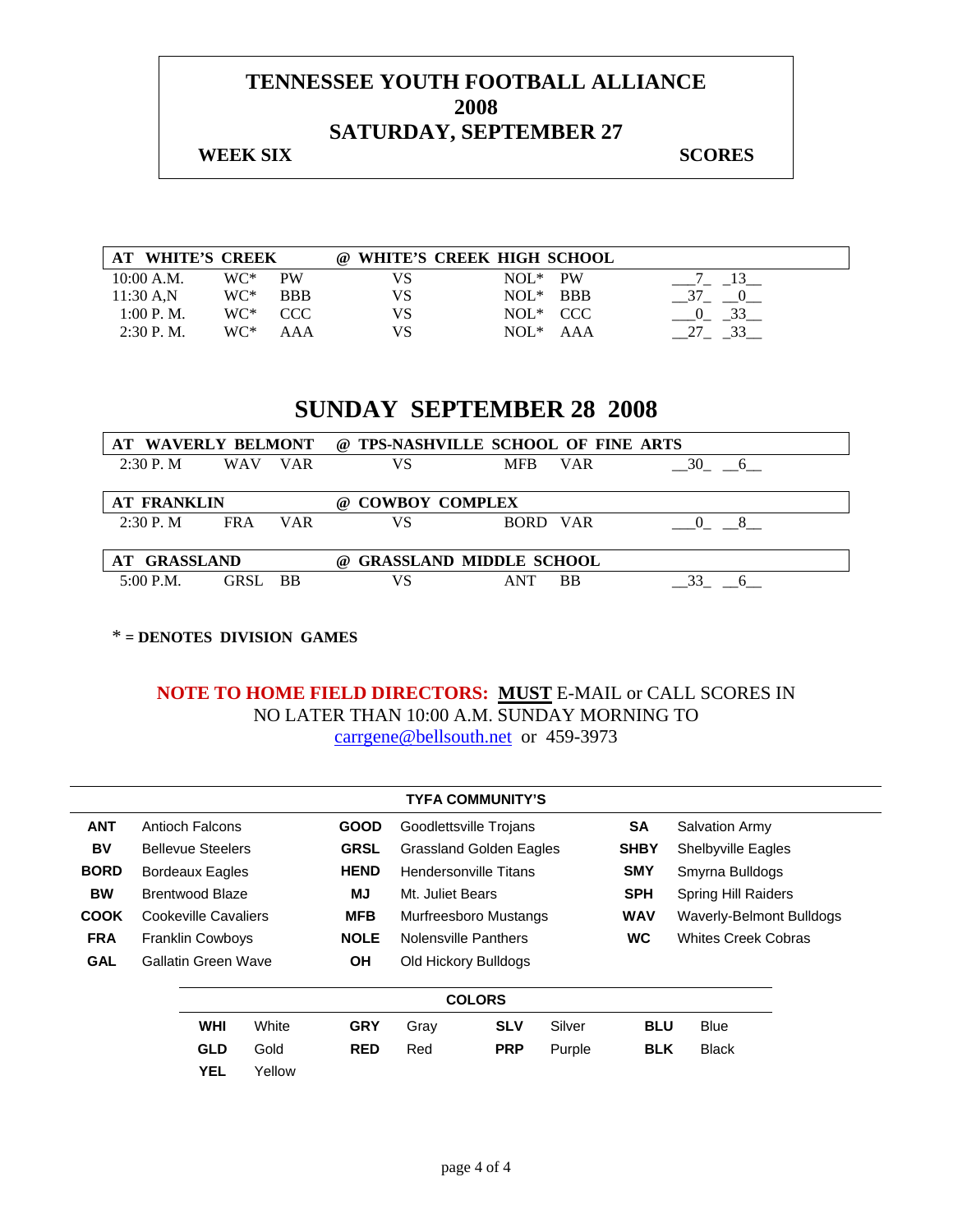# TENNESSEE YOUTH FOOTBALL ALLIANCE
# 2008
# SATURDAY, SEPTEMBER 27

**WEEK SIX** **SCORES**

| AT WHITE'S CREEK | | | @ WHITE'S CREEK HIGH SCHOOL | | | |
|---|---|---|---|---|---|---|
| 10:00 A.M. | WC* | PW | VS | NOL* | PW | __7_ _13__ |
| 11:30 A,N | WC* | BBB | VS | NOL* | BBB | __37_ __0__ |
| 1:00 P. M. | WC* | CCC | VS | NOL* | CCC | ___0_ _33__ |
| 2:30 P. M. | WC* | AAA | VS | NOL* | AAA | __27_ _33__ |

## SUNDAY SEPTEMBER 28 2008

| AT WAVERLY BELMONT | | | @ TPS-NASHVILLE SCHOOL OF FINE ARTS | | | |
|---|---|---|---|---|---|---|
| 2:30 P. M | WAV | VAR | VS | MFB | VAR | __30_ __6__ |

| AT FRANKLIN | | | @ COWBOY COMPLEX | | | |
|---|---|---|---|---|---|---|
| 2:30 P. M | FRA | VAR | VS | BORD | VAR | ___0_ __8__ |

| AT GRASSLAND | | | @ GRASSLAND MIDDLE SCHOOL | | | |
|---|---|---|---|---|---|---|
| 5:00 P.M. | GRSL | BB | VS | ANT | BB | __33_ __6__ |

**\* = DENOTES DIVISION GAMES**

**NOTE TO HOME FIELD DIRECTORS:** **MUST** E-MAIL or CALL SCORES IN NO LATER THAN 10:00 A.M. SUNDAY MORNING TO carrgene@bellsouth.net or 459-3973

**TYFA COMMUNITY'S**

| | | | | | |
|---|---|---|---|---|---|
| **ANT** | Antioch Falcons | **GOOD** | Goodlettsville Trojans | **SA** | Salvation Army |
| **BV** | Bellevue Steelers | **GRSL** | Grassland Golden Eagles | **SHBY** | Shelbyville Eagles |
| **BORD** | Bordeaux Eagles | **HEND** | Hendersonville Titans | **SMY** | Smyrna Bulldogs |
| **BW** | Brentwood Blaze | **MJ** | Mt. Juliet Bears | **SPH** | Spring Hill Raiders |
| **COOK** | Cookeville Cavaliers | **MFB** | Murfreesboro Mustangs | **WAV** | Waverly-Belmont Bulldogs |
| **FRA** | Franklin Cowboys | **NOLE** | Nolensville Panthers | **WC** | Whites Creek Cobras |
| **GAL** | Gallatin Green Wave | **OH** | Old Hickory Bulldogs | | |

**COLORS**

| | | | | | | | |
|---|---|---|---|---|---|---|---|
| **WHI** | White | **GRY** | Gray | **SLV** | Silver | **BLU** | Blue |
| **GLD** | Gold | **RED** | Red | **PRP** | Purple | **BLK** | Black |
| **YEL** | Yellow | | | | | | |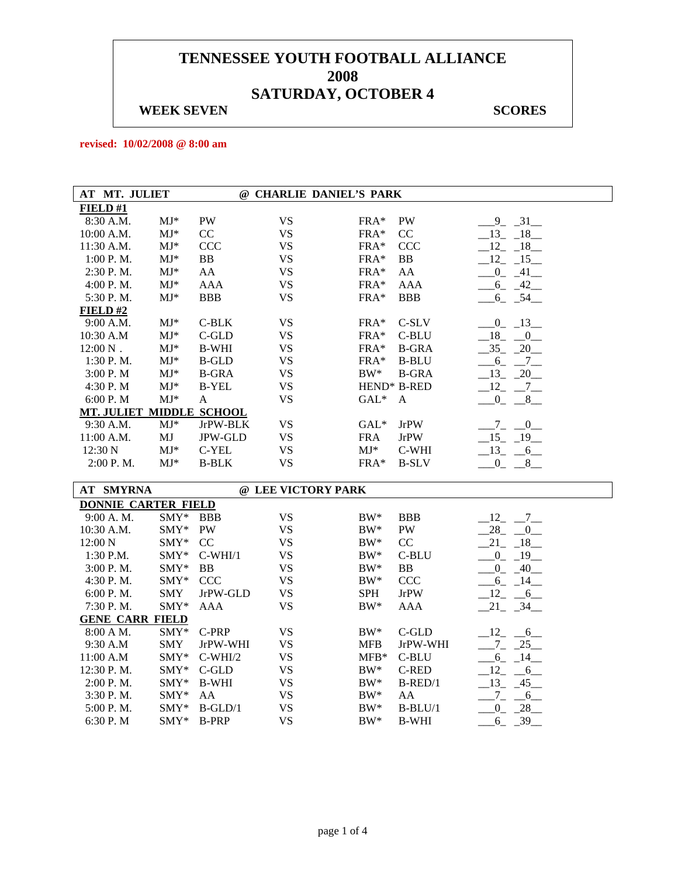# TENNESSEE YOUTH FOOTBALL ALLIANCE
# 2008
# SATURDAY, OCTOBER 4

**WEEK SEVEN** **SCORES**

**revised: 10/02/2008 @ 8:00 am**

| AT MT. JULIET | | | @ CHARLIE DANIEL'S PARK | | | |
|---|---|---|---|---|---|---|
| **FIELD #1** | | | | | | |
| 8:30 A.M. | MJ* | PW | VS | FRA* | PW | 9 31 |
| 10:00 A.M. | MJ* | CC | VS | FRA* | CC | 13 18 |
| 11:30 A.M. | MJ* | CCC | VS | FRA* | CCC | 12 18 |
| 1:00 P. M. | MJ* | BB | VS | FRA* | BB | 12 15 |
| 2:30 P. M. | MJ* | AA | VS | FRA* | AA | 0 41 |
| 4:00 P. M. | MJ* | AAA | VS | FRA* | AAA | 6 42 |
| 5:30 P. M. | MJ* | BBB | VS | FRA* | BBB | 6 54 |
| **FIELD #2** | | | | | | |
| 9:00 A.M. | MJ* | C-BLK | VS | FRA* | C-SLV | 0 13 |
| 10:30 A.M | MJ* | C-GLD | VS | FRA* | C-BLU | 18 0 |
| 12:00 N . | MJ* | B-WHI | VS | FRA* | B-GRA | 35 20 |
| 1:30 P. M. | MJ* | B-GLD | VS | FRA* | B-BLU | 6 7 |
| 3:00 P. M | MJ* | B-GRA | VS | BW* | B-GRA | 13 20 |
| 4:30 P. M | MJ* | B-YEL | VS | HEND* | B-RED | 12 7 |
| 6:00 P. M | MJ* | A | VS | GAL* | A | 0 8 |
| **MT. JULIET MIDDLE SCHOOL** | | | | | | |
| 9:30 A.M. | MJ* | JrPW-BLK | VS | GAL* | JrPW | 7 0 |
| 11:00 A.M. | MJ | JPW-GLD | VS | FRA | JrPW | 15 19 |
| 12:30 N | MJ* | C-YEL | VS | MJ* | C-WHI | 13 6 |
| 2:00 P. M. | MJ* | B-BLK | VS | FRA* | B-SLV | 0 8 |

| AT SMYRNA | | | @ LEE VICTORY PARK | | | |
|---|---|---|---|---|---|---|
| **DONNIE CARTER FIELD** | | | | | | |
| 9:00 A. M. | SMY* | BBB | VS | BW* | BBB | 12 7 |
| 10:30 A.M. | SMY* | PW | VS | BW* | PW | 28 0 |
| 12:00 N | SMY* | CC | VS | BW* | CC | 21 18 |
| 1:30 P.M. | SMY* | C-WHI/1 | VS | BW* | C-BLU | 0 19 |
| 3:00 P. M. | SMY* | BB | VS | BW* | BB | 0 40 |
| 4:30 P. M. | SMY* | CCC | VS | BW* | CCC | 6 14 |
| 6:00 P. M. | SMY | JrPW-GLD | VS | SPH | JrPW | 12 6 |
| 7:30 P. M. | SMY* | AAA | VS | BW* | AAA | 21 34 |
| **GENE CARR FIELD** | | | | | | |
| 8:00 A M. | SMY* | C-PRP | VS | BW* | C-GLD | 12 6 |
| 9:30 A.M | SMY | JrPW-WHI | VS | MFB | JrPW-WHI | 7 25 |
| 11:00 A.M | SMY* | C-WHI/2 | VS | MFB* | C-BLU | 6 14 |
| 12:30 P. M. | SMY* | C-GLD | VS | BW* | C-RED | 12 6 |
| 2:00 P. M. | SMY* | B-WHI | VS | BW* | B-RED/1 | 13 45 |
| 3:30 P. M. | SMY* | AA | VS | BW* | AA | 7 6 |
| 5:00 P. M. | SMY* | B-GLD/1 | VS | BW* | B-BLU/1 | 0 28 |
| 6:30 P. M | SMY* | B-PRP | VS | BW* | B-WHI | 6 39 |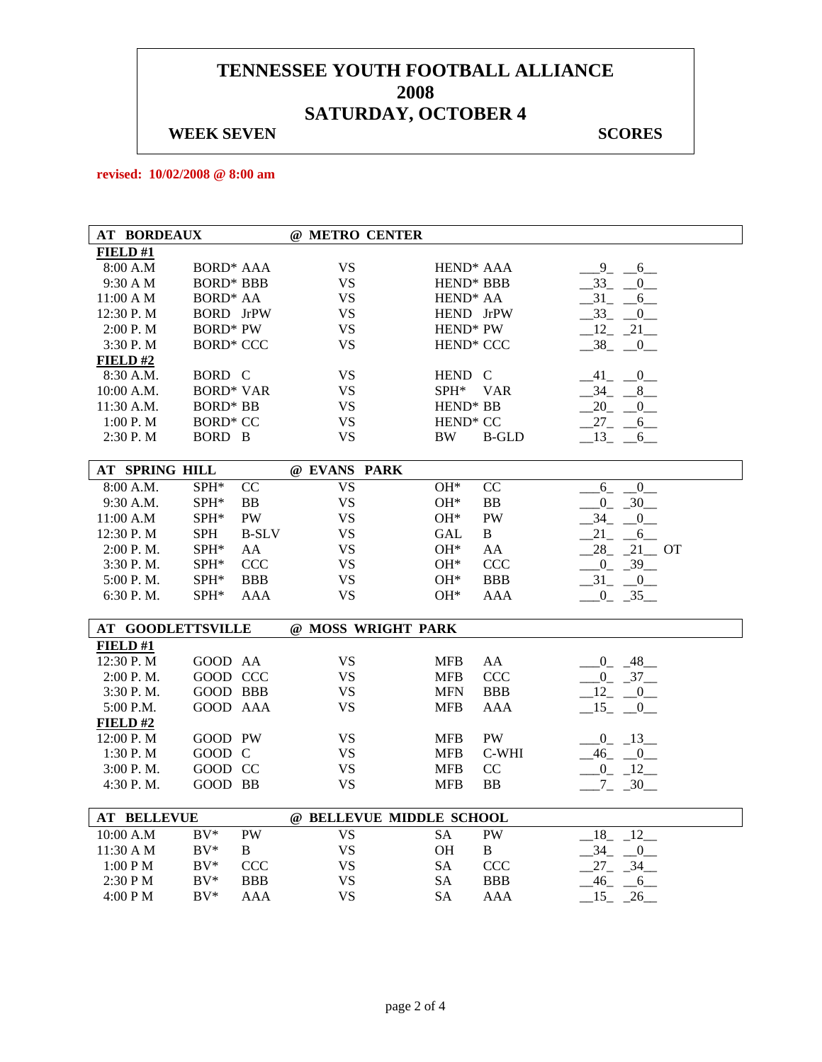# TENNESSEE YOUTH FOOTBALL ALLIANCE
# 2008
# SATURDAY, OCTOBER 4

**WEEK SEVEN** **SCORES**

**revised: 10/02/2008 @ 8:00 am**

| AT BORDEAUX | | @ METRO CENTER | | |
|---|---|---|---|---|
| **FIELD #1** | | | | |
| 8:00 A.M | BORD* AAA | VS | HEND* AAA | 9 6 |
| 9:30 A M | BORD* BBB | VS | HEND* BBB | 33 0 |
| 11:00 A M | BORD* AA | VS | HEND* AA | 31 6 |
| 12:30 P. M | BORD JrPW | VS | HEND JrPW | 33 0 |
| 2:00 P. M | BORD* PW | VS | HEND* PW | 12 21 |
| 3:30 P. M | BORD* CCC | VS | HEND* CCC | 38 0 |
| **FIELD #2** | | | | |
| 8:30 A.M. | BORD C | VS | HEND C | 41 0 |
| 10:00 A.M. | BORD* VAR | VS | SPH* VAR | 34 8 |
| 11:30 A.M. | BORD* BB | VS | HEND* BB | 20 0 |
| 1:00 P. M | BORD* CC | VS | HEND* CC | 27 6 |
| 2:30 P. M | BORD B | VS | BW B-GLD | 13 6 |

| AT SPRING HILL | | @ EVANS PARK | | |
|---|---|---|---|---|
| 8:00 A.M. | SPH* CC | VS | OH* CC | 6 0 |
| 9:30 A.M. | SPH* BB | VS | OH* BB | 0 30 |
| 11:00 A.M | SPH* PW | VS | OH* PW | 34 0 |
| 12:30 P. M | SPH B-SLV | VS | GAL B | 21 6 |
| 2:00 P. M. | SPH* AA | VS | OH* AA | 28 21 OT |
| 3:30 P. M. | SPH* CCC | VS | OH* CCC | 0 39 |
| 5:00 P. M. | SPH* BBB | VS | OH* BBB | 31 0 |
| 6:30 P. M. | SPH* AAA | VS | OH* AAA | 0 35 |

| AT GOODLETTSVILLE | | @ MOSS WRIGHT PARK | | |
|---|---|---|---|---|
| **FIELD #1** | | | | |
| 12:30 P. M | GOOD AA | VS | MFB AA | 0 48 |
| 2:00 P. M. | GOOD CCC | VS | MFB CCC | 0 37 |
| 3:30 P. M. | GOOD BBB | VS | MFN BBB | 12 0 |
| 5:00 P.M. | GOOD AAA | VS | MFB AAA | 15 0 |
| **FIELD #2** | | | | |
| 12:00 P. M | GOOD PW | VS | MFB PW | 0 13 |
| 1:30 P. M | GOOD C | VS | MFB C-WHI | 46 0 |
| 3:00 P. M. | GOOD CC | VS | MFB CC | 0 12 |
| 4:30 P. M. | GOOD BB | VS | MFB BB | 7 30 |

| AT BELLEVUE | | @ BELLEVUE MIDDLE SCHOOL | | |
|---|---|---|---|---|
| 10:00 A.M | BV* PW | VS | SA PW | 18 12 |
| 11:30 A M | BV* B | VS | OH B | 34 0 |
| 1:00 P M | BV* CCC | VS | SA CCC | 27 34 |
| 2:30 P M | BV* BBB | VS | SA BBB | 46 6 |
| 4:00 P M | BV* AAA | VS | SA AAA | 15 26 |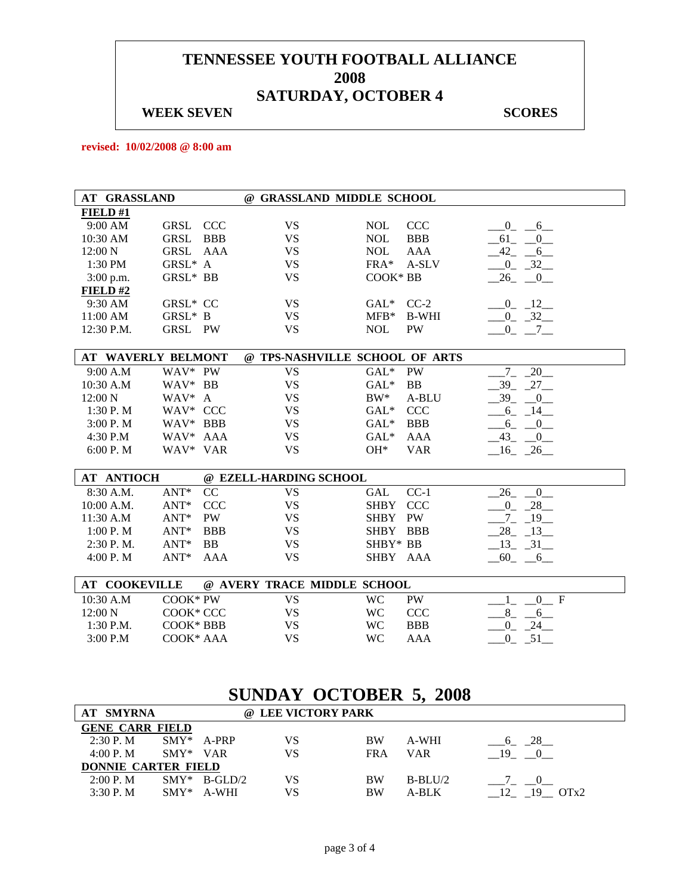# TENNESSEE YOUTH FOOTBALL ALLIANCE
# 2008
# SATURDAY, OCTOBER 4

**WEEK SEVEN** **SCORES**

**revised: 10/02/2008 @ 8:00 am**

| AT GRASSLAND | | @ GRASSLAND MIDDLE SCHOOL | | | |
|---|---|---|---|---|---|
| **FIELD #1** | | | | | |
| 9:00 AM | GRSL CCC | VS | NOL | CCC | 0 6 |
| 10:30 AM | GRSL BBB | VS | NOL | BBB | 61 0 |
| 12:00 N | GRSL AAA | VS | NOL | AAA | 42 6 |
| 1:30 PM | GRSL* A | VS | FRA* | A-SLV | 0 32 |
| 3:00 p.m. | GRSL* BB | VS | COOK* BB | | 26 0 |
| **FIELD #2** | | | | | |
| 9:30 AM | GRSL* CC | VS | GAL* | CC-2 | 0 12 |
| 11:00 AM | GRSL* B | VS | MFB* | B-WHI | 0 32 |
| 12:30 P.M. | GRSL PW | VS | NOL | PW | 0 7 |

| AT WAVERLY BELMONT | | @ TPS-NASHVILLE SCHOOL OF ARTS | | | |
|---|---|---|---|---|---|
| 9:00 A.M | WAV* PW | VS | GAL* | PW | 7 20 |
| 10:30 A.M | WAV* BB | VS | GAL* | BB | 39 27 |
| 12:00 N | WAV* A | VS | BW* | A-BLU | 39 0 |
| 1:30 P. M | WAV* CCC | VS | GAL* | CCC | 6 14 |
| 3:00 P. M | WAV* BBB | VS | GAL* | BBB | 6 0 |
| 4:30 P.M | WAV* AAA | VS | GAL* | AAA | 43 0 |
| 6:00 P. M | WAV* VAR | VS | OH* | VAR | 16 26 |

| AT ANTIOCH | | @ EZELL-HARDING SCHOOL | | | |
|---|---|---|---|---|---|
| 8:30 A.M. | ANT* CC | VS | GAL | CC-1 | 26 0 |
| 10:00 A.M. | ANT* CCC | VS | SHBY | CCC | 0 28 |
| 11:30 A.M | ANT* PW | VS | SHBY | PW | 7 19 |
| 1:00 P. M | ANT* BBB | VS | SHBY | BBB | 28 13 |
| 2:30 P. M. | ANT* BB | VS | SHBY* | BB | 13 31 |
| 4:00 P. M | ANT* AAA | VS | SHBY | AAA | 60 6 |

| AT COOKEVILLE | | @ AVERY TRACE MIDDLE SCHOOL | | | |
|---|---|---|---|---|---|
| 10:30 A.M | COOK* PW | VS | WC | PW | 1 0 F |
| 12:00 N | COOK* CCC | VS | WC | CCC | 8 6 |
| 1:30 P.M. | COOK* BBB | VS | WC | BBB | 0 24 |
| 3:00 P.M | COOK* AAA | VS | WC | AAA | 0 51 |

# SUNDAY OCTOBER 5, 2008

| AT SMYRNA | | @ LEE VICTORY PARK | | | |
|---|---|---|---|---|---|
| **GENE CARR FIELD** | | | | | |
| 2:30 P. M | SMY* A-PRP | VS | BW | A-WHI | 6 28 |
| 4:00 P. M | SMY* VAR | VS | FRA | VAR | 19 0 |
| **DONNIE CARTER FIELD** | | | | | |
| 2:00 P. M | SMY* B-GLD/2 | VS | BW | B-BLU/2 | 7 0 |
| 3:30 P. M | SMY* A-WHI | VS | BW | A-BLK | 12 19 OTx2 |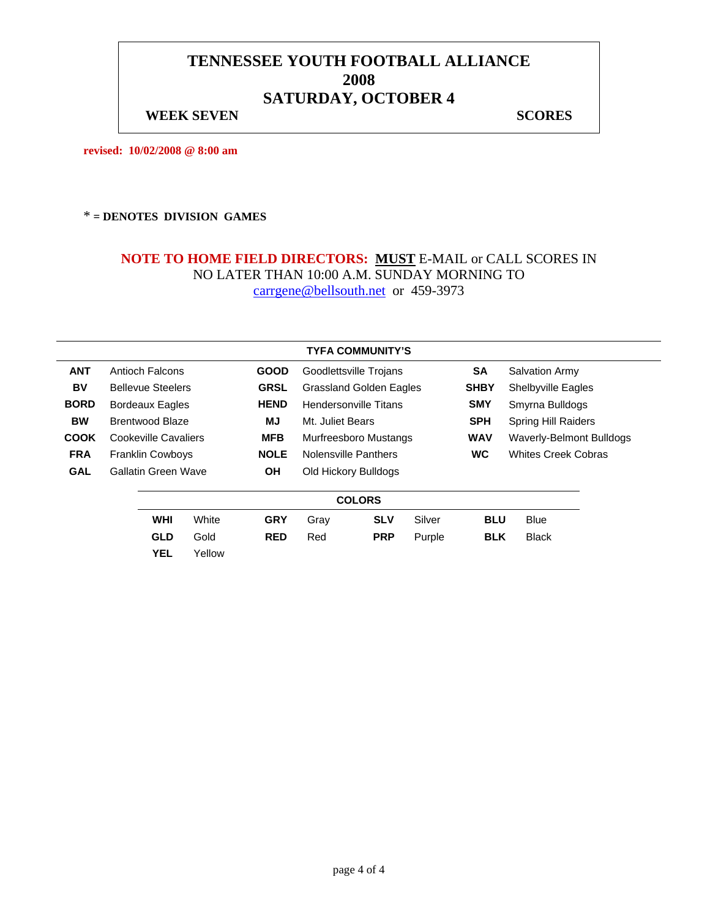# TENNESSEE YOUTH FOOTBALL ALLIANCE
## 2008
## SATURDAY, OCTOBER 4

**WEEK SEVEN** **SCORES**

**revised: 10/02/2008 @ 8:00 am**

**\* = DENOTES DIVISION GAMES**

**NOTE TO HOME FIELD DIRECTORS: MUST** E-MAIL or CALL SCORES IN NO LATER THAN 10:00 A.M. SUNDAY MORNING TO carrgene@bellsouth.net or 459-3973

| TYFA COMMUNITY'S | | | | | |
|---|---|---|---|---|---|
| **ANT** | Antioch Falcons | **GOOD** | Goodlettsville Trojans | **SA** | Salvation Army |
| **BV** | Bellevue Steelers | **GRSL** | Grassland Golden Eagles | **SHBY** | Shelbyville Eagles |
| **BORD** | Bordeaux Eagles | **HEND** | Hendersonville Titans | **SMY** | Smyrna Bulldogs |
| **BW** | Brentwood Blaze | **MJ** | Mt. Juliet Bears | **SPH** | Spring Hill Raiders |
| **COOK** | Cookeville Cavaliers | **MFB** | Murfreesboro Mustangs | **WAV** | Waverly-Belmont Bulldogs |
| **FRA** | Franklin Cowboys | **NOLE** | Nolensville Panthers | **WC** | Whites Creek Cobras |
| **GAL** | Gallatin Green Wave | **OH** | Old Hickory Bulldogs | | |

| COLORS | | | | | | | |
|---|---|---|---|---|---|---|---|
| **WHI** | White | **GRY** | Gray | **SLV** | Silver | **BLU** | Blue |
| **GLD** | Gold | **RED** | Red | **PRP** | Purple | **BLK** | Black |
| **YEL** | Yellow | | | | | | |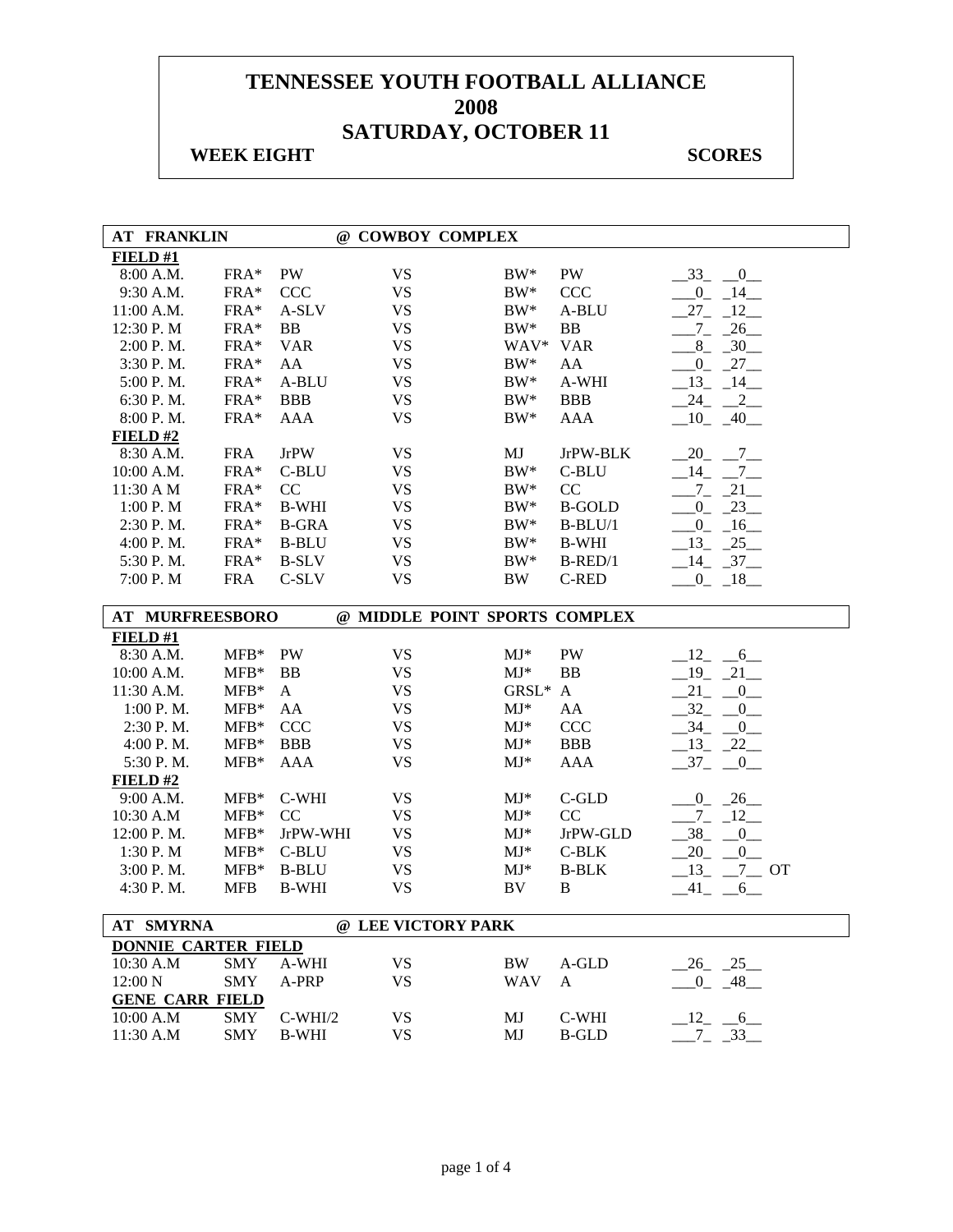# TENNESSEE YOUTH FOOTBALL ALLIANCE
# 2008
# SATURDAY, OCTOBER 11

**WEEK EIGHT** **SCORES**

| AT FRANKLIN | | | @ COWBOY COMPLEX | | | |
|---|---|---|---|---|---|---|
| **FIELD #1** | | | | | | |
| 8:00 A.M. | FRA* | PW | VS | BW* | PW | __33_ __0__ |
| 9:30 A.M. | FRA* | CCC | VS | BW* | CCC | ___0_ _14__ |
| 11:00 A.M. | FRA* | A-SLV | VS | BW* | A-BLU | __27_ _12__ |
| 12:30 P. M | FRA* | BB | VS | BW* | BB | ___7_ _26__ |
| 2:00 P. M. | FRA* | VAR | VS | WAV* | VAR | ___8_ _30__ |
| 3:30 P. M. | FRA* | AA | VS | BW* | AA | ___0_ _27__ |
| 5:00 P. M. | FRA* | A-BLU | VS | BW* | A-WHI | __13_ _14__ |
| 6:30 P. M. | FRA* | BBB | VS | BW* | BBB | __24_ __2__ |
| 8:00 P. M. | FRA* | AAA | VS | BW* | AAA | __10_ _40__ |
| **FIELD #2** | | | | | | |
| 8:30 A.M. | FRA | JrPW | VS | MJ | JrPW-BLK | __20_ __7__ |
| 10:00 A.M. | FRA* | C-BLU | VS | BW* | C-BLU | __14_ __7__ |
| 11:30 A M | FRA* | CC | VS | BW* | CC | ___7_ _21__ |
| 1:00 P. M | FRA* | B-WHI | VS | BW* | B-GOLD | ___0_ _23__ |
| 2:30 P. M. | FRA* | B-GRA | VS | BW* | B-BLU/1 | ___0_ _16__ |
| 4:00 P. M. | FRA* | B-BLU | VS | BW* | B-WHI | __13_ _25__ |
| 5:30 P. M. | FRA* | B-SLV | VS | BW* | B-RED/1 | __14_ _37__ |
| 7:00 P. M | FRA | C-SLV | VS | BW | C-RED | ___0_ _18__ |

| AT MURFREESBORO | | | @ MIDDLE POINT SPORTS COMPLEX | | | |
|---|---|---|---|---|---|---|
| **FIELD #1** | | | | | | |
| 8:30 A.M. | MFB* | PW | VS | MJ* | PW | __12_ __6__ |
| 10:00 A.M. | MFB* | BB | VS | MJ* | BB | __19_ _21__ |
| 11:30 A.M. | MFB* | A | VS | GRSL* | A | __21_ __0__ |
| 1:00 P. M. | MFB* | AA | VS | MJ* | AA | __32_ __0__ |
| 2:30 P. M. | MFB* | CCC | VS | MJ* | CCC | __34_ __0__ |
| 4:00 P. M. | MFB* | BBB | VS | MJ* | BBB | __13_ _22__ |
| 5:30 P. M. | MFB* | AAA | VS | MJ* | AAA | __37_ __0__ |
| **FIELD #2** | | | | | | |
| 9:00 A.M. | MFB* | C-WHI | VS | MJ* | C-GLD | ___0_ _26__ |
| 10:30 A.M | MFB* | CC | VS | MJ* | CC | ___7_ _12__ |
| 12:00 P. M. | MFB* | JrPW-WHI | VS | MJ* | JrPW-GLD | __38_ __0__ |
| 1:30 P. M | MFB* | C-BLU | VS | MJ* | C-BLK | __20_ __0__ |
| 3:00 P. M. | MFB* | B-BLU | VS | MJ* | B-BLK | __13_ __7__ OT |
| 4:30 P. M. | MFB | B-WHI | VS | BV | B | __41_ __6__ |

| AT SMYRNA | | | @ LEE VICTORY PARK | | | |
|---|---|---|---|---|---|---|
| **DONNIE CARTER FIELD** | | | | | | |
| 10:30 A.M | SMY | A-WHI | VS | BW | A-GLD | __26_ _25__ |
| 12:00 N | SMY | A-PRP | VS | WAV | A | ___0_ _48__ |
| **GENE CARR FIELD** | | | | | | |
| 10:00 A.M | SMY | C-WHI/2 | VS | MJ | C-WHI | __12_ __6__ |
| 11:30 A.M | SMY | B-WHI | VS | MJ | B-GLD | ___7_ _33__ |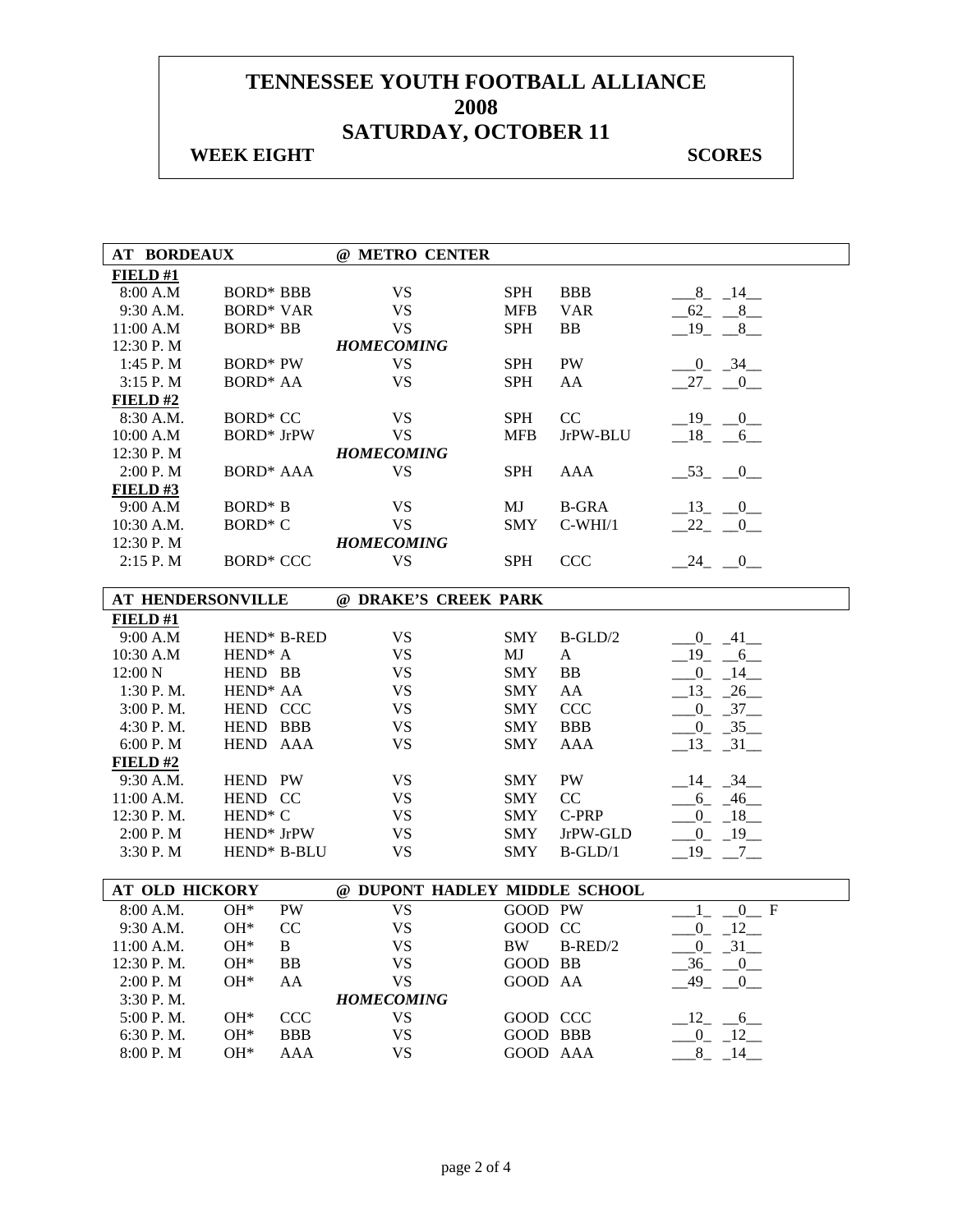# TENNESSEE YOUTH FOOTBALL ALLIANCE
# 2008
# SATURDAY, OCTOBER 11

**WEEK EIGHT** **SCORES**

| AT BORDEAUX | | @ METRO CENTER | | | |
|---|---|---|---|---|---|
| **FIELD #1** | | | | | |
| 8:00 A.M | BORD* BBB | VS | SPH | BBB | 8 14 |
| 9:30 A.M. | BORD* VAR | VS | MFB | VAR | 62 8 |
| 11:00 A.M | BORD* BB | VS | SPH | BB | 19 8 |
| 12:30 P. M | | *HOMECOMING* | | | |
| 1:45 P. M | BORD* PW | VS | SPH | PW | 0 34 |
| 3:15 P. M | BORD* AA | VS | SPH | AA | 27 0 |
| **FIELD #2** | | | | | |
| 8:30 A.M. | BORD* CC | VS | SPH | CC | 19 0 |
| 10:00 A.M | BORD* JrPW | VS | MFB | JrPW-BLU | 18 6 |
| 12:30 P. M | | *HOMECOMING* | | | |
| 2:00 P. M | BORD* AAA | VS | SPH | AAA | 53 0 |
| **FIELD #3** | | | | | |
| 9:00 A.M | BORD* B | VS | MJ | B-GRA | 13 0 |
| 10:30 A.M. | BORD* C | VS | SMY | C-WHI/1 | 22 0 |
| 12:30 P. M | | *HOMECOMING* | | | |
| 2:15 P. M | BORD* CCC | VS | SPH | CCC | 24 0 |

| AT HENDERSONVILLE | | @ DRAKE'S CREEK PARK | | | |
|---|---|---|---|---|---|
| **FIELD #1** | | | | | |
| 9:00 A.M | HEND* B-RED | VS | SMY | B-GLD/2 | 0 41 |
| 10:30 A.M | HEND* A | VS | MJ | A | 19 6 |
| 12:00 N | HEND BB | VS | SMY | BB | 0 14 |
| 1:30 P. M. | HEND* AA | VS | SMY | AA | 13 26 |
| 3:00 P. M. | HEND CCC | VS | SMY | CCC | 0 37 |
| 4:30 P. M. | HEND BBB | VS | SMY | BBB | 0 35 |
| 6:00 P. M | HEND AAA | VS | SMY | AAA | 13 31 |
| **FIELD #2** | | | | | |
| 9:30 A.M. | HEND PW | VS | SMY | PW | 14 34 |
| 11:00 A.M. | HEND CC | VS | SMY | CC | 6 46 |
| 12:30 P. M. | HEND* C | VS | SMY | C-PRP | 0 18 |
| 2:00 P. M | HEND* JrPW | VS | SMY | JrPW-GLD | 0 19 |
| 3:30 P. M | HEND* B-BLU | VS | SMY | B-GLD/1 | 19 7 |

| AT OLD HICKORY | | @ DUPONT HADLEY MIDDLE SCHOOL | | | |
|---|---|---|---|---|---|
| 8:00 A.M. | OH* PW | VS | GOOD | PW | 1 0 F |
| 9:30 A.M. | OH* CC | VS | GOOD | CC | 0 12 |
| 11:00 A.M. | OH* B | VS | BW | B-RED/2 | 0 31 |
| 12:30 P. M. | OH* BB | VS | GOOD | BB | 36 0 |
| 2:00 P. M | OH* AA | VS | GOOD | AA | 49 0 |
| 3:30 P. M. | | *HOMECOMING* | | | |
| 5:00 P. M. | OH* CCC | VS | GOOD | CCC | 12 6 |
| 6:30 P. M. | OH* BBB | VS | GOOD | BBB | 0 12 |
| 8:00 P. M | OH* AAA | VS | GOOD | AAA | 8 14 |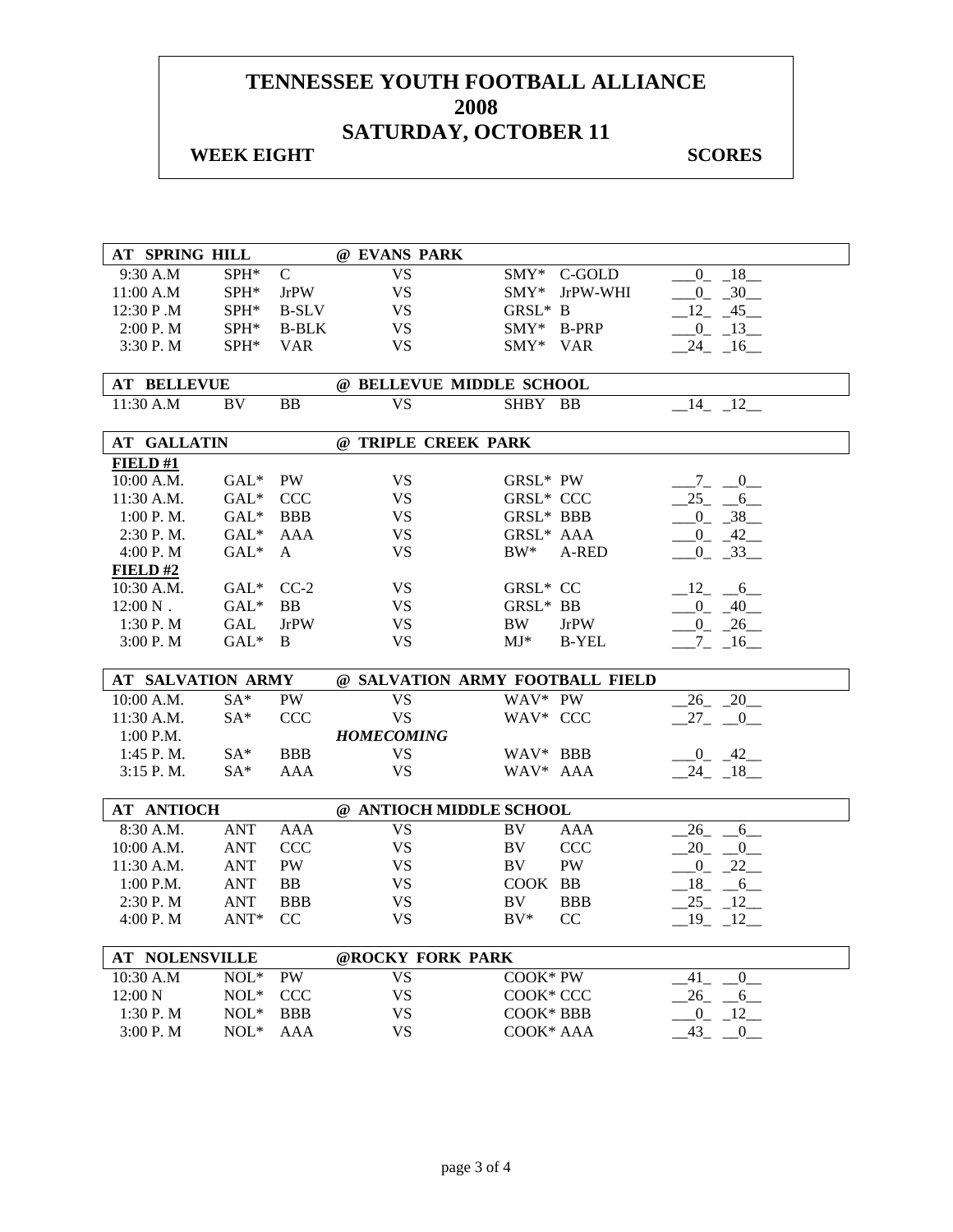# TENNESSEE YOUTH FOOTBALL ALLIANCE
# 2008
# SATURDAY, OCTOBER 11

**WEEK EIGHT** **SCORES**

| **AT SPRING HILL** | | | **@ EVANS PARK** | | | |
|---|---|---|---|---|---|---|
| 9:30 A.M | SPH* | C | VS | SMY* | C-GOLD | 0 18 |
| 11:00 A.M | SPH* | JrPW | VS | SMY* | JrPW-WHI | 0 30 |
| 12:30 P .M | SPH* | B-SLV | VS | GRSL* | B | 12 45 |
| 2:00 P. M | SPH* | B-BLK | VS | SMY* | B-PRP | 0 13 |
| 3:30 P. M | SPH* | VAR | VS | SMY* | VAR | 24 16 |

| **AT BELLEVUE** | | | **@ BELLEVUE MIDDLE SCHOOL** | | | |
|---|---|---|---|---|---|---|
| 11:30 A.M | BV | BB | VS | SHBY | BB | 14 12 |

| **AT GALLATIN** | | | **@ TRIPLE CREEK PARK** | | | |
|---|---|---|---|---|---|---|
| **FIELD #1** | | | | | | |
| 10:00 A.M. | GAL* | PW | VS | GRSL* | PW | 7 0 |
| 11:30 A.M. | GAL* | CCC | VS | GRSL* | CCC | 25 6 |
| 1:00 P. M. | GAL* | BBB | VS | GRSL* | BBB | 0 38 |
| 2:30 P. M. | GAL* | AAA | VS | GRSL* | AAA | 0 42 |
| 4:00 P. M | GAL* | A | VS | BW* | A-RED | 0 33 |
| **FIELD #2** | | | | | | |
| 10:30 A.M. | GAL* | CC-2 | VS | GRSL* | CC | 12 6 |
| 12:00 N . | GAL* | BB | VS | GRSL* | BB | 0 40 |
| 1:30 P. M | GAL | JrPW | VS | BW | JrPW | 0 26 |
| 3:00 P. M | GAL* | B | VS | MJ* | B-YEL | 7 16 |

| **AT SALVATION ARMY** | | | **@ SALVATION ARMY FOOTBALL FIELD** | | | |
|---|---|---|---|---|---|---|
| 10:00 A.M. | SA* | PW | VS | WAV* | PW | 26 20 |
| 11:30 A.M. | SA* | CCC | VS | WAV* | CCC | 27 0 |
| 1:00 P.M. | | | *HOMECOMING* | | | |
| 1:45 P. M. | SA* | BBB | VS | WAV* | BBB | 0 42 |
| 3:15 P. M. | SA* | AAA | VS | WAV* | AAA | 24 18 |

| **AT ANTIOCH** | | | **@ ANTIOCH MIDDLE SCHOOL** | | | |
|---|---|---|---|---|---|---|
| 8:30 A.M. | ANT | AAA | VS | BV | AAA | 26 6 |
| 10:00 A.M. | ANT | CCC | VS | BV | CCC | 20 0 |
| 11:30 A.M. | ANT | PW | VS | BV | PW | 0 22 |
| 1:00 P.M. | ANT | BB | VS | COOK | BB | 18 6 |
| 2:30 P. M | ANT | BBB | VS | BV | BBB | 25 12 |
| 4:00 P. M | ANT* | CC | VS | BV* | CC | 19 12 |

| **AT NOLENSVILLE** | | | **@ROCKY FORK PARK** | | | |
|---|---|---|---|---|---|---|
| 10:30 A.M | NOL* | PW | VS | COOK* | PW | 41 0 |
| 12:00 N | NOL* | CCC | VS | COOK* | CCC | 26 6 |
| 1:30 P. M | NOL* | BBB | VS | COOK* | BBB | 0 12 |
| 3:00 P. M | NOL* | AAA | VS | COOK* | AAA | 43 0 |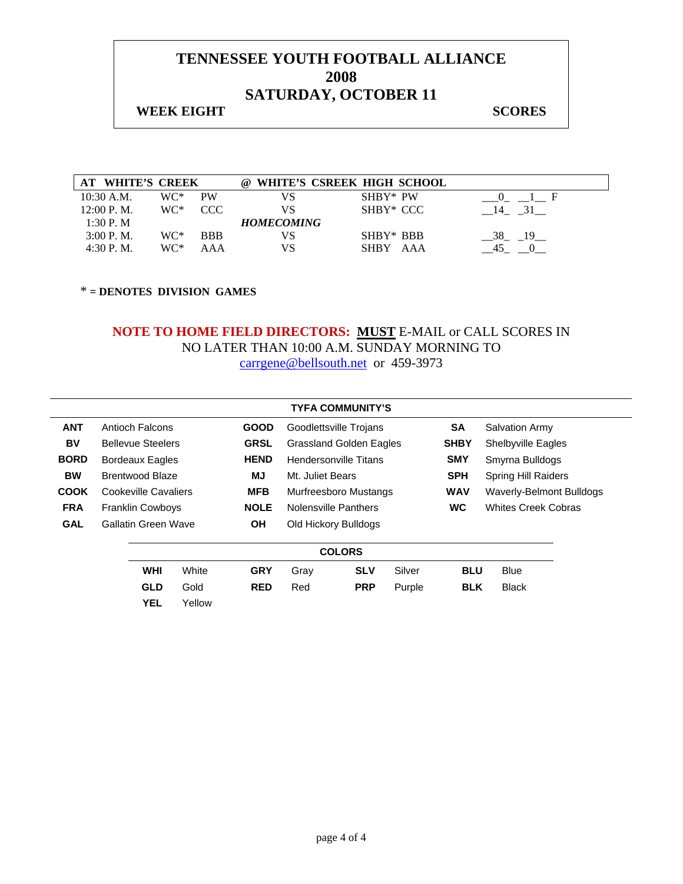# TENNESSEE YOUTH FOOTBALL ALLIANCE
# 2008
# SATURDAY, OCTOBER 11

**WEEK EIGHT** **SCORES**

| AT WHITE'S CREEK | | | @ WHITE'S CSREEK HIGH SCHOOL | | |
|---|---|---|---|---|---|
| 10:30 A.M. | WC* | PW | VS | SHBY* PW | __0_ __1__ F |
| 12:00 P. M. | WC* | CCC | VS | SHBY* CCC | __14_ _31__ |
| 1:30 P. M | | | ***HOMECOMING*** | | |
| 3:00 P. M. | WC* | BBB | VS | SHBY* BBB | __38_ _19__ |
| 4:30 P. M. | WC* | AAA | VS | SHBY AAA | __45_ __0__ |

**\* = DENOTES DIVISION GAMES**

**NOTE TO HOME FIELD DIRECTORS: <u>MUST</u>** E-MAIL or CALL SCORES IN NO LATER THAN 10:00 A.M. SUNDAY MORNING TO carrgene@bellsouth.net or 459-3973

**TYFA COMMUNITY'S**

| | | | | | |
|---|---|---|---|---|---|
| **ANT** | Antioch Falcons | **GOOD** | Goodlettsville Trojans | **SA** | Salvation Army |
| **BV** | Bellevue Steelers | **GRSL** | Grassland Golden Eagles | **SHBY** | Shelbyville Eagles |
| **BORD** | Bordeaux Eagles | **HEND** | Hendersonville Titans | **SMY** | Smyrna Bulldogs |
| **BW** | Brentwood Blaze | **MJ** | Mt. Juliet Bears | **SPH** | Spring Hill Raiders |
| **COOK** | Cookeville Cavaliers | **MFB** | Murfreesboro Mustangs | **WAV** | Waverly-Belmont Bulldogs |
| **FRA** | Franklin Cowboys | **NOLE** | Nolensville Panthers | **WC** | Whites Creek Cobras |
| **GAL** | Gallatin Green Wave | **OH** | Old Hickory Bulldogs | | |

**COLORS**

| | | | | | | | |
|---|---|---|---|---|---|---|---|
| **WHI** | White | **GRY** | Gray | **SLV** | Silver | **BLU** | Blue |
| **GLD** | Gold | **RED** | Red | **PRP** | Purple | **BLK** | Black |
| **YEL** | Yellow | | | | | | |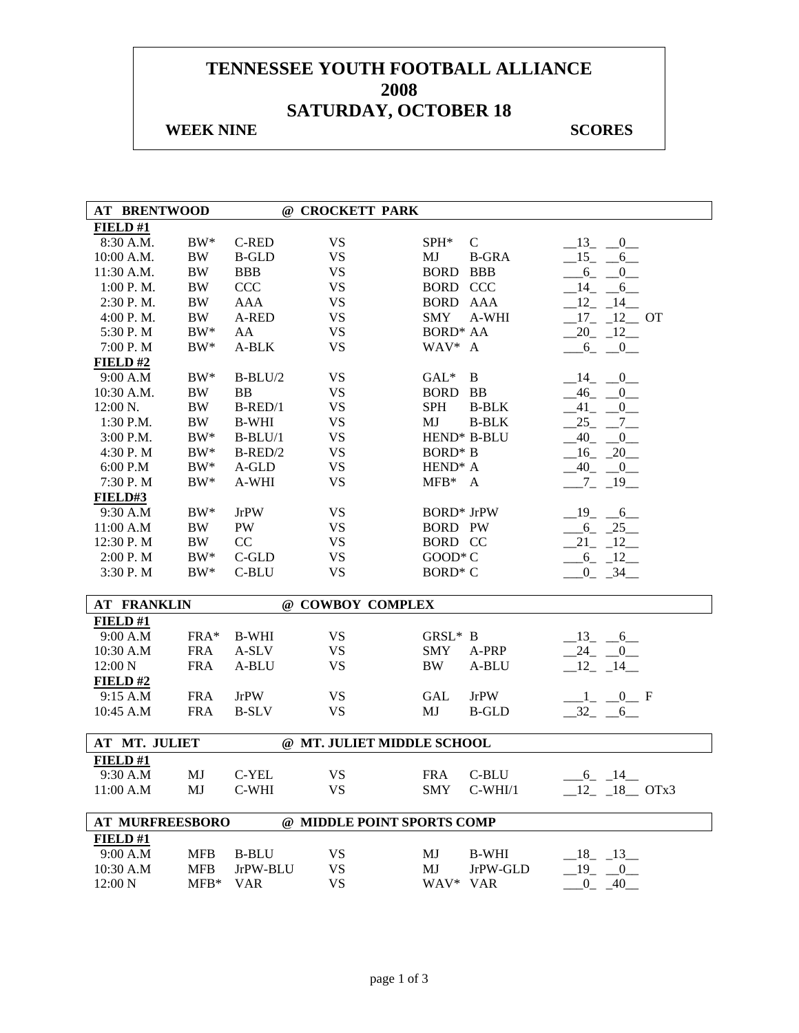# TENNESSEE YOUTH FOOTBALL ALLIANCE
# 2008
# SATURDAY, OCTOBER 18

**WEEK NINE** **SCORES**

| **AT BRENTWOOD** | | | **@ CROCKETT PARK** | | | |
|---|---|---|---|---|---|---|
| **FIELD #1** | | | | | | |
| 8:30 A.M. | BW* | C-RED | VS | SPH* | C | 13 0 |
| 10:00 A.M. | BW | B-GLD | VS | MJ | B-GRA | 15 6 |
| 11:30 A.M. | BW | BBB | VS | BORD | BBB | 6 0 |
| 1:00 P. M. | BW | CCC | VS | BORD | CCC | 14 6 |
| 2:30 P. M. | BW | AAA | VS | BORD | AAA | 12 14 |
| 4:00 P. M. | BW | A-RED | VS | SMY | A-WHI | 17 12 OT |
| 5:30 P. M | BW* | AA | VS | BORD* | AA | 20 12 |
| 7:00 P. M | BW* | A-BLK | VS | WAV* | A | 6 0 |
| **FIELD #2** | | | | | | |
| 9:00 A.M | BW* | B-BLU/2 | VS | GAL* | B | 14 0 |
| 10:30 A.M. | BW | BB | VS | BORD | BB | 46 0 |
| 12:00 N. | BW | B-RED/1 | VS | SPH | B-BLK | 41 0 |
| 1:30 P.M. | BW | B-WHI | VS | MJ | B-BLK | 25 7 |
| 3:00 P.M. | BW* | B-BLU/1 | VS | HEND* | B-BLU | 40 0 |
| 4:30 P. M | BW* | B-RED/2 | VS | BORD* | B | 16 20 |
| 6:00 P.M | BW* | A-GLD | VS | HEND* | A | 40 0 |
| 7:30 P. M | BW* | A-WHI | VS | MFB* | A | 7 19 |
| **FIELD#3** | | | | | | |
| 9:30 A.M | BW* | JrPW | VS | BORD* | JrPW | 19 6 |
| 11:00 A.M | BW | PW | VS | BORD | PW | 6 25 |
| 12:30 P. M | BW | CC | VS | BORD | CC | 21 12 |
| 2:00 P. M | BW* | C-GLD | VS | GOOD* | C | 6 12 |
| 3:30 P. M | BW* | C-BLU | VS | BORD* | C | 0 34 |

| **AT FRANKLIN** | | | **@ COWBOY COMPLEX** | | | |
|---|---|---|---|---|---|---|
| **FIELD #1** | | | | | | |
| 9:00 A.M | FRA* | B-WHI | VS | GRSL* | B | 13 6 |
| 10:30 A.M | FRA | A-SLV | VS | SMY | A-PRP | 24 0 |
| 12:00 N | FRA | A-BLU | VS | BW | A-BLU | 12 14 |
| **FIELD #2** | | | | | | |
| 9:15 A.M | FRA | JrPW | VS | GAL | JrPW | 1 0 F |
| 10:45 A.M | FRA | B-SLV | VS | MJ | B-GLD | 32 6 |

| **AT MT. JULIET** | | | **@ MT. JULIET MIDDLE SCHOOL** | | | |
|---|---|---|---|---|---|---|
| **FIELD #1** | | | | | | |
| 9:30 A.M | MJ | C-YEL | VS | FRA | C-BLU | 6 14 |
| 11:00 A.M | MJ | C-WHI | VS | SMY | C-WHI/1 | 12 18 OTx3 |

| **AT MURFREESBORO** | | | **@ MIDDLE POINT SPORTS COMP** | | | |
|---|---|---|---|---|---|---|
| **FIELD #1** | | | | | | |
| 9:00 A.M | MFB | B-BLU | VS | MJ | B-WHI | 18 13 |
| 10:30 A.M | MFB | JrPW-BLU | VS | MJ | JrPW-GLD | 19 0 |
| 12:00 N | MFB* | VAR | VS | WAV* | VAR | 0 40 |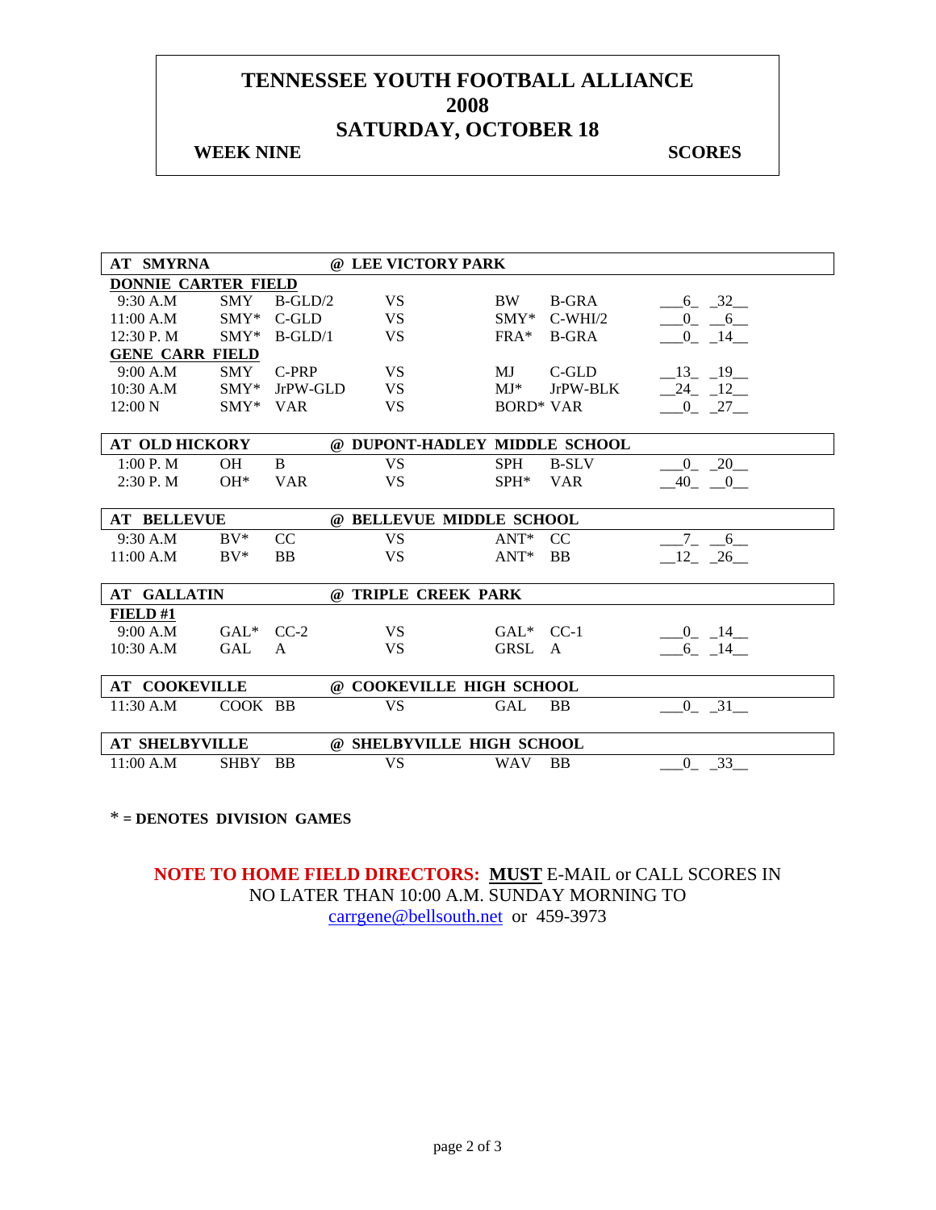# TENNESSEE YOUTH FOOTBALL ALLIANCE
# 2008
# SATURDAY, OCTOBER 18

**WEEK NINE** **SCORES**

| AT SMYRNA | | | @ LEE VICTORY PARK | | | |
|---|---|---|---|---|---|---|
| **DONNIE CARTER FIELD** | | | | | | |
| 9:30 A.M | SMY | B-GLD/2 | VS | BW | B-GRA | 6 32 |
| 11:00 A.M | SMY* | C-GLD | VS | SMY* | C-WHI/2 | 0 6 |
| 12:30 P. M | SMY* | B-GLD/1 | VS | FRA* | B-GRA | 0 14 |
| **GENE CARR FIELD** | | | | | | |
| 9:00 A.M | SMY | C-PRP | VS | MJ | C-GLD | 13 19 |
| 10:30 A.M | SMY* | JrPW-GLD | VS | MJ* | JrPW-BLK | 24 12 |
| 12:00 N | SMY* | VAR | VS | BORD* | VAR | 0 27 |

| AT OLD HICKORY | | | @ DUPONT-HADLEY MIDDLE SCHOOL | | | |
|---|---|---|---|---|---|---|
| 1:00 P. M | OH | B | VS | SPH | B-SLV | 0 20 |
| 2:30 P. M | OH* | VAR | VS | SPH* | VAR | 40 0 |

| AT BELLEVUE | | | @ BELLEVUE MIDDLE SCHOOL | | | |
|---|---|---|---|---|---|---|
| 9:30 A.M | BV* | CC | VS | ANT* | CC | 7 6 |
| 11:00 A.M | BV* | BB | VS | ANT* | BB | 12 26 |

| AT GALLATIN | | | @ TRIPLE CREEK PARK | | | |
|---|---|---|---|---|---|---|
| **FIELD #1** | | | | | | |
| 9:00 A.M | GAL* | CC-2 | VS | GAL* | CC-1 | 0 14 |
| 10:30 A.M | GAL | A | VS | GRSL | A | 6 14 |

| AT COOKEVILLE | | | @ COOKEVILLE HIGH SCHOOL | | | |
|---|---|---|---|---|---|---|
| 11:30 A.M | COOK | BB | VS | GAL | BB | 0 31 |

| AT SHELBYVILLE | | | @ SHELBYVILLE HIGH SCHOOL | | | |
|---|---|---|---|---|---|---|
| 11:00 A.M | SHBY | BB | VS | WAV | BB | 0 33 |

\* = **DENOTES DIVISION GAMES**

**NOTE TO HOME FIELD DIRECTORS:** **MUST** E-MAIL or CALL SCORES IN NO LATER THAN 10:00 A.M. SUNDAY MORNING TO carrgene@bellsouth.net or 459-3973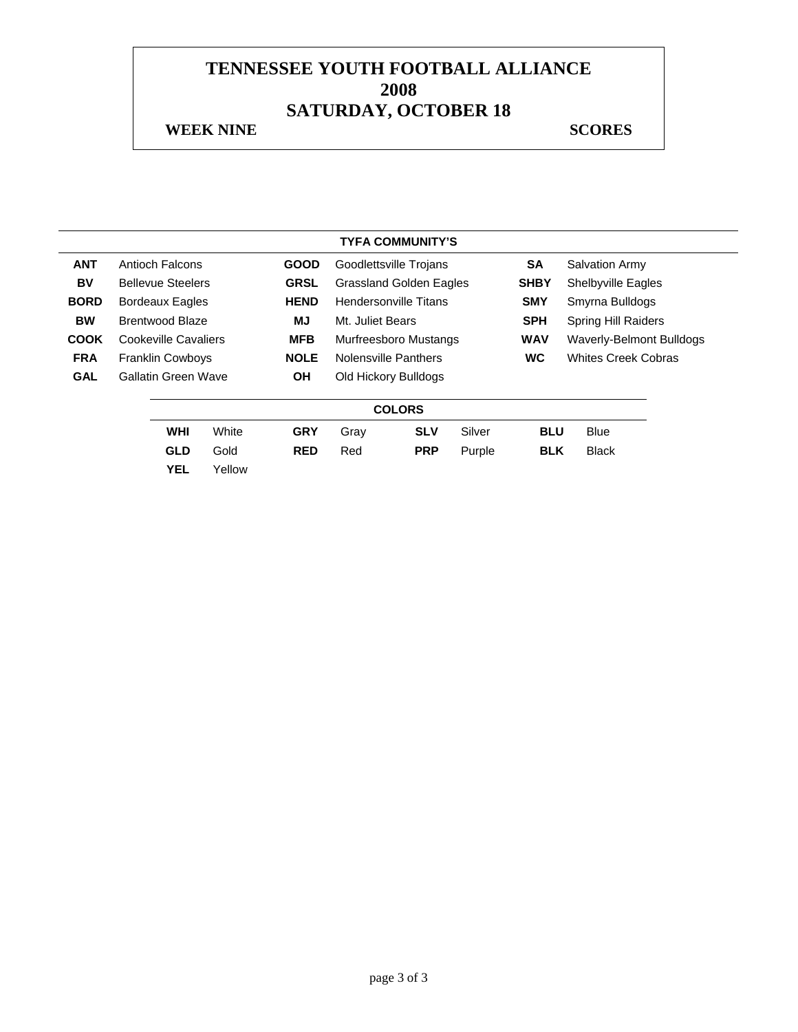# TENNESSEE YOUTH FOOTBALL ALLIANCE
# 2008
# SATURDAY, OCTOBER 18

**WEEK NINE** **SCORES**

| TYFA COMMUNITY'S | | | | | |
|---|---|---|---|---|---|
| **ANT** | Antioch Falcons | **GOOD** | Goodlettsville Trojans | **SA** | Salvation Army |
| **BV** | Bellevue Steelers | **GRSL** | Grassland Golden Eagles | **SHBY** | Shelbyville Eagles |
| **BORD** | Bordeaux Eagles | **HEND** | Hendersonville Titans | **SMY** | Smyrna Bulldogs |
| **BW** | Brentwood Blaze | **MJ** | Mt. Juliet Bears | **SPH** | Spring Hill Raiders |
| **COOK** | Cookeville Cavaliers | **MFB** | Murfreesboro Mustangs | **WAV** | Waverly-Belmont Bulldogs |
| **FRA** | Franklin Cowboys | **NOLE** | Nolensville Panthers | **WC** | Whites Creek Cobras |
| **GAL** | Gallatin Green Wave | **OH** | Old Hickory Bulldogs | | |

| COLORS | | | | | | | |
|---|---|---|---|---|---|---|---|
| **WHI** | White | **GRY** | Gray | **SLV** | Silver | **BLU** | Blue |
| **GLD** | Gold | **RED** | Red | **PRP** | Purple | **BLK** | Black |
| **YEL** | Yellow | | | | | | |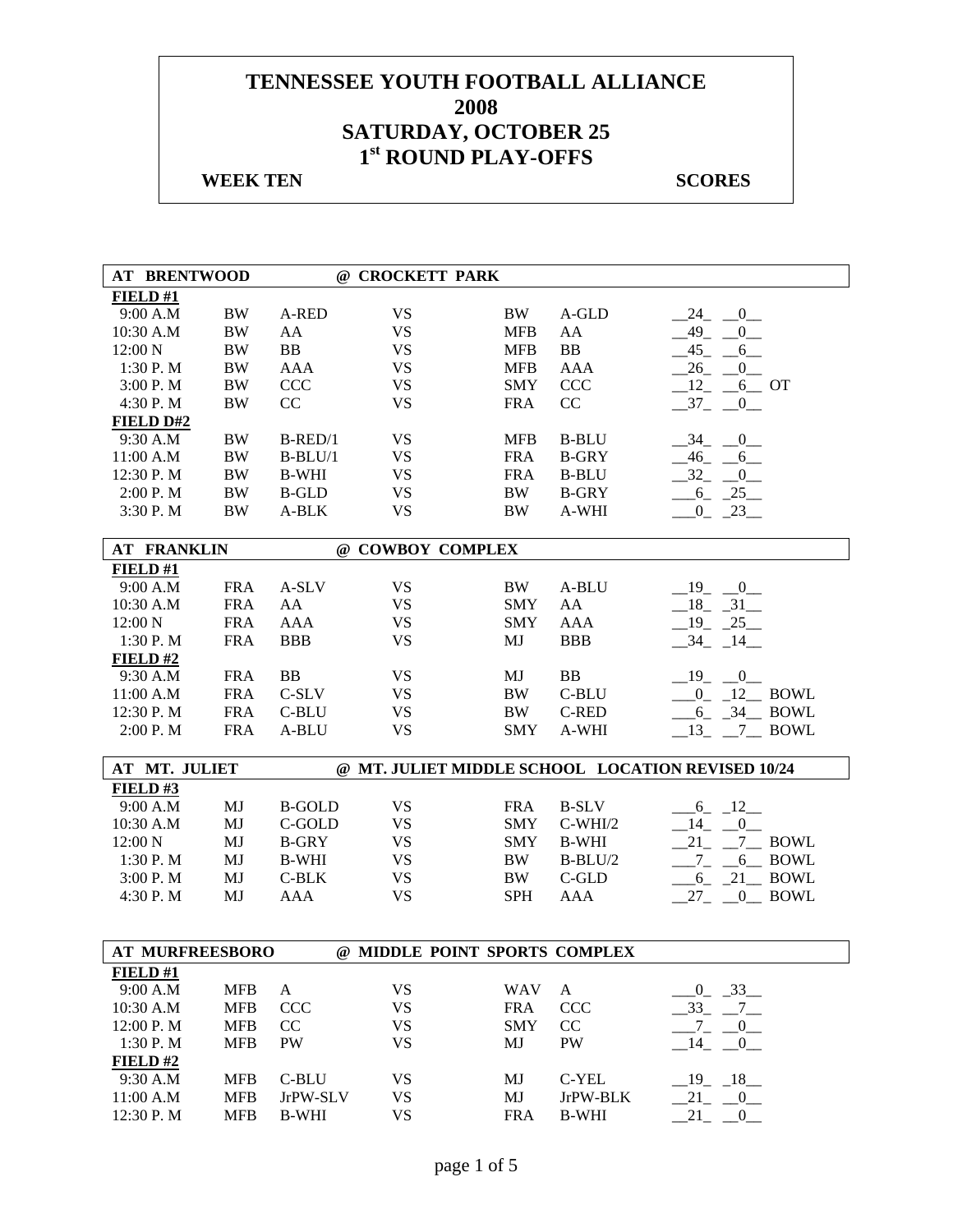# TENNESSEE YOUTH FOOTBALL ALLIANCE
# 2008
# SATURDAY, OCTOBER 25
# 1st ROUND PLAY-OFFS

**WEEK TEN** **SCORES**

| AT BRENTWOOD | | | @ CROCKETT PARK | | | |
|---|---|---|---|---|---|---|
| **FIELD #1** | | | | | | |
| 9:00 A.M | BW | A-RED | VS | BW | A-GLD | 24 0 |
| 10:30 A.M | BW | AA | VS | MFB | AA | 49 0 |
| 12:00 N | BW | BB | VS | MFB | BB | 45 6 |
| 1:30 P. M | BW | AAA | VS | MFB | AAA | 26 0 |
| 3:00 P. M | BW | CCC | VS | SMY | CCC | 12 6 OT |
| 4:30 P. M | BW | CC | VS | FRA | CC | 37 0 |
| **FIELD D#2** | | | | | | |
| 9:30 A.M | BW | B-RED/1 | VS | MFB | B-BLU | 34 0 |
| 11:00 A.M | BW | B-BLU/1 | VS | FRA | B-GRY | 46 6 |
| 12:30 P. M | BW | B-WHI | VS | FRA | B-BLU | 32 0 |
| 2:00 P. M | BW | B-GLD | VS | BW | B-GRY | 6 25 |
| 3:30 P. M | BW | A-BLK | VS | BW | A-WHI | 0 23 |

| AT FRANKLIN | | | @ COWBOY COMPLEX | | | |
|---|---|---|---|---|---|---|
| **FIELD #1** | | | | | | |
| 9:00 A.M | FRA | A-SLV | VS | BW | A-BLU | 19 0 |
| 10:30 A.M | FRA | AA | VS | SMY | AA | 18 31 |
| 12:00 N | FRA | AAA | VS | SMY | AAA | 19 25 |
| 1:30 P. M | FRA | BBB | VS | MJ | BBB | 34 14 |
| **FIELD #2** | | | | | | |
| 9:30 A.M | FRA | BB | VS | MJ | BB | 19 0 |
| 11:00 A.M | FRA | C-SLV | VS | BW | C-BLU | 0 12 BOWL |
| 12:30 P. M | FRA | C-BLU | VS | BW | C-RED | 6 34 BOWL |
| 2:00 P. M | FRA | A-BLU | VS | SMY | A-WHI | 13 7 BOWL |

| AT MT. JULIET | | | @ MT. JULIET MIDDLE SCHOOL LOCATION REVISED 10/24 | | | |
|---|---|---|---|---|---|---|
| **FIELD #3** | | | | | | |
| 9:00 A.M | MJ | B-GOLD | VS | FRA | B-SLV | 6 12 |
| 10:30 A.M | MJ | C-GOLD | VS | SMY | C-WHI/2 | 14 0 |
| 12:00 N | MJ | B-GRY | VS | SMY | B-WHI | 21 7 BOWL |
| 1:30 P. M | MJ | B-WHI | VS | BW | B-BLU/2 | 7 6 BOWL |
| 3:00 P. M | MJ | C-BLK | VS | BW | C-GLD | 6 21 BOWL |
| 4:30 P. M | MJ | AAA | VS | SPH | AAA | 27 0 BOWL |

| AT MURFREESBORO | | | @ MIDDLE POINT SPORTS COMPLEX | | | |
|---|---|---|---|---|---|---|
| **FIELD #1** | | | | | | |
| 9:00 A.M | MFB | A | VS | WAV | A | 0 33 |
| 10:30 A.M | MFB | CCC | VS | FRA | CCC | 33 7 |
| 12:00 P. M | MFB | CC | VS | SMY | CC | 7 0 |
| 1:30 P. M | MFB | PW | VS | MJ | PW | 14 0 |
| **FIELD #2** | | | | | | |
| 9:30 A.M | MFB | C-BLU | VS | MJ | C-YEL | 19 18 |
| 11:00 A.M | MFB | JrPW-SLV | VS | MJ | JrPW-BLK | 21 0 |
| 12:30 P. M | MFB | B-WHI | VS | FRA | B-WHI | 21 0 |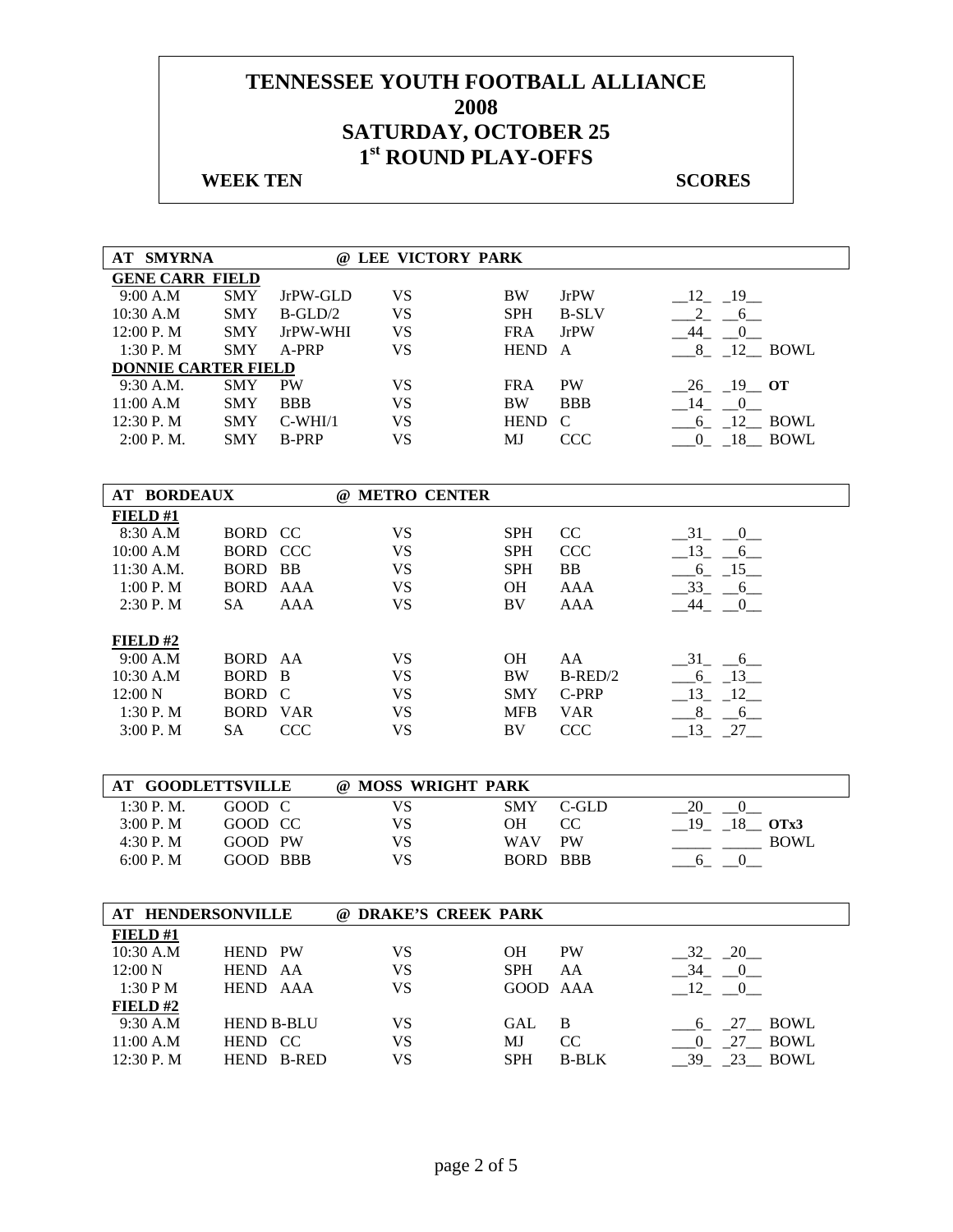# TENNESSEE YOUTH FOOTBALL ALLIANCE
# 2008
# SATURDAY, OCTOBER 25
# 1st ROUND PLAY-OFFS

**WEEK TEN** **SCORES**

| AT SMYRNA | | | @ LEE VICTORY PARK | | | |
|---|---|---|---|---|---|---|
| **GENE CARR FIELD** | | | | | | |
| 9:00 A.M | SMY | JrPW-GLD | VS | BW | JrPW | 12 19 |
| 10:30 A.M | SMY | B-GLD/2 | VS | SPH | B-SLV | 2 6 |
| 12:00 P. M | SMY | JrPW-WHI | VS | FRA | JrPW | 44 0 |
| 1:30 P. M | SMY | A-PRP | VS | HEND | A | 8 12 BOWL |
| **DONNIE CARTER FIELD** | | | | | | |
| 9:30 A.M. | SMY | PW | VS | FRA | PW | 26 19 **OT** |
| 11:00 A.M | SMY | BBB | VS | BW | BBB | 14 0 |
| 12:30 P. M | SMY | C-WHI/1 | VS | HEND | C | 6 12 BOWL |
| 2:00 P. M. | SMY | B-PRP | VS | MJ | CCC | 0 18 BOWL |

| AT BORDEAUX | | | @ METRO CENTER | | | |
|---|---|---|---|---|---|---|
| **FIELD #1** | | | | | | |
| 8:30 A.M | BORD | CC | VS | SPH | CC | 31 0 |
| 10:00 A.M | BORD | CCC | VS | SPH | CCC | 13 6 |
| 11:30 A.M. | BORD | BB | VS | SPH | BB | 6 15 |
| 1:00 P. M | BORD | AAA | VS | OH | AAA | 33 6 |
| 2:30 P. M | SA | AAA | VS | BV | AAA | 44 0 |
| **FIELD #2** | | | | | | |
| 9:00 A.M | BORD | AA | VS | OH | AA | 31 6 |
| 10:30 A.M | BORD | B | VS | BW | B-RED/2 | 6 13 |
| 12:00 N | BORD | C | VS | SMY | C-PRP | 13 12 |
| 1:30 P. M | BORD | VAR | VS | MFB | VAR | 8 6 |
| 3:00 P. M | SA | CCC | VS | BV | CCC | 13 27 |

| AT GOODLETTSVILLE | | | @ MOSS WRIGHT PARK | | | |
|---|---|---|---|---|---|---|
| 1:30 P. M. | GOOD | C | VS | SMY | C-GLD | 20 0 |
| 3:00 P. M | GOOD | CC | VS | OH | CC | 19 18 **OTx3** |
| 4:30 P. M | GOOD | PW | VS | WAV | PW | BOWL |
| 6:00 P. M | GOOD | BBB | VS | BORD | BBB | 6 0 |

| AT HENDERSONVILLE | | | @ DRAKE'S CREEK PARK | | | |
|---|---|---|---|---|---|---|
| **FIELD #1** | | | | | | |
| 10:30 A.M | HEND | PW | VS | OH | PW | 32 20 |
| 12:00 N | HEND | AA | VS | SPH | AA | 34 0 |
| 1:30 P M | HEND | AAA | VS | GOOD | AAA | 12 0 |
| **FIELD #2** | | | | | | |
| 9:30 A.M | HEND | B-BLU | VS | GAL | B | 6 27 BOWL |
| 11:00 A.M | HEND | CC | VS | MJ | CC | 0 27 BOWL |
| 12:30 P. M | HEND | B-RED | VS | SPH | B-BLK | 39 23 BOWL |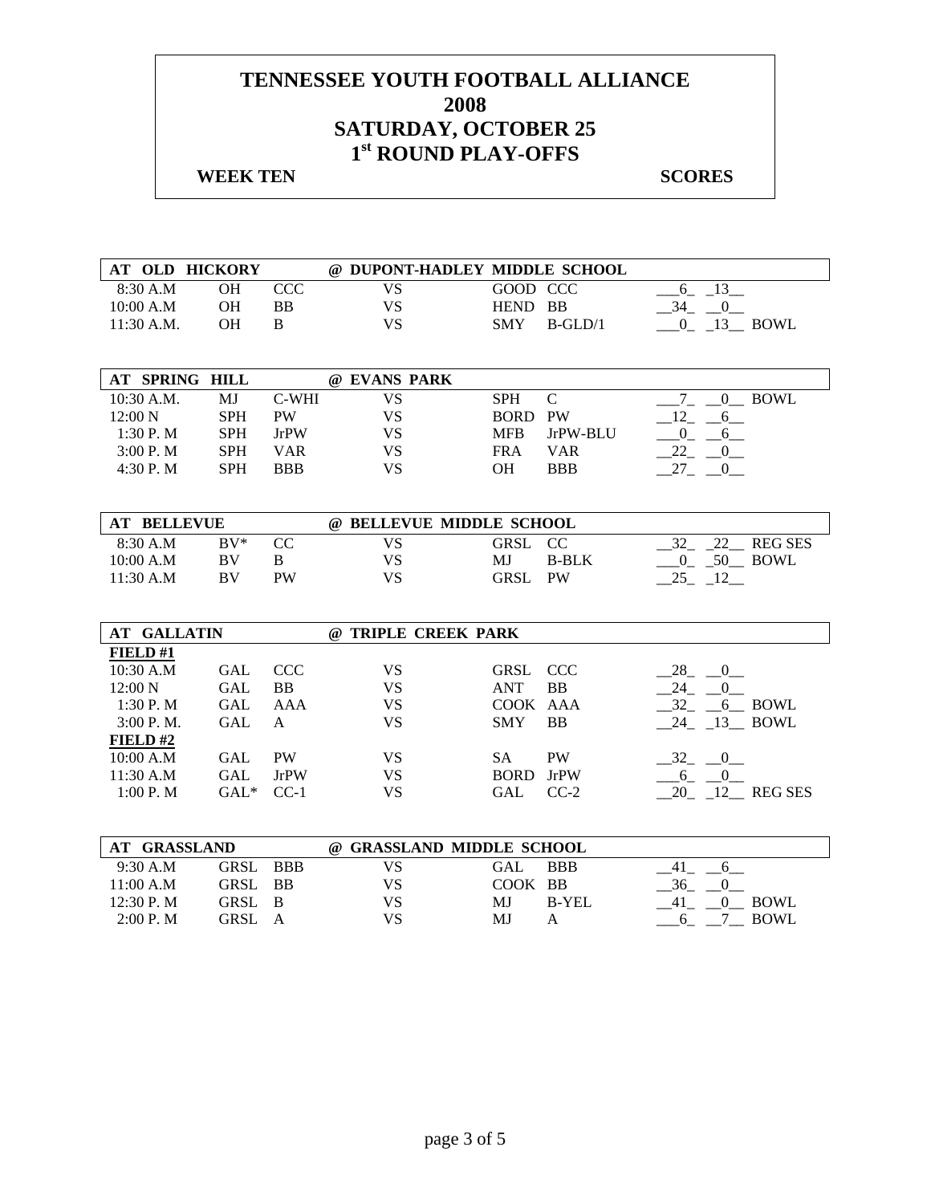# TENNESSEE YOUTH FOOTBALL ALLIANCE
# 2008
# SATURDAY, OCTOBER 25
# 1st ROUND PLAY-OFFS

**WEEK TEN** **SCORES**

| AT OLD HICKORY | | | @ DUPONT-HADLEY MIDDLE SCHOOL | | | | |
|---|---|---|---|---|---|---|---|
| 8:30 A.M | OH | CCC | VS | GOOD | CCC | 6 13 | |
| 10:00 A.M | OH | BB | VS | HEND | BB | 34 0 | |
| 11:30 A.M. | OH | B | VS | SMY | B-GLD/1 | 0 13 | BOWL |

| AT SPRING HILL | | | @ EVANS PARK | | | | |
|---|---|---|---|---|---|---|---|
| 10:30 A.M. | MJ | C-WHI | VS | SPH | C | 7 0 | BOWL |
| 12:00 N | SPH | PW | VS | BORD | PW | 12 6 | |
| 1:30 P. M | SPH | JrPW | VS | MFB | JrPW-BLU | 0 6 | |
| 3:00 P. M | SPH | VAR | VS | FRA | VAR | 22 0 | |
| 4:30 P. M | SPH | BBB | VS | OH | BBB | 27 0 | |

| AT BELLEVUE | | | @ BELLEVUE MIDDLE SCHOOL | | | | |
|---|---|---|---|---|---|---|---|
| 8:30 A.M | BV* | CC | VS | GRSL | CC | 32 22 | REG SES |
| 10:00 A.M | BV | B | VS | MJ | B-BLK | 0 50 | BOWL |
| 11:30 A.M | BV | PW | VS | GRSL | PW | 25 12 | |

| AT GALLATIN | | | @ TRIPLE CREEK PARK | | | | |
|---|---|---|---|---|---|---|---|
| **FIELD #1** | | | | | | | |
| 10:30 A.M | GAL | CCC | VS | GRSL | CCC | 28 0 | |
| 12:00 N | GAL | BB | VS | ANT | BB | 24 0 | |
| 1:30 P. M | GAL | AAA | VS | COOK | AAA | 32 6 | BOWL |
| 3:00 P. M. | GAL | A | VS | SMY | BB | 24 13 | BOWL |
| **FIELD #2** | | | | | | | |
| 10:00 A.M | GAL | PW | VS | SA | PW | 32 0 | |
| 11:30 A.M | GAL | JrPW | VS | BORD | JrPW | 6 0 | |
| 1:00 P. M | GAL* | CC-1 | VS | GAL | CC-2 | 20 12 | REG SES |

| AT GRASSLAND | | | @ GRASSLAND MIDDLE SCHOOL | | | | |
|---|---|---|---|---|---|---|---|
| 9:30 A.M | GRSL | BBB | VS | GAL | BBB | 41 6 | |
| 11:00 A.M | GRSL | BB | VS | COOK | BB | 36 0 | |
| 12:30 P. M | GRSL | B | VS | MJ | B-YEL | 41 0 | BOWL |
| 2:00 P. M | GRSL | A | VS | MJ | A | 6 7 | BOWL |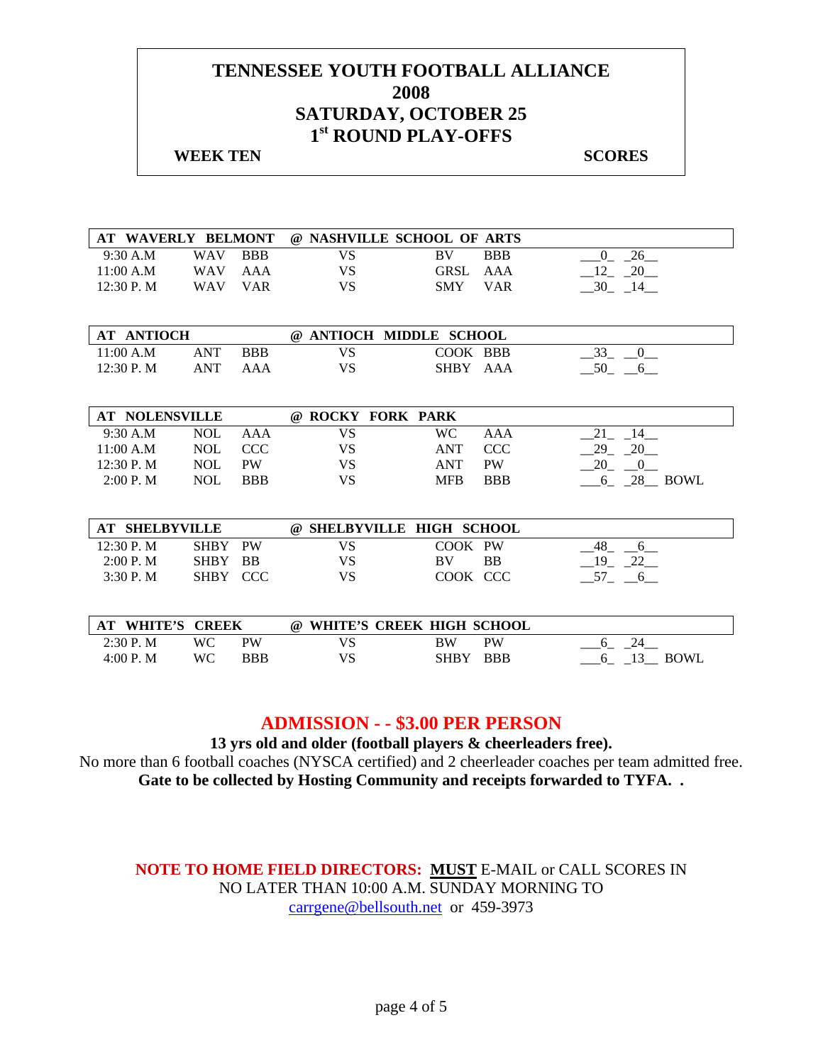# TENNESSEE YOUTH FOOTBALL ALLIANCE
# 2008
# SATURDAY, OCTOBER 25
# 1st ROUND PLAY-OFFS

**WEEK TEN** **SCORES**

| AT WAVERLY BELMONT | | | @ NASHVILLE SCHOOL OF ARTS | | | | |
|---|---|---|---|---|---|---|---|
| 9:30 A.M | WAV | BBB | VS | BV | BBB | 0 | 26 |
| 11:00 A.M | WAV | AAA | VS | GRSL | AAA | 12 | 20 |
| 12:30 P. M | WAV | VAR | VS | SMY | VAR | 30 | 14 |

| AT ANTIOCH | | | @ ANTIOCH MIDDLE SCHOOL | | | | |
|---|---|---|---|---|---|---|---|
| 11:00 A.M | ANT | BBB | VS | COOK | BBB | 33 | 0 |
| 12:30 P. M | ANT | AAA | VS | SHBY | AAA | 50 | 6 |

| AT NOLENSVILLE | | | @ ROCKY FORK PARK | | | | | |
|---|---|---|---|---|---|---|---|---|
| 9:30 A.M | NOL | AAA | VS | WC | AAA | 21 | 14 | |
| 11:00 A.M | NOL | CCC | VS | ANT | CCC | 29 | 20 | |
| 12:30 P. M | NOL | PW | VS | ANT | PW | 20 | 0 | |
| 2:00 P. M | NOL | BBB | VS | MFB | BBB | 6 | 28 | BOWL |

| AT SHELBYVILLE | | | @ SHELBYVILLE HIGH SCHOOL | | | | |
|---|---|---|---|---|---|---|---|
| 12:30 P. M | SHBY | PW | VS | COOK | PW | 48 | 6 |
| 2:00 P. M | SHBY | BB | VS | BV | BB | 19 | 22 |
| 3:30 P. M | SHBY | CCC | VS | COOK | CCC | 57 | 6 |

| AT WHITE'S CREEK | | | @ WHITE'S CREEK HIGH SCHOOL | | | | | |
|---|---|---|---|---|---|---|---|---|
| 2:30 P. M | WC | PW | VS | BW | PW | 6 | 24 | |
| 4:00 P. M | WC | BBB | VS | SHBY | BBB | 6 | 13 | BOWL |

**ADMISSION - - $3.00 PER PERSON**

**13 yrs old and older (football players & cheerleaders free).**

No more than 6 football coaches (NYSCA certified) and 2 cheerleader coaches per team admitted free.

**Gate to be collected by Hosting Community and receipts forwarded to TYFA. .**

**NOTE TO HOME FIELD DIRECTORS: MUST** E-MAIL or CALL SCORES IN NO LATER THAN 10:00 A.M. SUNDAY MORNING TO carrgene@bellsouth.net or 459-3973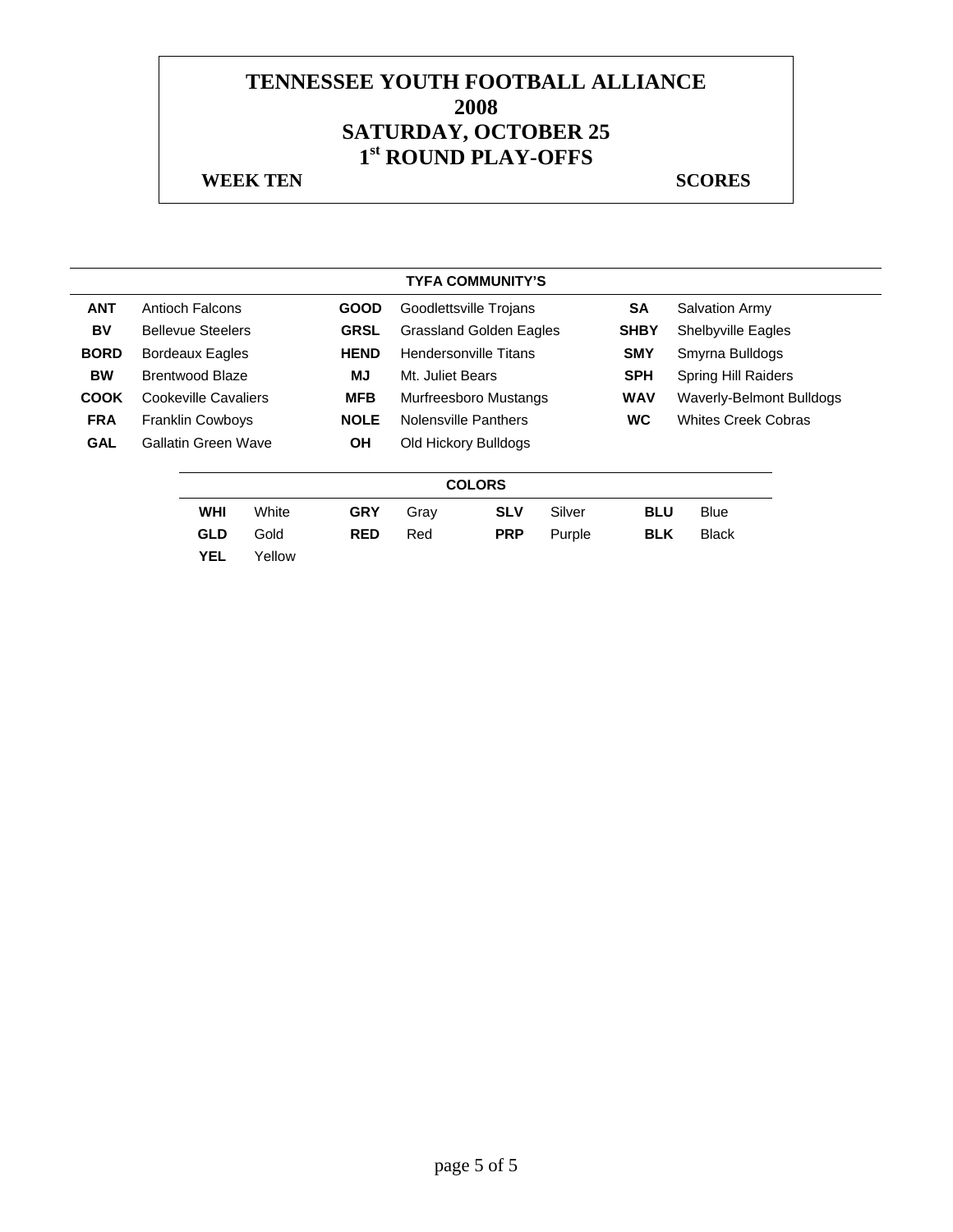# TENNESSEE YOUTH FOOTBALL ALLIANCE
# 2008
# SATURDAY, OCTOBER 25
# 1st ROUND PLAY-OFFS

**WEEK TEN** **SCORES**

| TYFA COMMUNITY'S | | | | | |
|---|---|---|---|---|---|
| **ANT** | Antioch Falcons | **GOOD** | Goodlettsville Trojans | **SA** | Salvation Army |
| **BV** | Bellevue Steelers | **GRSL** | Grassland Golden Eagles | **SHBY** | Shelbyville Eagles |
| **BORD** | Bordeaux Eagles | **HEND** | Hendersonville Titans | **SMY** | Smyrna Bulldogs |
| **BW** | Brentwood Blaze | **MJ** | Mt. Juliet Bears | **SPH** | Spring Hill Raiders |
| **COOK** | Cookeville Cavaliers | **MFB** | Murfreesboro Mustangs | **WAV** | Waverly-Belmont Bulldogs |
| **FRA** | Franklin Cowboys | **NOLE** | Nolensville Panthers | **WC** | Whites Creek Cobras |
| **GAL** | Gallatin Green Wave | **OH** | Old Hickory Bulldogs | | |

| COLORS | | | | | | | |
|---|---|---|---|---|---|---|---|
| **WHI** | White | **GRY** | Gray | **SLV** | Silver | **BLU** | Blue |
| **GLD** | Gold | **RED** | Red | **PRP** | Purple | **BLK** | Black |
| **YEL** | Yellow | | | | | | |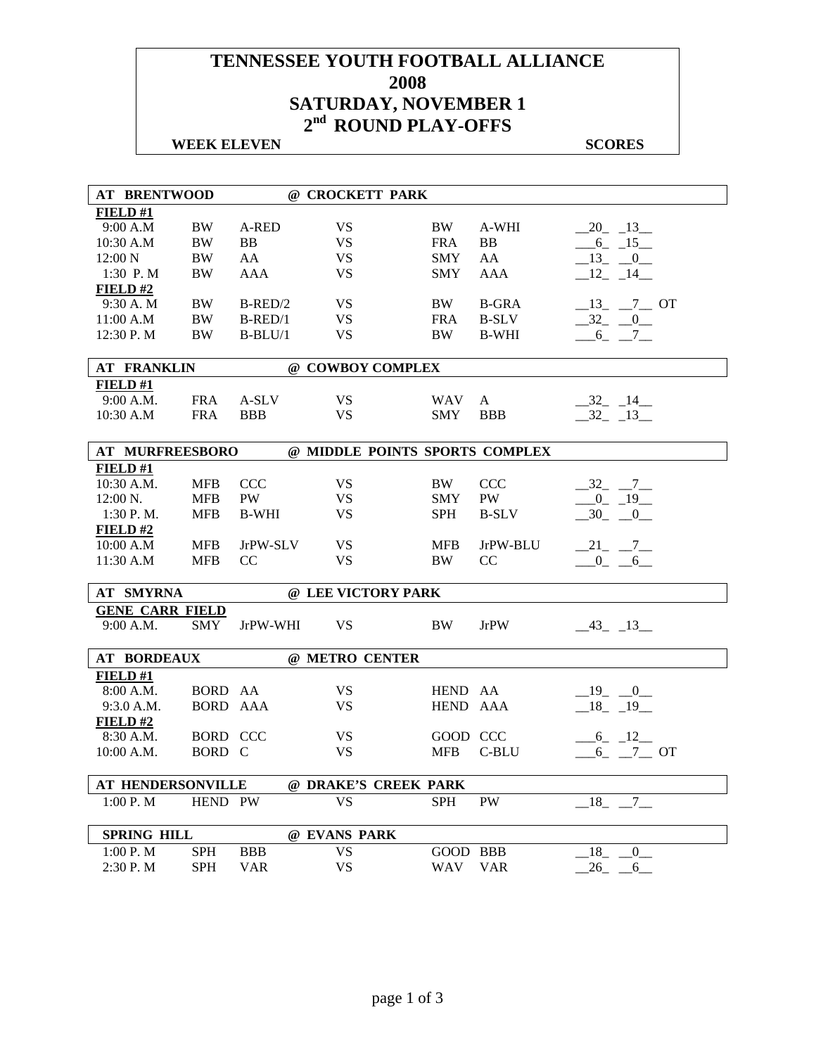# TENNESSEE YOUTH FOOTBALL ALLIANCE
# 2008
# SATURDAY, NOVEMBER 1
# 2nd ROUND PLAY-OFFS

**WEEK ELEVEN** **SCORES**

| AT BRENTWOOD | | | @ CROCKETT PARK | | | |
|---|---|---|---|---|---|---|
| **FIELD #1** | | | | | | |
| 9:00 A.M | BW | A-RED | VS | BW | A-WHI | 20 13 |
| 10:30 A.M | BW | BB | VS | FRA | BB | 6 15 |
| 12:00 N | BW | AA | VS | SMY | AA | 13 0 |
| 1:30 P. M | BW | AAA | VS | SMY | AAA | 12 14 |
| **FIELD #2** | | | | | | |
| 9:30 A. M | BW | B-RED/2 | VS | BW | B-GRA | 13 7 OT |
| 11:00 A.M | BW | B-RED/1 | VS | FRA | B-SLV | 32 0 |
| 12:30 P. M | BW | B-BLU/1 | VS | BW | B-WHI | 6 7 |

| AT FRANKLIN | | | @ COWBOY COMPLEX | | | |
|---|---|---|---|---|---|---|
| **FIELD #1** | | | | | | |
| 9:00 A.M. | FRA | A-SLV | VS | WAV | A | 32 14 |
| 10:30 A.M | FRA | BBB | VS | SMY | BBB | 32 13 |

| AT MURFREESBORO | | | @ MIDDLE POINTS SPORTS COMPLEX | | | |
|---|---|---|---|---|---|---|
| **FIELD #1** | | | | | | |
| 10:30 A.M. | MFB | CCC | VS | BW | CCC | 32 7 |
| 12:00 N. | MFB | PW | VS | SMY | PW | 0 19 |
| 1:30 P. M. | MFB | B-WHI | VS | SPH | B-SLV | 30 0 |
| **FIELD #2** | | | | | | |
| 10:00 A.M | MFB | JrPW-SLV | VS | MFB | JrPW-BLU | 21 7 |
| 11:30 A.M | MFB | CC | VS | BW | CC | 0 6 |

| AT SMYRNA | | | @ LEE VICTORY PARK | | | |
|---|---|---|---|---|---|---|
| **GENE CARR FIELD** | | | | | | |
| 9:00 A.M. | SMY | JrPW-WHI | VS | BW | JrPW | 43 13 |

| AT BORDEAUX | | | @ METRO CENTER | | | |
|---|---|---|---|---|---|---|
| **FIELD #1** | | | | | | |
| 8:00 A.M. | BORD | AA | VS | HEND | AA | 19 0 |
| 9:3.0 A.M. | BORD | AAA | VS | HEND | AAA | 18 19 |
| **FIELD #2** | | | | | | |
| 8:30 A.M. | BORD | CCC | VS | GOOD | CCC | 6 12 |
| 10:00 A.M. | BORD | C | VS | MFB | C-BLU | 6 7 OT |

| AT HENDERSONVILLE | | | @ DRAKE'S CREEK PARK | | | |
|---|---|---|---|---|---|---|
| 1:00 P. M | HEND | PW | VS | SPH | PW | 18 7 |

| SPRING HILL | | | @ EVANS PARK | | | |
|---|---|---|---|---|---|---|
| 1:00 P. M | SPH | BBB | VS | GOOD | BBB | 18 0 |
| 2:30 P. M | SPH | VAR | VS | WAV | VAR | 26 6 |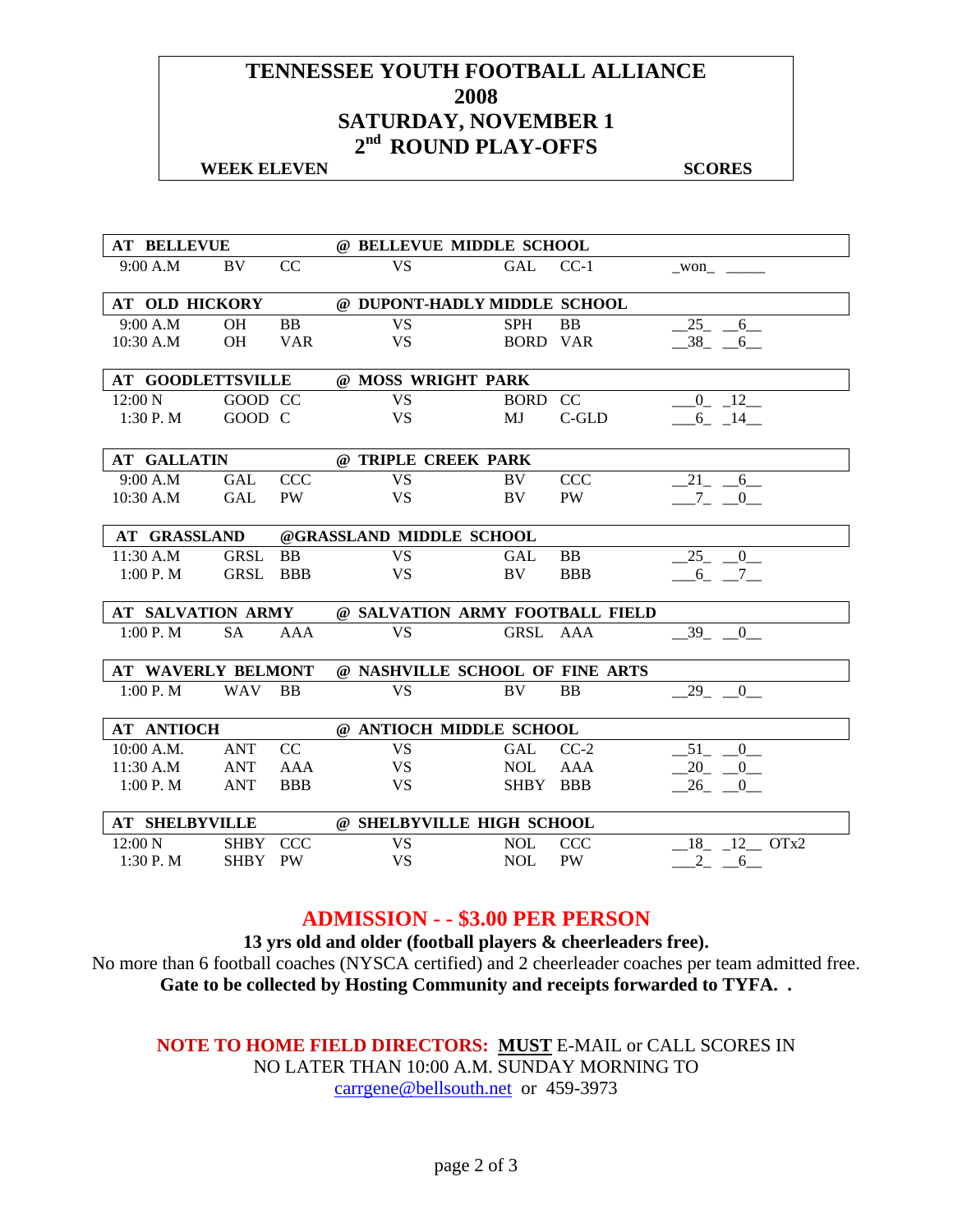# TENNESSEE YOUTH FOOTBALL ALLIANCE
# 2008
# SATURDAY, NOVEMBER 1
# 2nd ROUND PLAY-OFFS

**WEEK ELEVEN** **SCORES**

| Time | Home | Div | | Visitor | Div | Score |
|---|---|---|---|---|---|---|
| **AT BELLEVUE** | | | **@ BELLEVUE MIDDLE SCHOOL** | | | |
| 9:00 A.M | BV | CC | VS | GAL | CC-1 | _won_ _____ |
| **AT OLD HICKORY** | | | **@ DUPONT-HADLY MIDDLE SCHOOL** | | | |
| 9:00 A.M | OH | BB | VS | SPH | BB | __25_ _6__ |
| 10:30 A.M | OH | VAR | VS | BORD | VAR | __38_ _6__ |
| **AT GOODLETTSVILLE** | | | **@ MOSS WRIGHT PARK** | | | |
| 12:00 N | GOOD | CC | VS | BORD | CC | ___0_ _12__ |
| 1:30 P. M | GOOD | C | VS | MJ | C-GLD | ___6_ _14__ |
| **AT GALLATIN** | | | **@ TRIPLE CREEK PARK** | | | |
| 9:00 A.M | GAL | CCC | VS | BV | CCC | __21_ _6__ |
| 10:30 A.M | GAL | PW | VS | BV | PW | ___7_ _0__ |
| **AT GRASSLAND** | | | **@GRASSLAND MIDDLE SCHOOL** | | | |
| 11:30 A.M | GRSL | BB | VS | GAL | BB | __25_ _0__ |
| 1:00 P. M | GRSL | BBB | VS | BV | BBB | ___6_ _7__ |
| **AT SALVATION ARMY** | | | **@ SALVATION ARMY FOOTBALL FIELD** | | | |
| 1:00 P. M | SA | AAA | VS | GRSL | AAA | __39_ _0__ |
| **AT WAVERLY BELMONT** | | | **@ NASHVILLE SCHOOL OF FINE ARTS** | | | |
| 1:00 P. M | WAV | BB | VS | BV | BB | __29_ _0__ |
| **AT ANTIOCH** | | | **@ ANTIOCH MIDDLE SCHOOL** | | | |
| 10:00 A.M. | ANT | CC | VS | GAL | CC-2 | __51_ _0__ |
| 11:30 A.M | ANT | AAA | VS | NOL | AAA | __20_ _0__ |
| 1:00 P. M | ANT | BBB | VS | SHBY | BBB | __26_ _0__ |
| **AT SHELBYVILLE** | | | **@ SHELBYVILLE HIGH SCHOOL** | | | |
| 12:00 N | SHBY | CCC | VS | NOL | CCC | __18_ _12__ OTx2 |
| 1:30 P. M | SHBY | PW | VS | NOL | PW | ___2_ _6__ |

**ADMISSION - - $3.00 PER PERSON**

**13 yrs old and older (football players & cheerleaders free).**

No more than 6 football coaches (NYSCA certified) and 2 cheerleader coaches per team admitted free.

**Gate to be collected by Hosting Community and receipts forwarded to TYFA. .**

**NOTE TO HOME FIELD DIRECTORS:** **MUST** E-MAIL or CALL SCORES IN NO LATER THAN 10:00 A.M. SUNDAY MORNING TO carrgene@bellsouth.net or 459-3973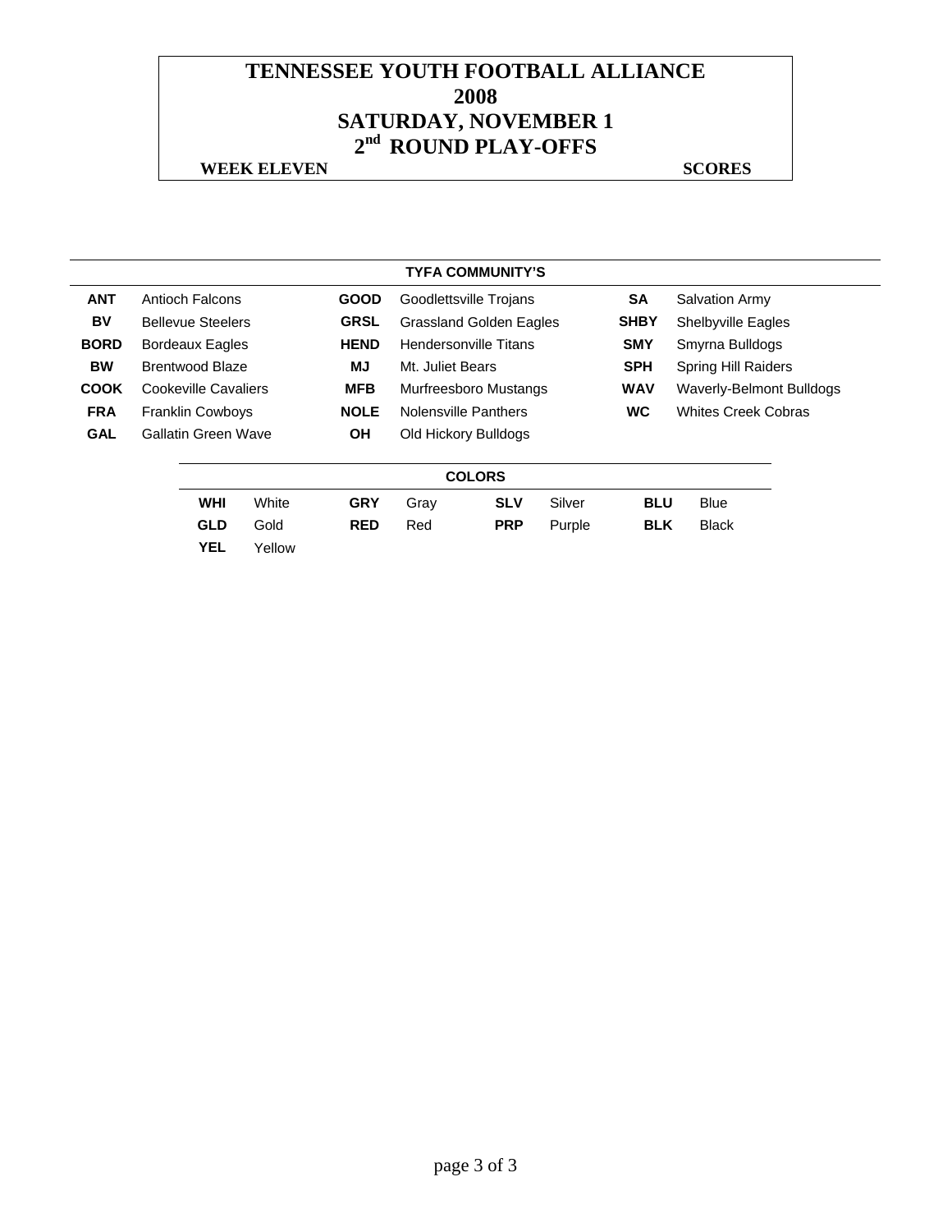# TENNESSEE YOUTH FOOTBALL ALLIANCE
# 2008
# SATURDAY, NOVEMBER 1
# 2nd ROUND PLAY-OFFS

**WEEK ELEVEN** **SCORES**

**TYFA COMMUNITY'S**

| | | | | | |
|---|---|---|---|---|---|
| **ANT** | Antioch Falcons | **GOOD** | Goodlettsville Trojans | **SA** | Salvation Army |
| **BV** | Bellevue Steelers | **GRSL** | Grassland Golden Eagles | **SHBY** | Shelbyville Eagles |
| **BORD** | Bordeaux Eagles | **HEND** | Hendersonville Titans | **SMY** | Smyrna Bulldogs |
| **BW** | Brentwood Blaze | **MJ** | Mt. Juliet Bears | **SPH** | Spring Hill Raiders |
| **COOK** | Cookeville Cavaliers | **MFB** | Murfreesboro Mustangs | **WAV** | Waverly-Belmont Bulldogs |
| **FRA** | Franklin Cowboys | **NOLE** | Nolensville Panthers | **WC** | Whites Creek Cobras |
| **GAL** | Gallatin Green Wave | **OH** | Old Hickory Bulldogs | | |

**COLORS**

| | | | | | | | |
|---|---|---|---|---|---|---|---|
| **WHI** | White | **GRY** | Gray | **SLV** | Silver | **BLU** | Blue |
| **GLD** | Gold | **RED** | Red | **PRP** | Purple | **BLK** | Black |
| **YEL** | Yellow | | | | | | |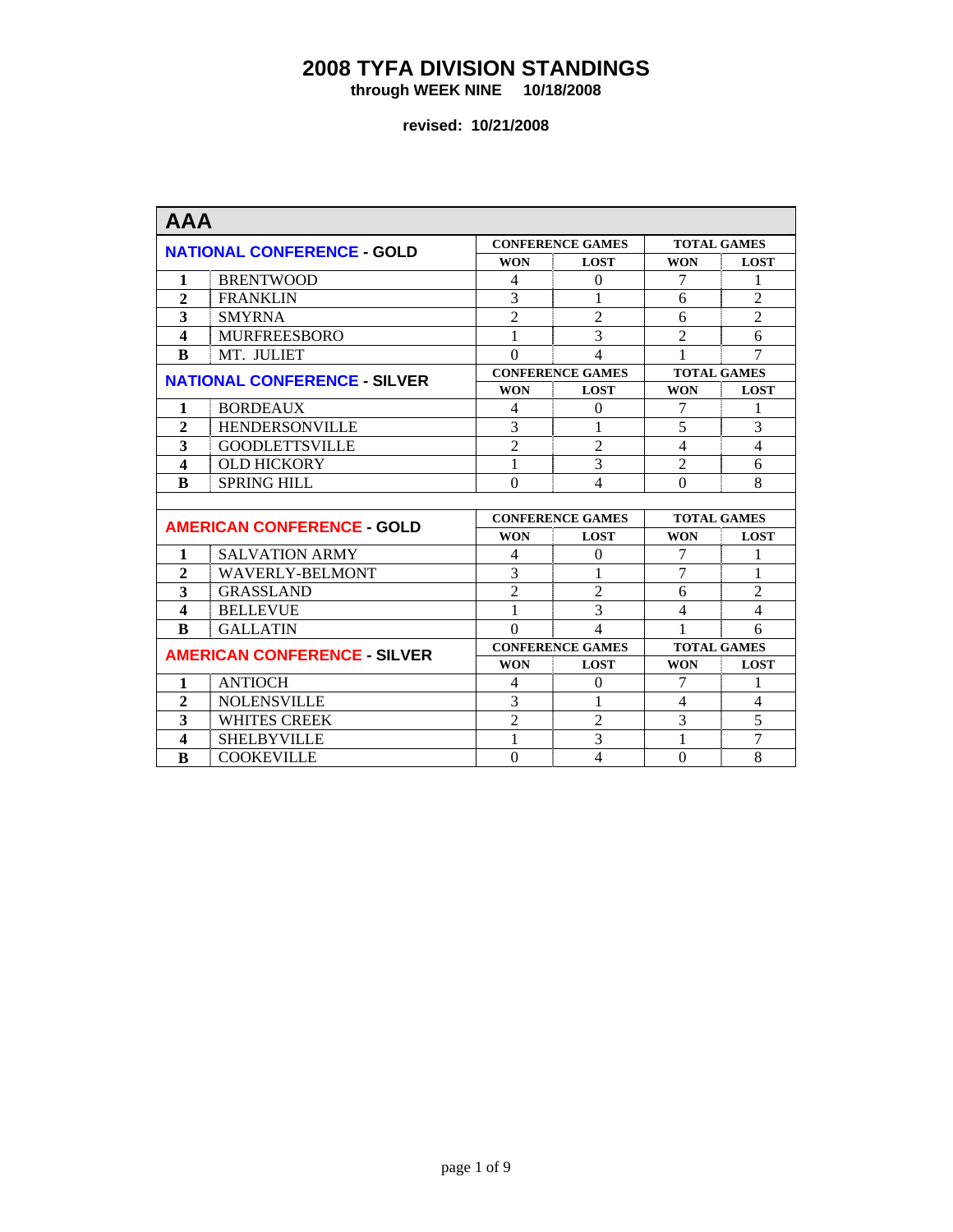# 2008 TYFA DIVISION STANDINGS

**through WEEK NINE 10/18/2008**

**revised: 10/21/2008**

## AAA

| NATIONAL CONFERENCE - GOLD | | CONFERENCE GAMES | | TOTAL GAMES | |
|---|---|---|---|---|---|
| | | WON | LOST | WON | LOST |
| 1 | BRENTWOOD | 4 | 0 | 7 | 1 |
| 2 | FRANKLIN | 3 | 1 | 6 | 2 |
| 3 | SMYRNA | 2 | 2 | 6 | 2 |
| 4 | MURFREESBORO | 1 | 3 | 2 | 6 |
| B | MT. JULIET | 0 | 4 | 1 | 7 |

| NATIONAL CONFERENCE - SILVER | | CONFERENCE GAMES | | TOTAL GAMES | |
|---|---|---|---|---|---|
| | | WON | LOST | WON | LOST |
| 1 | BORDEAUX | 4 | 0 | 7 | 1 |
| 2 | HENDERSONVILLE | 3 | 1 | 5 | 3 |
| 3 | GOODLETTSVILLE | 2 | 2 | 4 | 4 |
| 4 | OLD HICKORY | 1 | 3 | 2 | 6 |
| B | SPRING HILL | 0 | 4 | 0 | 8 |

| AMERICAN CONFERENCE - GOLD | | CONFERENCE GAMES | | TOTAL GAMES | |
|---|---|---|---|---|---|
| | | WON | LOST | WON | LOST |
| 1 | SALVATION ARMY | 4 | 0 | 7 | 1 |
| 2 | WAVERLY-BELMONT | 3 | 1 | 7 | 1 |
| 3 | GRASSLAND | 2 | 2 | 6 | 2 |
| 4 | BELLEVUE | 1 | 3 | 4 | 4 |
| B | GALLATIN | 0 | 4 | 1 | 6 |

| AMERICAN CONFERENCE - SILVER | | CONFERENCE GAMES | | TOTAL GAMES | |
|---|---|---|---|---|---|
| | | WON | LOST | WON | LOST |
| 1 | ANTIOCH | 4 | 0 | 7 | 1 |
| 2 | NOLENSVILLE | 3 | 1 | 4 | 4 |
| 3 | WHITES CREEK | 2 | 2 | 3 | 5 |
| 4 | SHELBYVILLE | 1 | 3 | 1 | 7 |
| B | COOKEVILLE | 0 | 4 | 0 | 8 |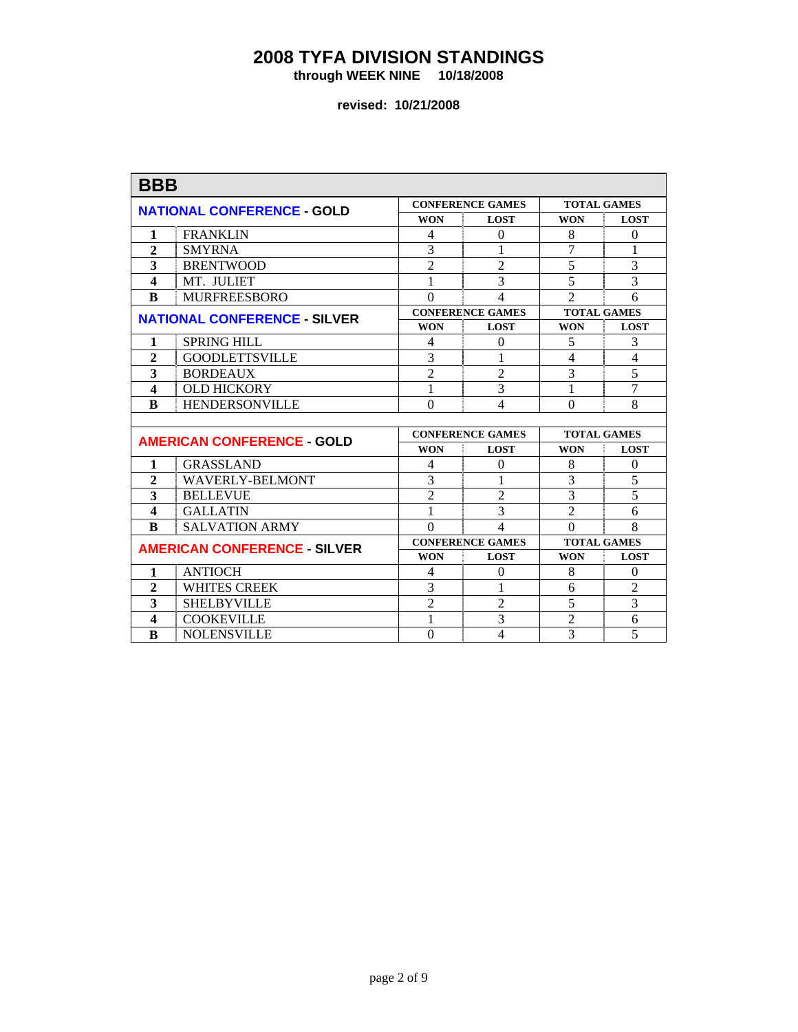# 2008 TYFA DIVISION STANDINGS

**through WEEK NINE 10/18/2008**

**revised: 10/21/2008**

## BBB

| NATIONAL CONFERENCE - GOLD | | CONFERENCE GAMES | | TOTAL GAMES | |
|---|---|---|---|---|---|
| | | WON | LOST | WON | LOST |
| 1 | FRANKLIN | 4 | 0 | 8 | 0 |
| 2 | SMYRNA | 3 | 1 | 7 | 1 |
| 3 | BRENTWOOD | 2 | 2 | 5 | 3 |
| 4 | MT. JULIET | 1 | 3 | 5 | 3 |
| B | MURFREESBORO | 0 | 4 | 2 | 6 |

| NATIONAL CONFERENCE - SILVER | | CONFERENCE GAMES | | TOTAL GAMES | |
|---|---|---|---|---|---|
| | | WON | LOST | WON | LOST |
| 1 | SPRING HILL | 4 | 0 | 5 | 3 |
| 2 | GOODLETTSVILLE | 3 | 1 | 4 | 4 |
| 3 | BORDEAUX | 2 | 2 | 3 | 5 |
| 4 | OLD HICKORY | 1 | 3 | 1 | 7 |
| B | HENDERSONVILLE | 0 | 4 | 0 | 8 |

| AMERICAN CONFERENCE - GOLD | | CONFERENCE GAMES | | TOTAL GAMES | |
|---|---|---|---|---|---|
| | | WON | LOST | WON | LOST |
| 1 | GRASSLAND | 4 | 0 | 8 | 0 |
| 2 | WAVERLY-BELMONT | 3 | 1 | 3 | 5 |
| 3 | BELLEVUE | 2 | 2 | 3 | 5 |
| 4 | GALLATIN | 1 | 3 | 2 | 6 |
| B | SALVATION ARMY | 0 | 4 | 0 | 8 |

| AMERICAN CONFERENCE - SILVER | | CONFERENCE GAMES | | TOTAL GAMES | |
|---|---|---|---|---|---|
| | | WON | LOST | WON | LOST |
| 1 | ANTIOCH | 4 | 0 | 8 | 0 |
| 2 | WHITES CREEK | 3 | 1 | 6 | 2 |
| 3 | SHELBYVILLE | 2 | 2 | 5 | 3 |
| 4 | COOKEVILLE | 1 | 3 | 2 | 6 |
| B | NOLENSVILLE | 0 | 4 | 3 | 5 |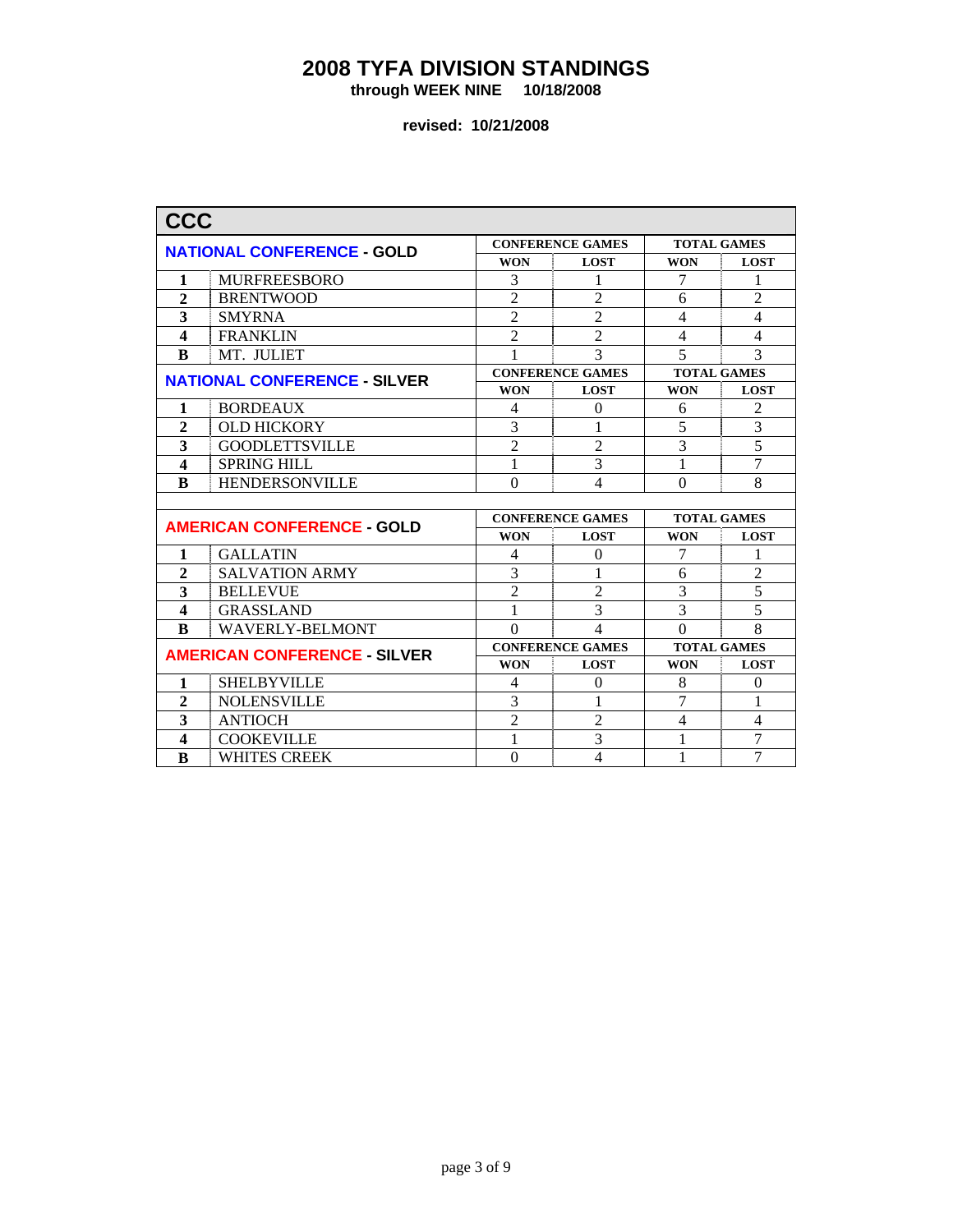# 2008 TYFA DIVISION STANDINGS

**through WEEK NINE 10/18/2008**

**revised: 10/21/2008**

## CCC

| NATIONAL CONFERENCE - GOLD | | CONFERENCE GAMES | | TOTAL GAMES | |
|---|---|---|---|---|---|
| | | WON | LOST | WON | LOST |
| 1 | MURFREESBORO | 3 | 1 | 7 | 1 |
| 2 | BRENTWOOD | 2 | 2 | 6 | 2 |
| 3 | SMYRNA | 2 | 2 | 4 | 4 |
| 4 | FRANKLIN | 2 | 2 | 4 | 4 |
| B | MT. JULIET | 1 | 3 | 5 | 3 |

| NATIONAL CONFERENCE - SILVER | | CONFERENCE GAMES | | TOTAL GAMES | |
|---|---|---|---|---|---|
| | | WON | LOST | WON | LOST |
| 1 | BORDEAUX | 4 | 0 | 6 | 2 |
| 2 | OLD HICKORY | 3 | 1 | 5 | 3 |
| 3 | GOODLETTSVILLE | 2 | 2 | 3 | 5 |
| 4 | SPRING HILL | 1 | 3 | 1 | 7 |
| B | HENDERSONVILLE | 0 | 4 | 0 | 8 |

| AMERICAN CONFERENCE - GOLD | | CONFERENCE GAMES | | TOTAL GAMES | |
|---|---|---|---|---|---|
| | | WON | LOST | WON | LOST |
| 1 | GALLATIN | 4 | 0 | 7 | 1 |
| 2 | SALVATION ARMY | 3 | 1 | 6 | 2 |
| 3 | BELLEVUE | 2 | 2 | 3 | 5 |
| 4 | GRASSLAND | 1 | 3 | 3 | 5 |
| B | WAVERLY-BELMONT | 0 | 4 | 0 | 8 |

| AMERICAN CONFERENCE - SILVER | | CONFERENCE GAMES | | TOTAL GAMES | |
|---|---|---|---|---|---|
| | | WON | LOST | WON | LOST |
| 1 | SHELBYVILLE | 4 | 0 | 8 | 0 |
| 2 | NOLENSVILLE | 3 | 1 | 7 | 1 |
| 3 | ANTIOCH | 2 | 2 | 4 | 4 |
| 4 | COOKEVILLE | 1 | 3 | 1 | 7 |
| B | WHITES CREEK | 0 | 4 | 1 | 7 |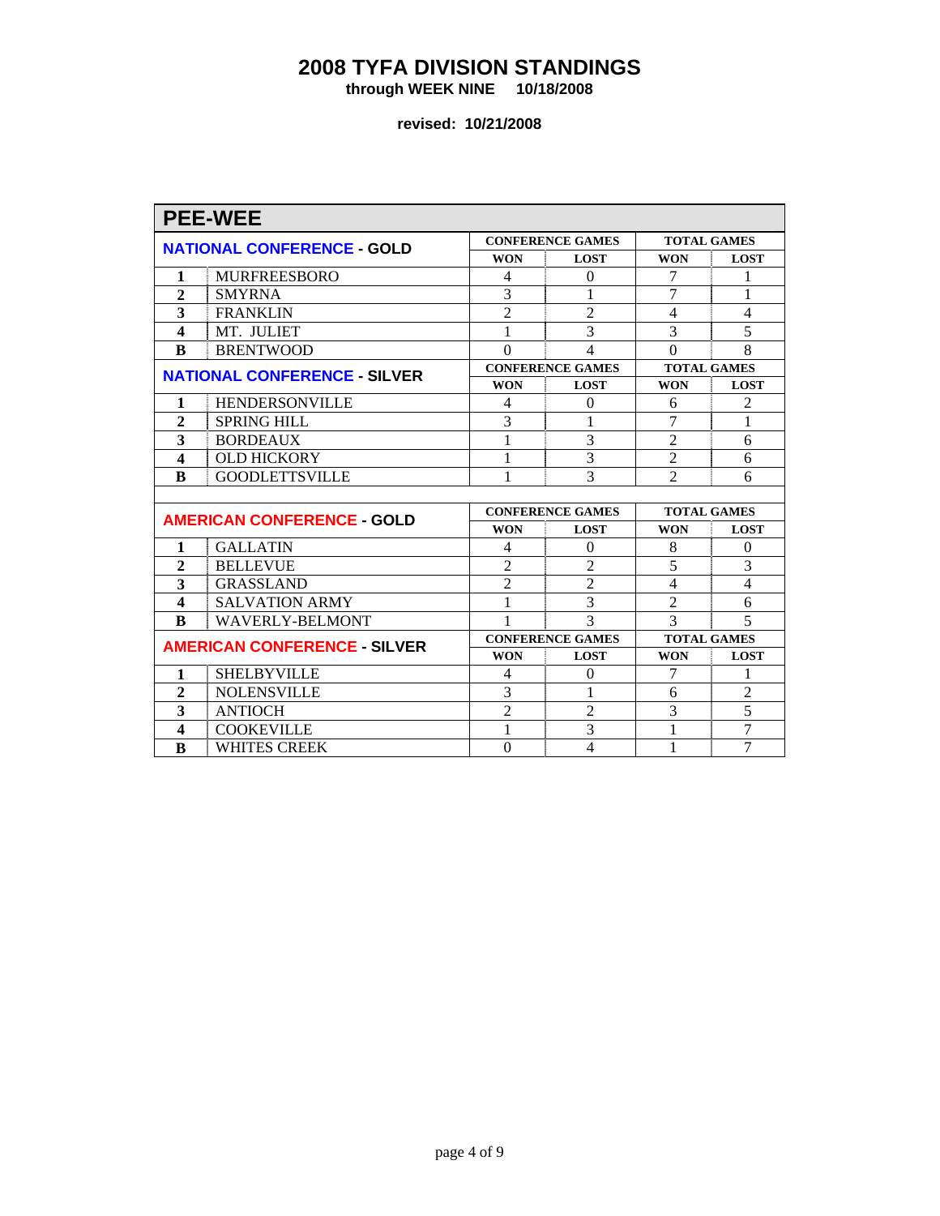# 2008 TYFA DIVISION STANDINGS

**through WEEK NINE 10/18/2008**

**revised: 10/21/2008**

## PEE-WEE

| NATIONAL CONFERENCE - GOLD | | CONFERENCE GAMES | | TOTAL GAMES | |
|---|---|---|---|---|---|
| | | WON | LOST | WON | LOST |
| 1 | MURFREESBORO | 4 | 0 | 7 | 1 |
| 2 | SMYRNA | 3 | 1 | 7 | 1 |
| 3 | FRANKLIN | 2 | 2 | 4 | 4 |
| 4 | MT. JULIET | 1 | 3 | 3 | 5 |
| B | BRENTWOOD | 0 | 4 | 0 | 8 |

| NATIONAL CONFERENCE - SILVER | | CONFERENCE GAMES | | TOTAL GAMES | |
|---|---|---|---|---|---|
| | | WON | LOST | WON | LOST |
| 1 | HENDERSONVILLE | 4 | 0 | 6 | 2 |
| 2 | SPRING HILL | 3 | 1 | 7 | 1 |
| 3 | BORDEAUX | 1 | 3 | 2 | 6 |
| 4 | OLD HICKORY | 1 | 3 | 2 | 6 |
| B | GOODLETTSVILLE | 1 | 3 | 2 | 6 |

| AMERICAN CONFERENCE - GOLD | | CONFERENCE GAMES | | TOTAL GAMES | |
|---|---|---|---|---|---|
| | | WON | LOST | WON | LOST |
| 1 | GALLATIN | 4 | 0 | 8 | 0 |
| 2 | BELLEVUE | 2 | 2 | 5 | 3 |
| 3 | GRASSLAND | 2 | 2 | 4 | 4 |
| 4 | SALVATION ARMY | 1 | 3 | 2 | 6 |
| B | WAVERLY-BELMONT | 1 | 3 | 3 | 5 |

| AMERICAN CONFERENCE - SILVER | | CONFERENCE GAMES | | TOTAL GAMES | |
|---|---|---|---|---|---|
| | | WON | LOST | WON | LOST |
| 1 | SHELBYVILLE | 4 | 0 | 7 | 1 |
| 2 | NOLENSVILLE | 3 | 1 | 6 | 2 |
| 3 | ANTIOCH | 2 | 2 | 3 | 5 |
| 4 | COOKEVILLE | 1 | 3 | 1 | 7 |
| B | WHITES CREEK | 0 | 4 | 1 | 7 |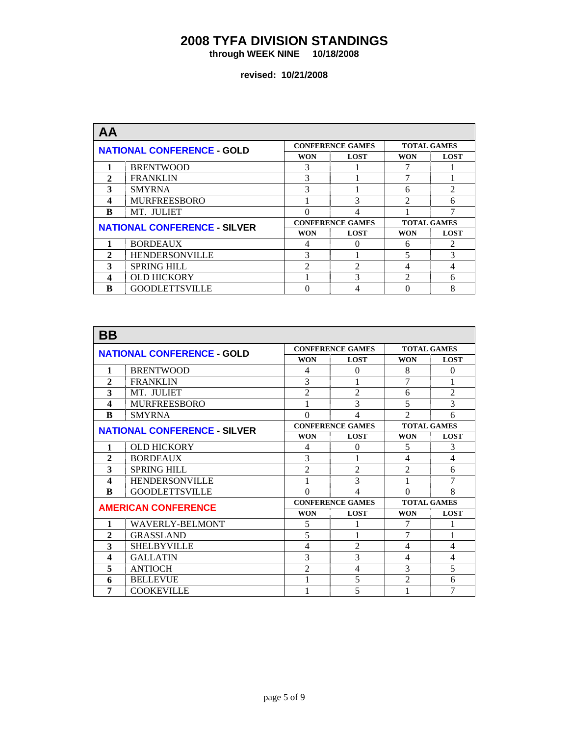# 2008 TYFA DIVISION STANDINGS

**through WEEK NINE 10/18/2008**

**revised: 10/21/2008**

## AA

| NATIONAL CONFERENCE - GOLD | | CONFERENCE GAMES | | TOTAL GAMES | |
|---|---|---|---|---|---|
| | | WON | LOST | WON | LOST |
| 1 | BRENTWOOD | 3 | 1 | 7 | 1 |
| 2 | FRANKLIN | 3 | 1 | 7 | 1 |
| 3 | SMYRNA | 3 | 1 | 6 | 2 |
| 4 | MURFREESBORO | 1 | 3 | 2 | 6 |
| B | MT. JULIET | 0 | 4 | 1 | 7 |

| NATIONAL CONFERENCE - SILVER | | CONFERENCE GAMES | | TOTAL GAMES | |
|---|---|---|---|---|---|
| | | WON | LOST | WON | LOST |
| 1 | BORDEAUX | 4 | 0 | 6 | 2 |
| 2 | HENDERSONVILLE | 3 | 1 | 5 | 3 |
| 3 | SPRING HILL | 2 | 2 | 4 | 4 |
| 4 | OLD HICKORY | 1 | 3 | 2 | 6 |
| B | GOODLETTSVILLE | 0 | 4 | 0 | 8 |

## BB

| NATIONAL CONFERENCE - GOLD | | CONFERENCE GAMES | | TOTAL GAMES | |
|---|---|---|---|---|---|
| | | WON | LOST | WON | LOST |
| 1 | BRENTWOOD | 4 | 0 | 8 | 0 |
| 2 | FRANKLIN | 3 | 1 | 7 | 1 |
| 3 | MT. JULIET | 2 | 2 | 6 | 2 |
| 4 | MURFREESBORO | 1 | 3 | 5 | 3 |
| B | SMYRNA | 0 | 4 | 2 | 6 |

| NATIONAL CONFERENCE - SILVER | | CONFERENCE GAMES | | TOTAL GAMES | |
|---|---|---|---|---|---|
| | | WON | LOST | WON | LOST |
| 1 | OLD HICKORY | 4 | 0 | 5 | 3 |
| 2 | BORDEAUX | 3 | 1 | 4 | 4 |
| 3 | SPRING HILL | 2 | 2 | 2 | 6 |
| 4 | HENDERSONVILLE | 1 | 3 | 1 | 7 |
| B | GOODLETTSVILLE | 0 | 4 | 0 | 8 |

| AMERICAN CONFERENCE | | CONFERENCE GAMES | | TOTAL GAMES | |
|---|---|---|---|---|---|
| | | WON | LOST | WON | LOST |
| 1 | WAVERLY-BELMONT | 5 | 1 | 7 | 1 |
| 2 | GRASSLAND | 5 | 1 | 7 | 1 |
| 3 | SHELBYVILLE | 4 | 2 | 4 | 4 |
| 4 | GALLATIN | 3 | 3 | 4 | 4 |
| 5 | ANTIOCH | 2 | 4 | 3 | 5 |
| 6 | BELLEVUE | 1 | 5 | 2 | 6 |
| 7 | COOKEVILLE | 1 | 5 | 1 | 7 |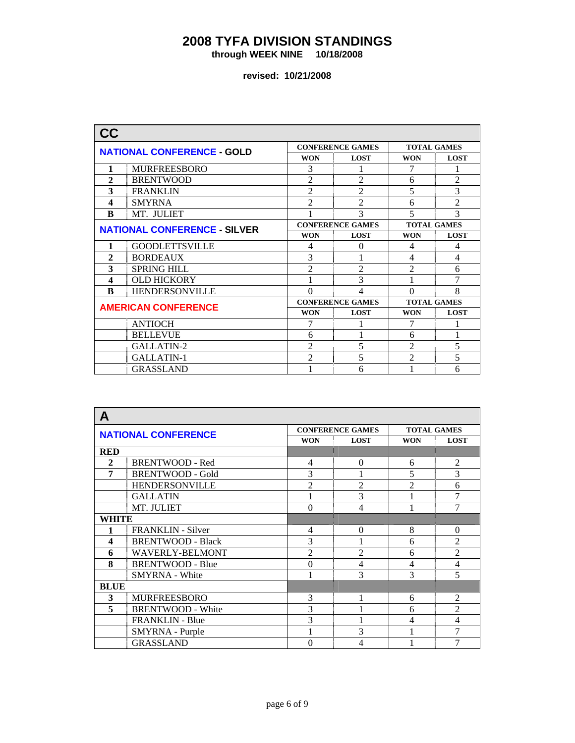# 2008 TYFA DIVISION STANDINGS

**through WEEK NINE 10/18/2008**

**revised: 10/21/2008**

## CC

| NATIONAL CONFERENCE - GOLD | | CONFERENCE GAMES | | TOTAL GAMES | |
|---|---|---|---|---|---|
| | | WON | LOST | WON | LOST |
| 1 | MURFREESBORO | 3 | 1 | 7 | 1 |
| 2 | BRENTWOOD | 2 | 2 | 6 | 2 |
| 3 | FRANKLIN | 2 | 2 | 5 | 3 |
| 4 | SMYRNA | 2 | 2 | 6 | 2 |
| B | MT. JULIET | 1 | 3 | 5 | 3 |
| **NATIONAL CONFERENCE - SILVER** | | **CONFERENCE GAMES** | | **TOTAL GAMES** | |
| | | WON | LOST | WON | LOST |
| 1 | GOODLETTSVILLE | 4 | 0 | 4 | 4 |
| 2 | BORDEAUX | 3 | 1 | 4 | 4 |
| 3 | SPRING HILL | 2 | 2 | 2 | 6 |
| 4 | OLD HICKORY | 1 | 3 | 1 | 7 |
| B | HENDERSONVILLE | 0 | 4 | 0 | 8 |
| **AMERICAN CONFERENCE** | | **CONFERENCE GAMES** | | **TOTAL GAMES** | |
| | | WON | LOST | WON | LOST |
| | ANTIOCH | 7 | 1 | 7 | 1 |
| | BELLEVUE | 6 | 1 | 6 | 1 |
| | GALLATIN-2 | 2 | 5 | 2 | 5 |
| | GALLATIN-1 | 2 | 5 | 2 | 5 |
| | GRASSLAND | 1 | 6 | 1 | 6 |

## A

| NATIONAL CONFERENCE | | CONFERENCE GAMES | | TOTAL GAMES | |
|---|---|---|---|---|---|
| | | WON | LOST | WON | LOST |
| **RED** | | | | | |
| 2 | BRENTWOOD - Red | 4 | 0 | 6 | 2 |
| 7 | BRENTWOOD - Gold | 3 | 1 | 5 | 3 |
| | HENDERSONVILLE | 2 | 2 | 2 | 6 |
| | GALLATIN | 1 | 3 | 1 | 7 |
| | MT. JULIET | 0 | 4 | 1 | 7 |
| **WHITE** | | | | | |
| 1 | FRANKLIN - Silver | 4 | 0 | 8 | 0 |
| 4 | BRENTWOOD - Black | 3 | 1 | 6 | 2 |
| 6 | WAVERLY-BELMONT | 2 | 2 | 6 | 2 |
| 8 | BRENTWOOD - Blue | 0 | 4 | 4 | 4 |
| | SMYRNA - White | 1 | 3 | 3 | 5 |
| **BLUE** | | | | | |
| 3 | MURFREESBORO | 3 | 1 | 6 | 2 |
| 5 | BRENTWOOD - White | 3 | 1 | 6 | 2 |
| | FRANKLIN - Blue | 3 | 1 | 4 | 4 |
| | SMYRNA - Purple | 1 | 3 | 1 | 7 |
| | GRASSLAND | 0 | 4 | 1 | 7 |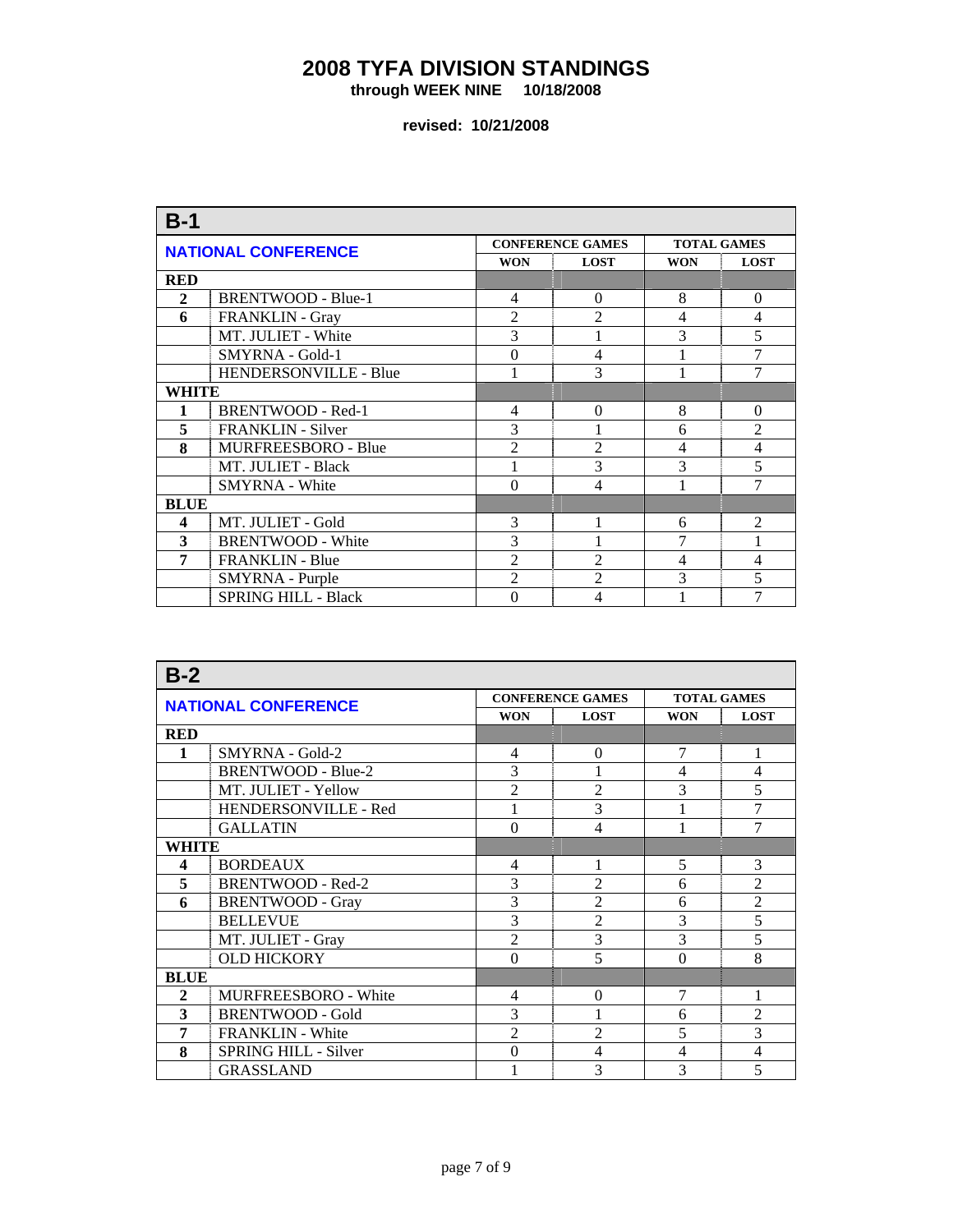# 2008 TYFA DIVISION STANDINGS

**through WEEK NINE 10/18/2008**

**revised: 10/21/2008**

## B-1

| NATIONAL CONFERENCE | | CONFERENCE GAMES | | TOTAL GAMES | |
|---|---|---|---|---|---|
| | | WON | LOST | WON | LOST |
| **RED** | | | | | |
| 2 | BRENTWOOD - Blue-1 | 4 | 0 | 8 | 0 |
| 6 | FRANKLIN - Gray | 2 | 2 | 4 | 4 |
| | MT. JULIET - White | 3 | 1 | 3 | 5 |
| | SMYRNA - Gold-1 | 0 | 4 | 1 | 7 |
| | HENDERSONVILLE - Blue | 1 | 3 | 1 | 7 |
| **WHITE** | | | | | |
| 1 | BRENTWOOD - Red-1 | 4 | 0 | 8 | 0 |
| 5 | FRANKLIN - Silver | 3 | 1 | 6 | 2 |
| 8 | MURFREESBORO - Blue | 2 | 2 | 4 | 4 |
| | MT. JULIET - Black | 1 | 3 | 3 | 5 |
| | SMYRNA - White | 0 | 4 | 1 | 7 |
| **BLUE** | | | | | |
| 4 | MT. JULIET - Gold | 3 | 1 | 6 | 2 |
| 3 | BRENTWOOD - White | 3 | 1 | 7 | 1 |
| 7 | FRANKLIN - Blue | 2 | 2 | 4 | 4 |
| | SMYRNA - Purple | 2 | 2 | 3 | 5 |
| | SPRING HILL - Black | 0 | 4 | 1 | 7 |

## B-2

| NATIONAL CONFERENCE | | CONFERENCE GAMES | | TOTAL GAMES | |
|---|---|---|---|---|---|
| | | WON | LOST | WON | LOST |
| **RED** | | | | | |
| 1 | SMYRNA - Gold-2 | 4 | 0 | 7 | 1 |
| | BRENTWOOD - Blue-2 | 3 | 1 | 4 | 4 |
| | MT. JULIET - Yellow | 2 | 2 | 3 | 5 |
| | HENDERSONVILLE - Red | 1 | 3 | 1 | 7 |
| | GALLATIN | 0 | 4 | 1 | 7 |
| **WHITE** | | | | | |
| 4 | BORDEAUX | 4 | 1 | 5 | 3 |
| 5 | BRENTWOOD - Red-2 | 3 | 2 | 6 | 2 |
| 6 | BRENTWOOD - Gray | 3 | 2 | 6 | 2 |
| | BELLEVUE | 3 | 2 | 3 | 5 |
| | MT. JULIET - Gray | 2 | 3 | 3 | 5 |
| | OLD HICKORY | 0 | 5 | 0 | 8 |
| **BLUE** | | | | | |
| 2 | MURFREESBORO - White | 4 | 0 | 7 | 1 |
| 3 | BRENTWOOD - Gold | 3 | 1 | 6 | 2 |
| 7 | FRANKLIN - White | 2 | 2 | 5 | 3 |
| 8 | SPRING HILL - Silver | 0 | 4 | 4 | 4 |
| | GRASSLAND | 1 | 3 | 3 | 5 |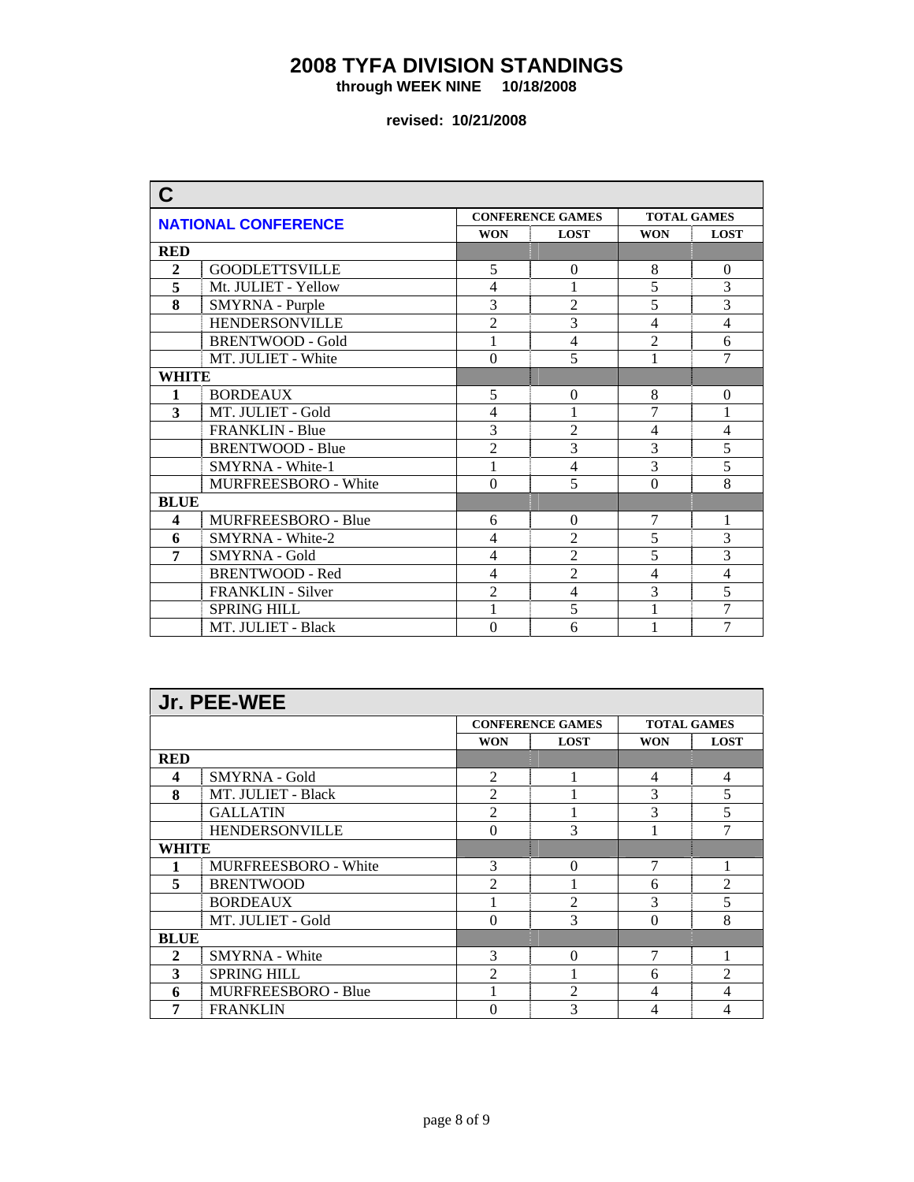# 2008 TYFA DIVISION STANDINGS

**through WEEK NINE 10/18/2008**

**revised: 10/21/2008**

## C

| NATIONAL CONFERENCE | | CONFERENCE GAMES | | TOTAL GAMES | |
|---|---|---|---|---|---|
| | | WON | LOST | WON | LOST |
| **RED** | | | | | |
| 2 | GOODLETTSVILLE | 5 | 0 | 8 | 0 |
| 5 | Mt. JULIET - Yellow | 4 | 1 | 5 | 3 |
| 8 | SMYRNA - Purple | 3 | 2 | 5 | 3 |
| | HENDERSONVILLE | 2 | 3 | 4 | 4 |
| | BRENTWOOD - Gold | 1 | 4 | 2 | 6 |
| | MT. JULIET - White | 0 | 5 | 1 | 7 |
| **WHITE** | | | | | |
| 1 | BORDEAUX | 5 | 0 | 8 | 0 |
| 3 | MT. JULIET - Gold | 4 | 1 | 7 | 1 |
| | FRANKLIN - Blue | 3 | 2 | 4 | 4 |
| | BRENTWOOD - Blue | 2 | 3 | 3 | 5 |
| | SMYRNA - White-1 | 1 | 4 | 3 | 5 |
| | MURFREESBORO - White | 0 | 5 | 0 | 8 |
| **BLUE** | | | | | |
| 4 | MURFREESBORO - Blue | 6 | 0 | 7 | 1 |
| 6 | SMYRNA - White-2 | 4 | 2 | 5 | 3 |
| 7 | SMYRNA - Gold | 4 | 2 | 5 | 3 |
| | BRENTWOOD - Red | 4 | 2 | 4 | 4 |
| | FRANKLIN - Silver | 2 | 4 | 3 | 5 |
| | SPRING HILL | 1 | 5 | 1 | 7 |
| | MT. JULIET - Black | 0 | 6 | 1 | 7 |

## Jr. PEE-WEE

| | | CONFERENCE GAMES | | TOTAL GAMES | |
|---|---|---|---|---|---|
| | | WON | LOST | WON | LOST |
| **RED** | | | | | |
| 4 | SMYRNA - Gold | 2 | 1 | 4 | 4 |
| 8 | MT. JULIET - Black | 2 | 1 | 3 | 5 |
| | GALLATIN | 2 | 1 | 3 | 5 |
| | HENDERSONVILLE | 0 | 3 | 1 | 7 |
| **WHITE** | | | | | |
| 1 | MURFREESBORO - White | 3 | 0 | 7 | 1 |
| 5 | BRENTWOOD | 2 | 1 | 6 | 2 |
| | BORDEAUX | 1 | 2 | 3 | 5 |
| | MT. JULIET - Gold | 0 | 3 | 0 | 8 |
| **BLUE** | | | | | |
| 2 | SMYRNA - White | 3 | 0 | 7 | 1 |
| 3 | SPRING HILL | 2 | 1 | 6 | 2 |
| 6 | MURFREESBORO - Blue | 1 | 2 | 4 | 4 |
| 7 | FRANKLIN | 0 | 3 | 4 | 4 |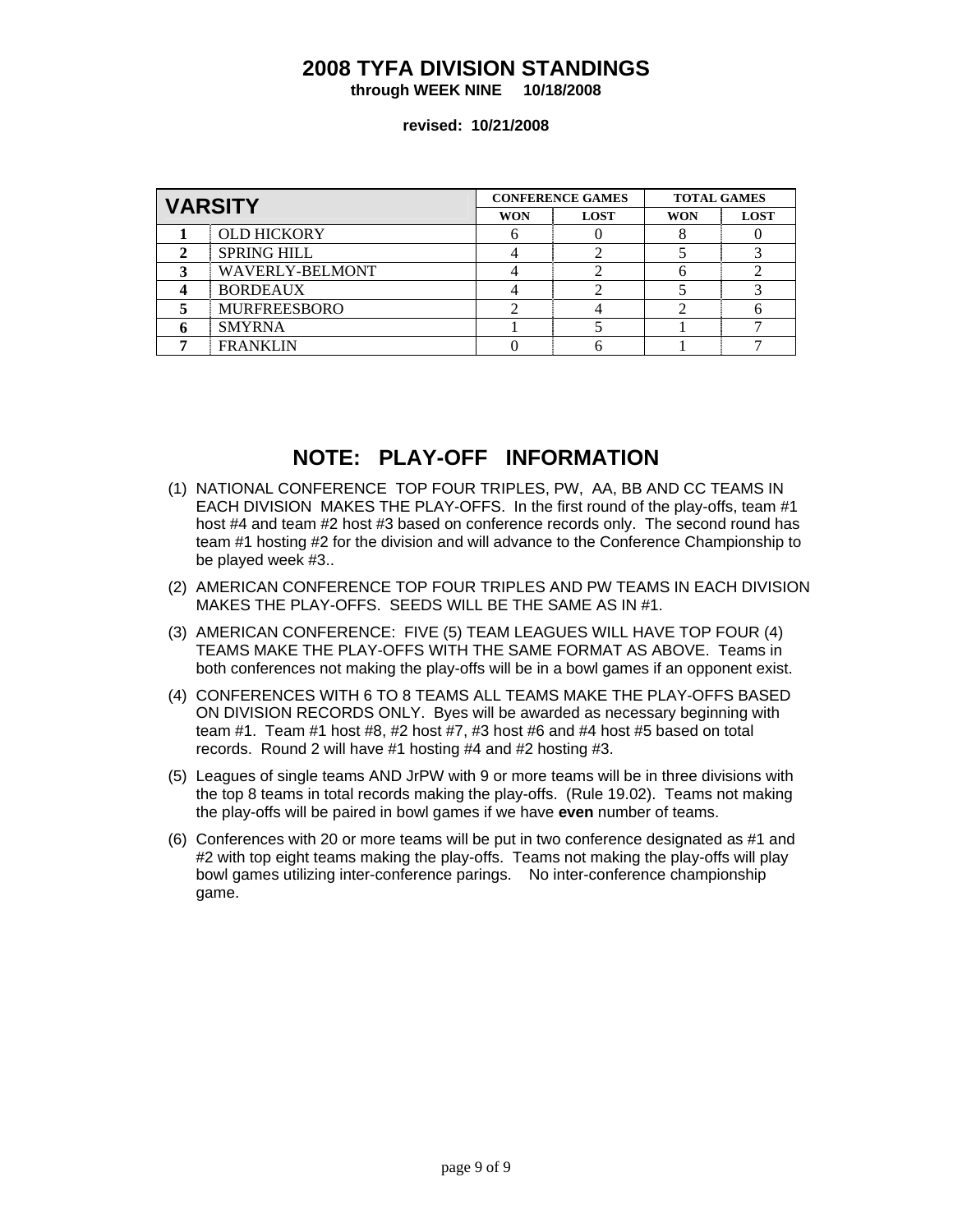# 2008 TYFA DIVISION STANDINGS

**through WEEK NINE 10/18/2008**

**revised: 10/21/2008**

| VARSITY | | CONFERENCE GAMES | | TOTAL GAMES | |
|---|---|---|---|---|---|
| | | WON | LOST | WON | LOST |
| 1 | OLD HICKORY | 6 | 0 | 8 | 0 |
| 2 | SPRING HILL | 4 | 2 | 5 | 3 |
| 3 | WAVERLY-BELMONT | 4 | 2 | 6 | 2 |
| 4 | BORDEAUX | 4 | 2 | 5 | 3 |
| 5 | MURFREESBORO | 2 | 4 | 2 | 6 |
| 6 | SMYRNA | 1 | 5 | 1 | 7 |
| 7 | FRANKLIN | 0 | 6 | 1 | 7 |

## NOTE: PLAY-OFF INFORMATION

(1) NATIONAL CONFERENCE TOP FOUR TRIPLES, PW, AA, BB AND CC TEAMS IN EACH DIVISION MAKES THE PLAY-OFFS. In the first round of the play-offs, team #1 host #4 and team #2 host #3 based on conference records only. The second round has team #1 hosting #2 for the division and will advance to the Conference Championship to be played week #3..

(2) AMERICAN CONFERENCE TOP FOUR TRIPLES AND PW TEAMS IN EACH DIVISION MAKES THE PLAY-OFFS. SEEDS WILL BE THE SAME AS IN #1.

(3) AMERICAN CONFERENCE: FIVE (5) TEAM LEAGUES WILL HAVE TOP FOUR (4) TEAMS MAKE THE PLAY-OFFS WITH THE SAME FORMAT AS ABOVE. Teams in both conferences not making the play-offs will be in a bowl games if an opponent exist.

(4) CONFERENCES WITH 6 TO 8 TEAMS ALL TEAMS MAKE THE PLAY-OFFS BASED ON DIVISION RECORDS ONLY. Byes will be awarded as necessary beginning with team #1. Team #1 host #8, #2 host #7, #3 host #6 and #4 host #5 based on total records. Round 2 will have #1 hosting #4 and #2 hosting #3.

(5) Leagues of single teams AND JrPW with 9 or more teams will be in three divisions with the top 8 teams in total records making the play-offs. (Rule 19.02). Teams not making the play-offs will be paired in bowl games if we have **even** number of teams.

(6) Conferences with 20 or more teams will be put in two conference designated as #1 and #2 with top eight teams making the play-offs. Teams not making the play-offs will play bowl games utilizing inter-conference parings. No inter-conference championship game.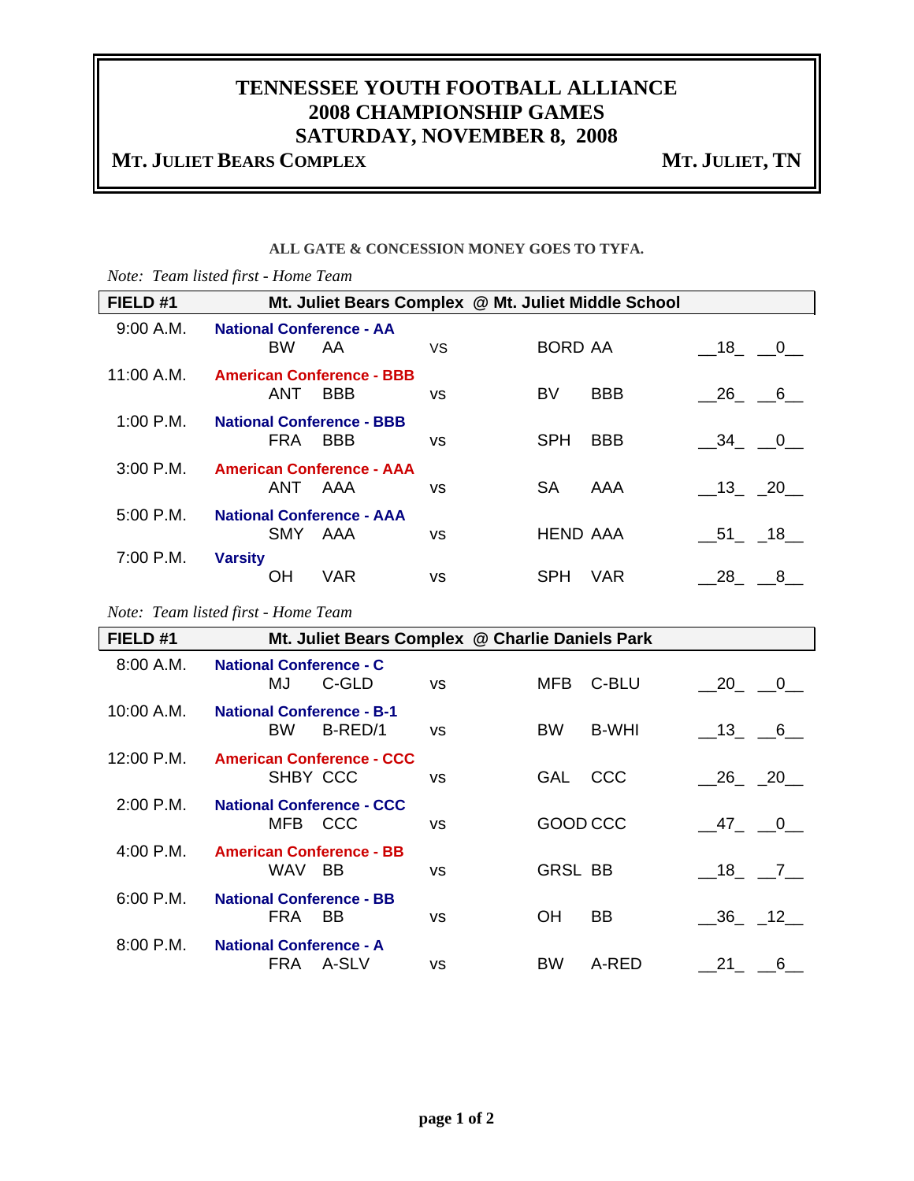# TENNESSEE YOUTH FOOTBALL ALLIANCE
# 2008 CHAMPIONSHIP GAMES
# SATURDAY, NOVEMBER 8, 2008

**MT. JULIET BEARS COMPLEX** **MT. JULIET, TN**

**ALL GATE & CONCESSION MONEY GOES TO TYFA.**

*Note: Team listed first - Home Team*

| FIELD #1 | Mt. Juliet Bears Complex @ Mt. Juliet Middle School | | | | | | | |
|---|---|---|---|---|---|---|---|---|
| 9:00 A.M. | **National Conference - AA** | | | | | | | |
| | BW | AA | vs | BORD | AA | 18 | 0 |
| 11:00 A.M. | **American Conference - BBB** | | | | | | | |
| | ANT | BBB | vs | BV | BBB | 26 | 6 |
| 1:00 P.M. | **National Conference - BBB** | | | | | | | |
| | FRA | BBB | vs | SPH | BBB | 34 | 0 |
| 3:00 P.M. | **American Conference - AAA** | | | | | | | |
| | ANT | AAA | vs | SA | AAA | 13 | 20 |
| 5:00 P.M. | **National Conference - AAA** | | | | | | | |
| | SMY | AAA | vs | HEND | AAA | 51 | 18 |
| 7:00 P.M. | **Varsity** | | | | | | | |
| | OH | VAR | vs | SPH | VAR | 28 | 8 |

*Note: Team listed first - Home Team*

| FIELD #1 | Mt. Juliet Bears Complex @ Charlie Daniels Park | | | | | | | |
|---|---|---|---|---|---|---|---|---|
| 8:00 A.M. | **National Conference - C** | | | | | | | |
| | MJ | C-GLD | vs | MFB | C-BLU | 20 | 0 |
| 10:00 A.M. | **National Conference - B-1** | | | | | | | |
| | BW | B-RED/1 | vs | BW | B-WHI | 13 | 6 |
| 12:00 P.M. | **American Conference - CCC** | | | | | | | |
| | SHBY | CCC | vs | GAL | CCC | 26 | 20 |
| 2:00 P.M. | **National Conference - CCC** | | | | | | | |
| | MFB | CCC | vs | GOOD | CCC | 47 | 0 |
| 4:00 P.M. | **American Conference - BB** | | | | | | | |
| | WAV | BB | vs | GRSL | BB | 18 | 7 |
| 6:00 P.M. | **National Conference - BB** | | | | | | | |
| | FRA | BB | vs | OH | BB | 36 | 12 |
| 8:00 P.M. | **National Conference - A** | | | | | | | |
| | FRA | A-SLV | vs | BW | A-RED | 21 | 6 |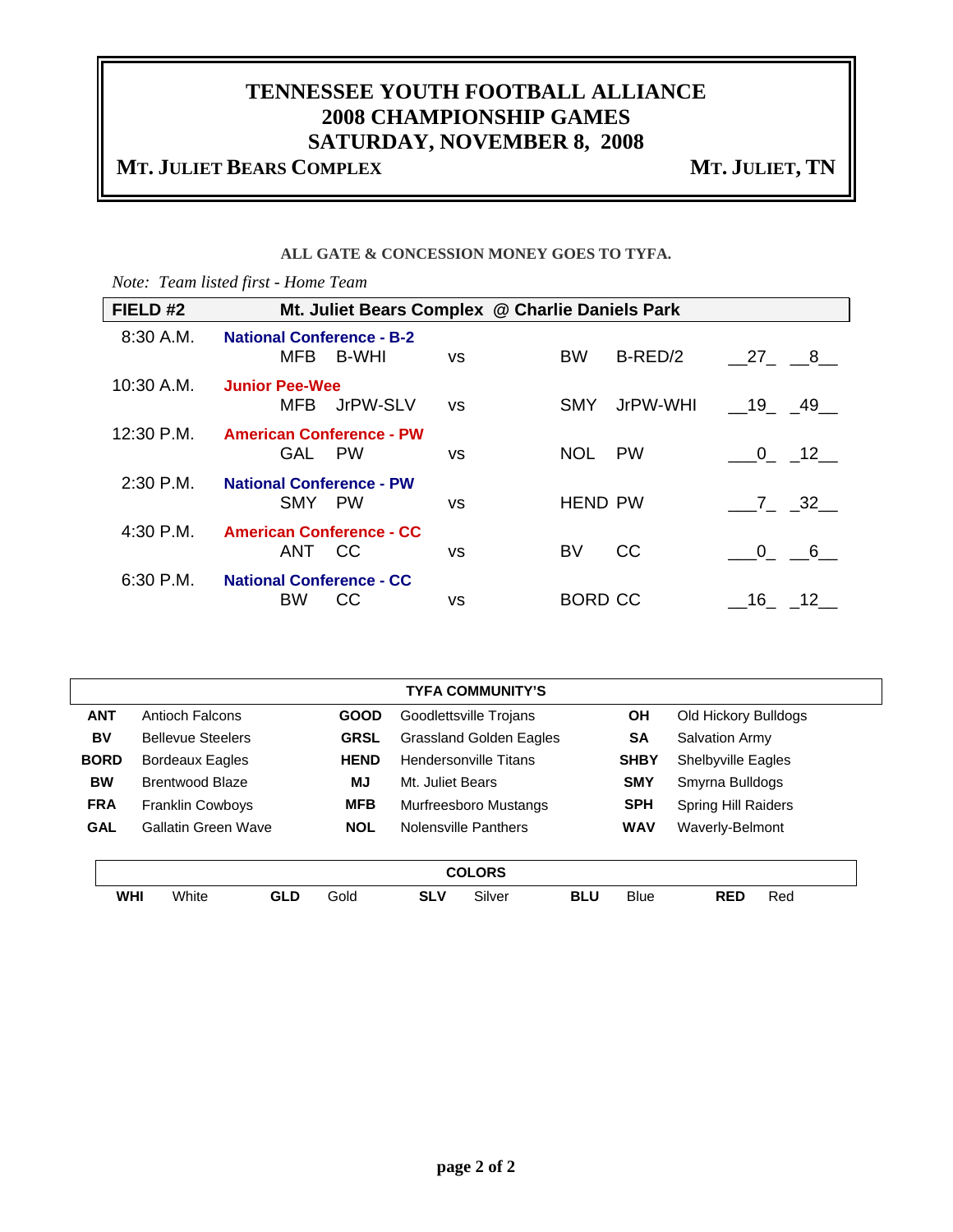# TENNESSEE YOUTH FOOTBALL ALLIANCE
# 2008 CHAMPIONSHIP GAMES
# SATURDAY, NOVEMBER 8, 2008

**MT. JULIET BEARS COMPLEX** **MT. JULIET, TN**

**ALL GATE & CONCESSION MONEY GOES TO TYFA.**

*Note: Team listed first - Home Team*

| **FIELD #2** | **Mt. Juliet Bears Complex @ Charlie Daniels Park** | | | | | | | |
|---|---|---|---|---|---|---|---|---|
| 8:30 A.M. | **National Conference - B-2** | | | | | | | |
| | MFB | B-WHI | vs | BW | B-RED/2 | 27 | 8 |
| 10:30 A.M. | **Junior Pee-Wee** | | | | | | | |
| | MFB | JrPW-SLV | vs | SMY | JrPW-WHI | 19 | 49 |
| 12:30 P.M. | **American Conference - PW** | | | | | | | |
| | GAL | PW | vs | NOL | PW | 0 | 12 |
| 2:30 P.M. | **National Conference - PW** | | | | | | | |
| | SMY | PW | vs | HEND | PW | 7 | 32 |
| 4:30 P.M. | **American Conference - CC** | | | | | | | |
| | ANT | CC | vs | BV | CC | 0 | 6 |
| 6:30 P.M. | **National Conference - CC** | | | | | | | |
| | BW | CC | vs | BORD | CC | 16 | 12 |

| **TYFA COMMUNITY'S** | | | | | |
|---|---|---|---|---|---|
| **ANT** | Antioch Falcons | **GOOD** | Goodlettsville Trojans | **OH** | Old Hickory Bulldogs |
| **BV** | Bellevue Steelers | **GRSL** | Grassland Golden Eagles | **SA** | Salvation Army |
| **BORD** | Bordeaux Eagles | **HEND** | Hendersonville Titans | **SHBY** | Shelbyville Eagles |
| **BW** | Brentwood Blaze | **MJ** | Mt. Juliet Bears | **SMY** | Smyrna Bulldogs |
| **FRA** | Franklin Cowboys | **MFB** | Murfreesboro Mustangs | **SPH** | Spring Hill Raiders |
| **GAL** | Gallatin Green Wave | **NOL** | Nolensville Panthers | **WAV** | Waverly-Belmont |

| **COLORS** | | | | | | | | | |
|---|---|---|---|---|---|---|---|---|---|
| **WHI** | White | **GLD** | Gold | **SLV** | Silver | **BLU** | Blue | **RED** | Red |